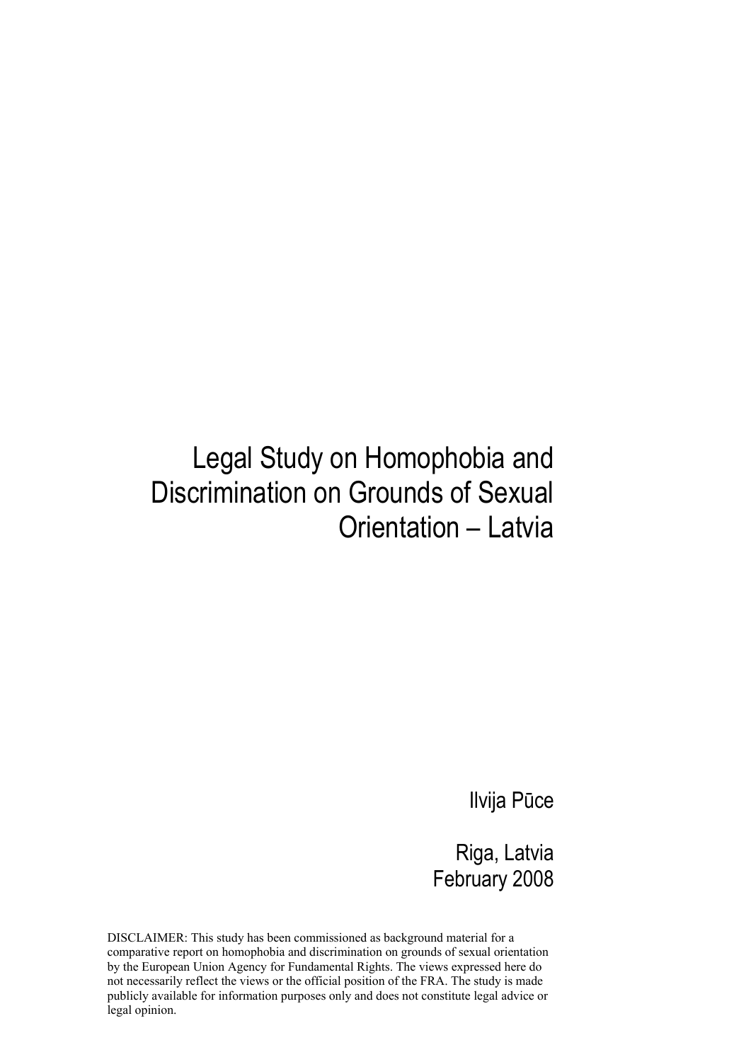# Legal Study on Homophobia and Discrimination on Grounds of Sexual Orientation – Latvia

Ilvija Pūce

Riga, Latvia
February 2008

DISCLAIMER: This study has been commissioned as background material for a comparative report on homophobia and discrimination on grounds of sexual orientation by the European Union Agency for Fundamental Rights. The views expressed here do not necessarily reflect the views or the official position of the FRA. The study is made publicly available for information purposes only and does not constitute legal advice or legal opinion.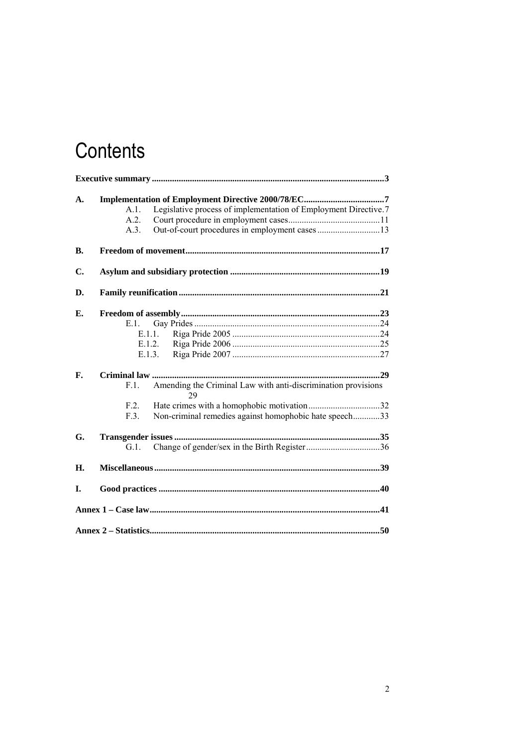# Contents

**Executive summary ........................................................................................................3**

**A. Implementation of Employment Directive 2000/78/EC.....................................7**
- A.1. Legislative process of implementation of Employment Directive.7
- A.2. Court procedure in employment cases.........................................11
- A.3. Out-of-court procedures in employment cases ............................13

**B. Freedom of movement......................................................................................17**

**C. Asylum and subsidiary protection ..................................................................19**

**D. Family reunification .........................................................................................21**

**E. Freedom of assembly........................................................................................23**
- E.1. Gay Prides ...................................................................................24
  - E.1.1. Riga Pride 2005 .................................................................24
  - E.1.2. Riga Pride 2006 .................................................................25
  - E.1.3. Riga Pride 2007 .................................................................27

**F. Criminal law .....................................................................................................29**
- F.1. Amending the Criminal Law with anti-discrimination provisions 29
- F.2. Hate crimes with a homophobic motivation ................................32
- F.3. Non-criminal remedies against homophobic hate speech............33

**G. Transgender issues ...........................................................................................35**
- G.1. Change of gender/sex in the Birth Register .................................36

**H. Miscellaneous....................................................................................................39**

**I. Good practices ..................................................................................................40**

**Annex 1 – Case law.......................................................................................................41**

**Annex 2 – Statistics.......................................................................................................50**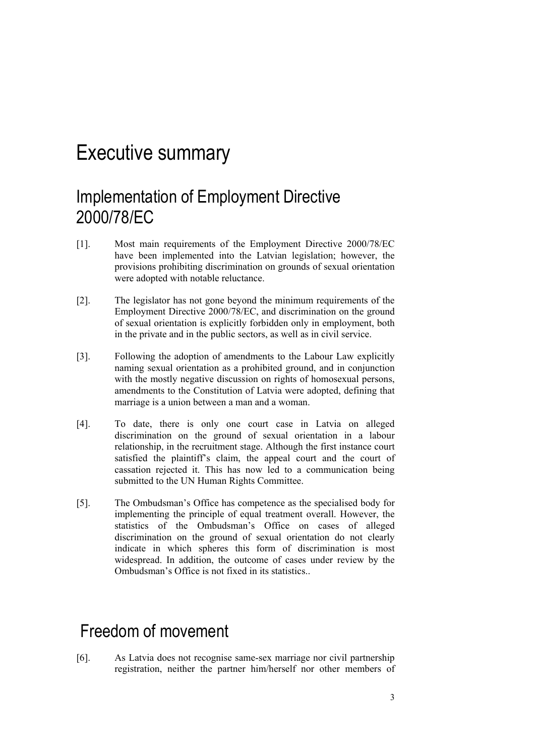# Executive summary

## Implementation of Employment Directive 2000/78/EC

[1]. Most main requirements of the Employment Directive 2000/78/EC have been implemented into the Latvian legislation; however, the provisions prohibiting discrimination on grounds of sexual orientation were adopted with notable reluctance.

[2]. The legislator has not gone beyond the minimum requirements of the Employment Directive 2000/78/EC, and discrimination on the ground of sexual orientation is explicitly forbidden only in employment, both in the private and in the public sectors, as well as in civil service.

[3]. Following the adoption of amendments to the Labour Law explicitly naming sexual orientation as a prohibited ground, and in conjunction with the mostly negative discussion on rights of homosexual persons, amendments to the Constitution of Latvia were adopted, defining that marriage is a union between a man and a woman.

[4]. To date, there is only one court case in Latvia on alleged discrimination on the ground of sexual orientation in a labour relationship, in the recruitment stage. Although the first instance court satisfied the plaintiff's claim, the appeal court and the court of cassation rejected it. This has now led to a communication being submitted to the UN Human Rights Committee.

[5]. The Ombudsman's Office has competence as the specialised body for implementing the principle of equal treatment overall. However, the statistics of the Ombudsman's Office on cases of alleged discrimination on the ground of sexual orientation do not clearly indicate in which spheres this form of discrimination is most widespread. In addition, the outcome of cases under review by the Ombudsman's Office is not fixed in its statistics..

## Freedom of movement

[6]. As Latvia does not recognise same-sex marriage nor civil partnership registration, neither the partner him/herself nor other members of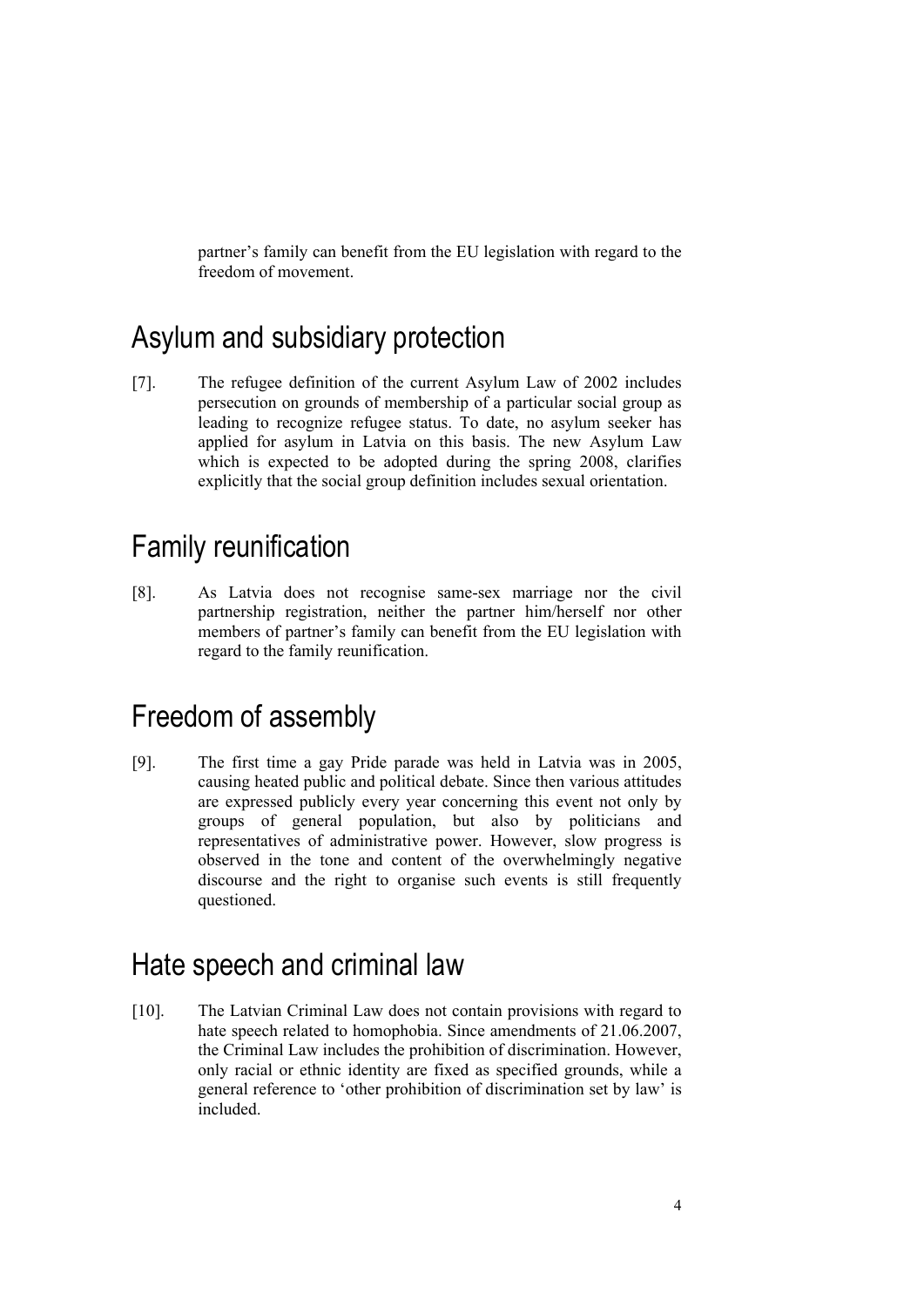partner's family can benefit from the EU legislation with regard to the freedom of movement.

## Asylum and subsidiary protection

[7]. The refugee definition of the current Asylum Law of 2002 includes persecution on grounds of membership of a particular social group as leading to recognize refugee status. To date, no asylum seeker has applied for asylum in Latvia on this basis. The new Asylum Law which is expected to be adopted during the spring 2008, clarifies explicitly that the social group definition includes sexual orientation.

## Family reunification

[8]. As Latvia does not recognise same-sex marriage nor the civil partnership registration, neither the partner him/herself nor other members of partner's family can benefit from the EU legislation with regard to the family reunification.

## Freedom of assembly

[9]. The first time a gay Pride parade was held in Latvia was in 2005, causing heated public and political debate. Since then various attitudes are expressed publicly every year concerning this event not only by groups of general population, but also by politicians and representatives of administrative power. However, slow progress is observed in the tone and content of the overwhelmingly negative discourse and the right to organise such events is still frequently questioned.

## Hate speech and criminal law

[10]. The Latvian Criminal Law does not contain provisions with regard to hate speech related to homophobia. Since amendments of 21.06.2007, the Criminal Law includes the prohibition of discrimination. However, only racial or ethnic identity are fixed as specified grounds, while a general reference to 'other prohibition of discrimination set by law' is included.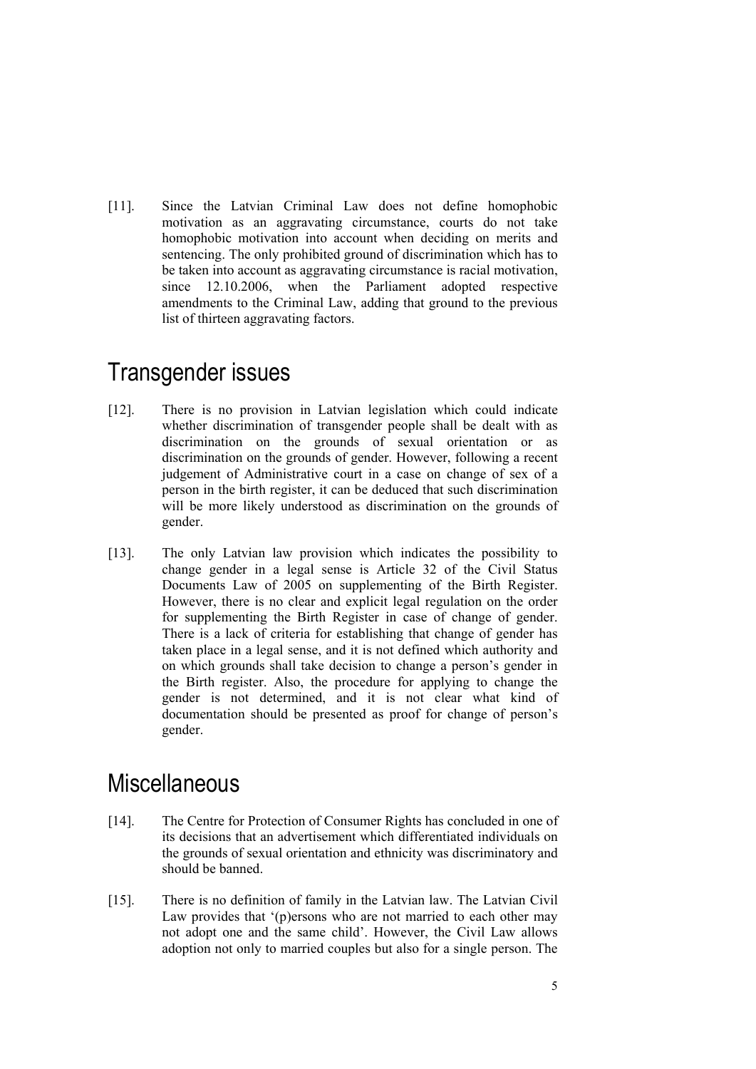[11]. Since the Latvian Criminal Law does not define homophobic motivation as an aggravating circumstance, courts do not take homophobic motivation into account when deciding on merits and sentencing. The only prohibited ground of discrimination which has to be taken into account as aggravating circumstance is racial motivation, since 12.10.2006, when the Parliament adopted respective amendments to the Criminal Law, adding that ground to the previous list of thirteen aggravating factors.

# Transgender issues

[12]. There is no provision in Latvian legislation which could indicate whether discrimination of transgender people shall be dealt with as discrimination on the grounds of sexual orientation or as discrimination on the grounds of gender. However, following a recent judgement of Administrative court in a case on change of sex of a person in the birth register, it can be deduced that such discrimination will be more likely understood as discrimination on the grounds of gender.

[13]. The only Latvian law provision which indicates the possibility to change gender in a legal sense is Article 32 of the Civil Status Documents Law of 2005 on supplementing of the Birth Register. However, there is no clear and explicit legal regulation on the order for supplementing the Birth Register in case of change of gender. There is a lack of criteria for establishing that change of gender has taken place in a legal sense, and it is not defined which authority and on which grounds shall take decision to change a person's gender in the Birth register. Also, the procedure for applying to change the gender is not determined, and it is not clear what kind of documentation should be presented as proof for change of person's gender.

# Miscellaneous

[14]. The Centre for Protection of Consumer Rights has concluded in one of its decisions that an advertisement which differentiated individuals on the grounds of sexual orientation and ethnicity was discriminatory and should be banned.

[15]. There is no definition of family in the Latvian law. The Latvian Civil Law provides that '(p)ersons who are not married to each other may not adopt one and the same child'. However, the Civil Law allows adoption not only to married couples but also for a single person. The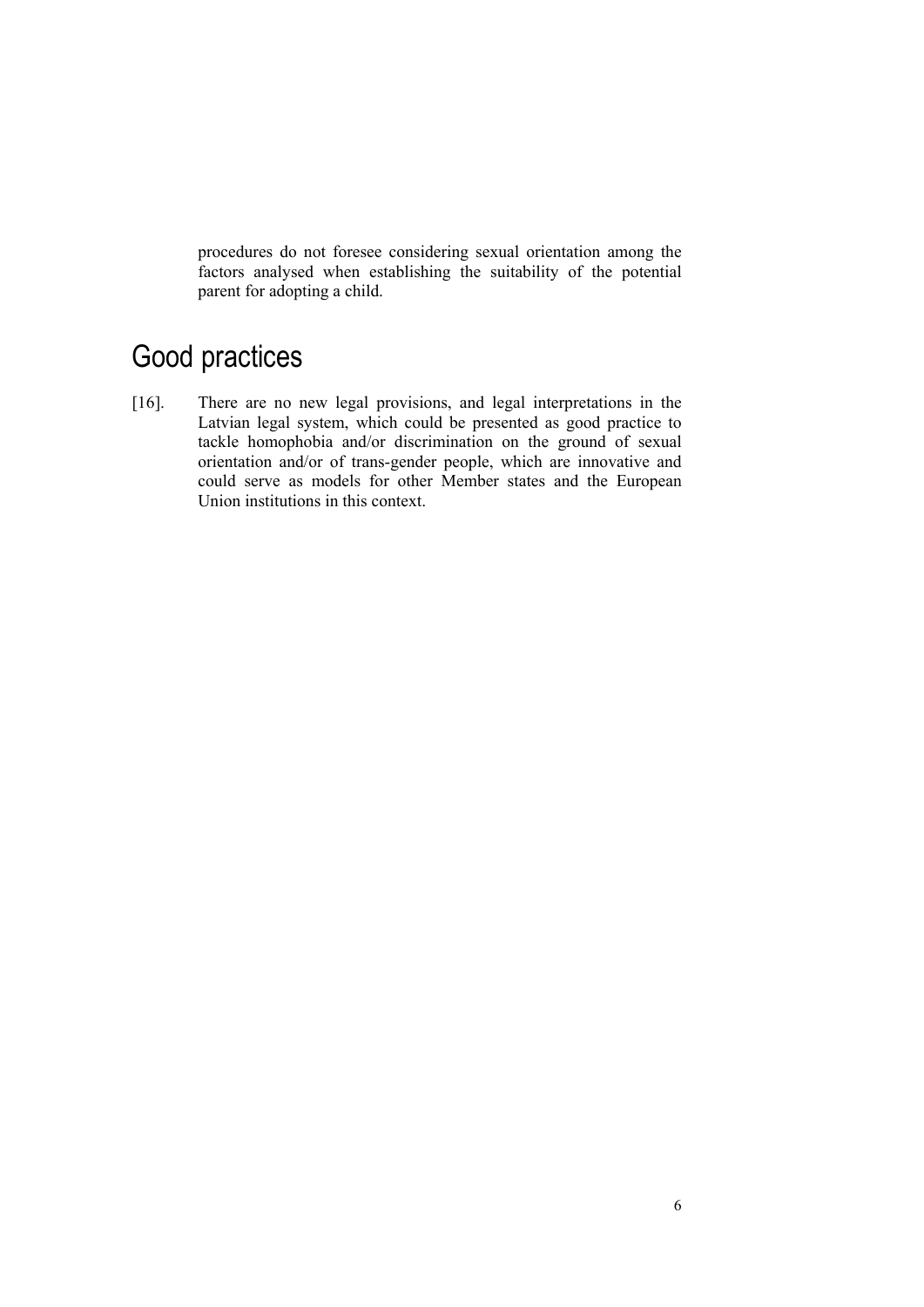procedures do not foresee considering sexual orientation among the factors analysed when establishing the suitability of the potential parent for adopting a child.

# Good practices

[16]. There are no new legal provisions, and legal interpretations in the Latvian legal system, which could be presented as good practice to tackle homophobia and/or discrimination on the ground of sexual orientation and/or of trans-gender people, which are innovative and could serve as models for other Member states and the European Union institutions in this context.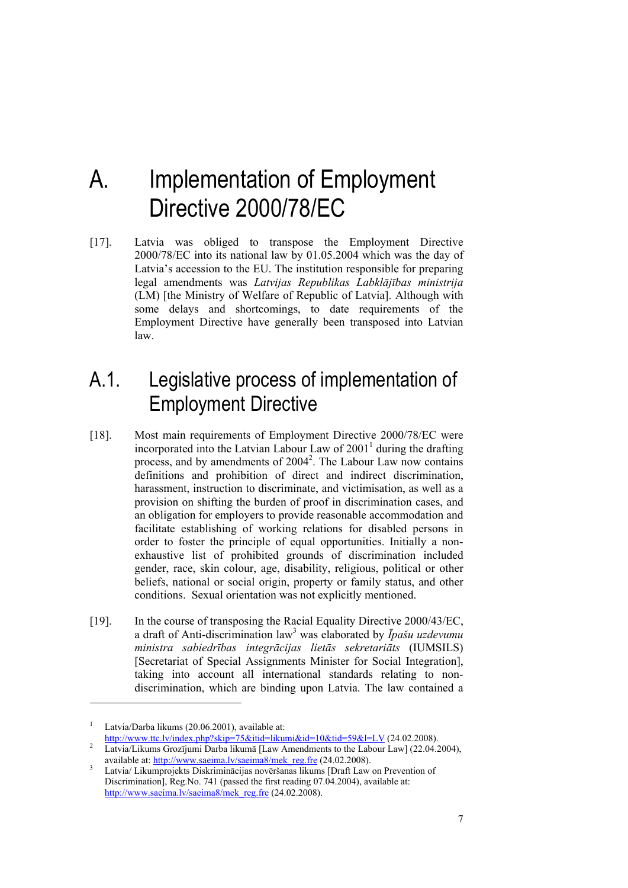# A. Implementation of Employment Directive 2000/78/EC

[17]. Latvia was obliged to transpose the Employment Directive 2000/78/EC into its national law by 01.05.2004 which was the day of Latvia's accession to the EU. The institution responsible for preparing legal amendments was *Latvijas Republikas Labklājības ministrija* (LM) [the Ministry of Welfare of Republic of Latvia]. Although with some delays and shortcomings, to date requirements of the Employment Directive have generally been transposed into Latvian law.

## A.1. Legislative process of implementation of Employment Directive

[18]. Most main requirements of Employment Directive 2000/78/EC were incorporated into the Latvian Labour Law of 2001[1] during the drafting process, and by amendments of 2004[2]. The Labour Law now contains definitions and prohibition of direct and indirect discrimination, harassment, instruction to discriminate, and victimisation, as well as a provision on shifting the burden of proof in discrimination cases, and an obligation for employers to provide reasonable accommodation and facilitate establishing of working relations for disabled persons in order to foster the principle of equal opportunities. Initially a non-exhaustive list of prohibited grounds of discrimination included gender, race, skin colour, age, disability, religious, political or other beliefs, national or social origin, property or family status, and other conditions. Sexual orientation was not explicitly mentioned.

[19]. In the course of transposing the Racial Equality Directive 2000/43/EC, a draft of Anti-discrimination law[3] was elaborated by *Īpašu uzdevumu ministra sabiedrības integrācijas lietās sekretariāts* (IUMSILS) [Secretariat of Special Assignments Minister for Social Integration], taking into account all international standards relating to non-discrimination, which are binding upon Latvia. The law contained a

---

[1] Latvia/Darba likums (20.06.2001), available at: http://www.ttc.lv/index.php?skip=75&itid=likumi&id=10&tid=59&l=LV (24.02.2008).

[2] Latvia/Likums Grozījumi Darba likumā [Law Amendments to the Labour Law] (22.04.2004), available at: http://www.saeima.lv/saeima8/mek_reg.fre (24.02.2008).

[3] Latvia/ Likumprojekts Diskriminācijas novēršanas likums [Draft Law on Prevention of Discrimination], Reg.No. 741 (passed the first reading 07.04.2004), available at: http://www.saeima.lv/saeima8/mek_reg.fre (24.02.2008).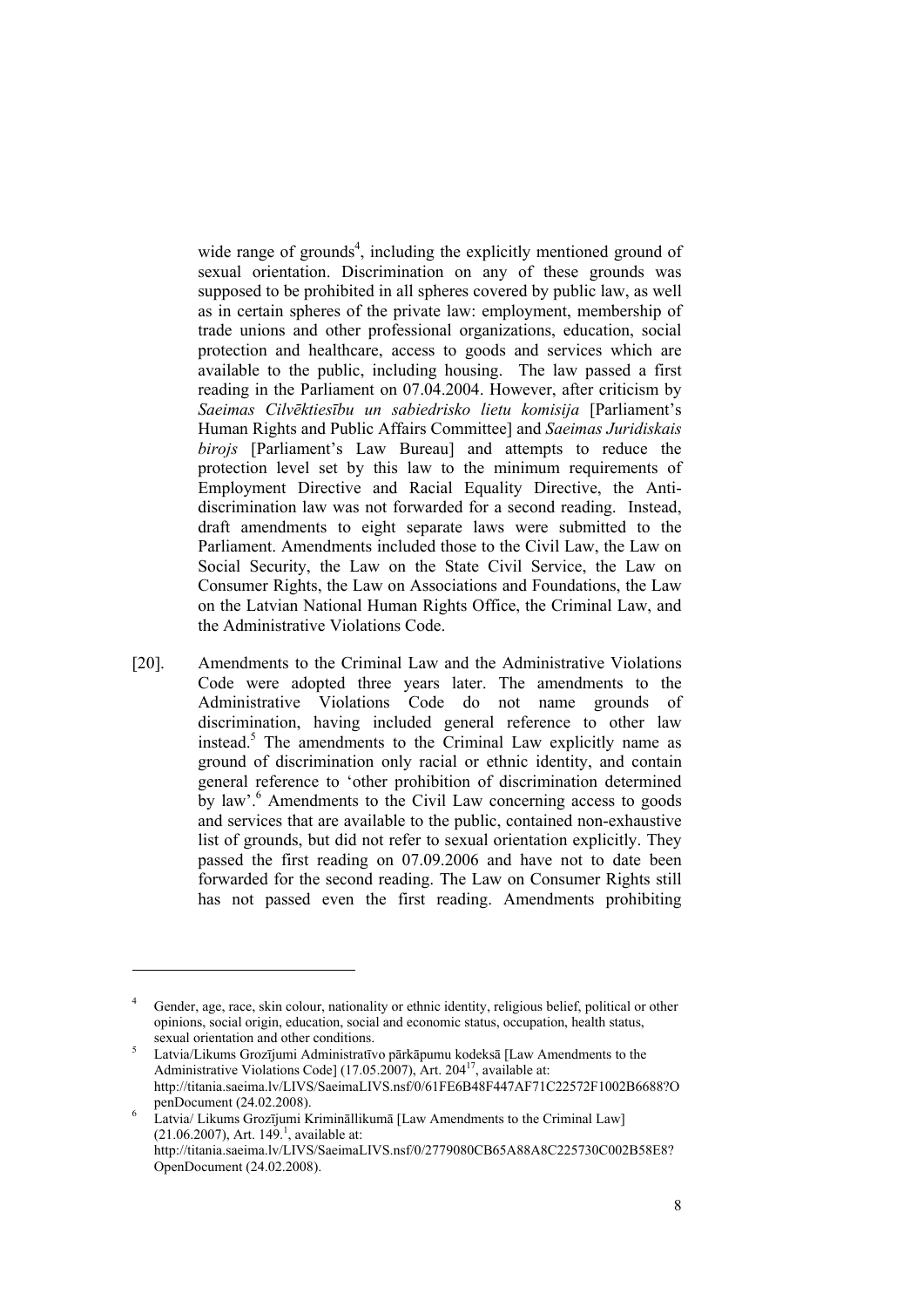wide range of grounds[4], including the explicitly mentioned ground of sexual orientation. Discrimination on any of these grounds was supposed to be prohibited in all spheres covered by public law, as well as in certain spheres of the private law: employment, membership of trade unions and other professional organizations, education, social protection and healthcare, access to goods and services which are available to the public, including housing. The law passed a first reading in the Parliament on 07.04.2004. However, after criticism by *Saeimas Cilvēktiesību un sabiedrisko lietu komisija* [Parliament's Human Rights and Public Affairs Committee] and *Saeimas Juridiskais birojs* [Parliament's Law Bureau] and attempts to reduce the protection level set by this law to the minimum requirements of Employment Directive and Racial Equality Directive, the Anti-discrimination law was not forwarded for a second reading. Instead, draft amendments to eight separate laws were submitted to the Parliament. Amendments included those to the Civil Law, the Law on Social Security, the Law on the State Civil Service, the Law on Consumer Rights, the Law on Associations and Foundations, the Law on the Latvian National Human Rights Office, the Criminal Law, and the Administrative Violations Code.

[20]. Amendments to the Criminal Law and the Administrative Violations Code were adopted three years later. The amendments to the Administrative Violations Code do not name grounds of discrimination, having included general reference to other law instead.[5] The amendments to the Criminal Law explicitly name as ground of discrimination only racial or ethnic identity, and contain general reference to 'other prohibition of discrimination determined by law'.[6] Amendments to the Civil Law concerning access to goods and services that are available to the public, contained non-exhaustive list of grounds, but did not refer to sexual orientation explicitly. They passed the first reading on 07.09.2006 and have not to date been forwarded for the second reading. The Law on Consumer Rights still has not passed even the first reading. Amendments prohibiting

---

[4] Gender, age, race, skin colour, nationality or ethnic identity, religious belief, political or other opinions, social origin, education, social and economic status, occupation, health status, sexual orientation and other conditions.

[5] Latvia/Likums Grozījumi Administratīvo pārkāpumu kodeksā [Law Amendments to the Administrative Violations Code] (17.05.2007), Art. 204[17], available at: http://titania.saeima.lv/LIVS/SaeimaLIVS.nsf/0/61FE6B48F447AF71C22572F1002B6688?OpenDocument (24.02.2008).

[6] Latvia/ Likums Grozījumi Krimināllikumā [Law Amendments to the Criminal Law] (21.06.2007), Art. 149.[1], available at: http://titania.saeima.lv/LIVS/SaeimaLIVS.nsf/0/2779080CB65A88A8C225730C002B58E8?OpenDocument (24.02.2008).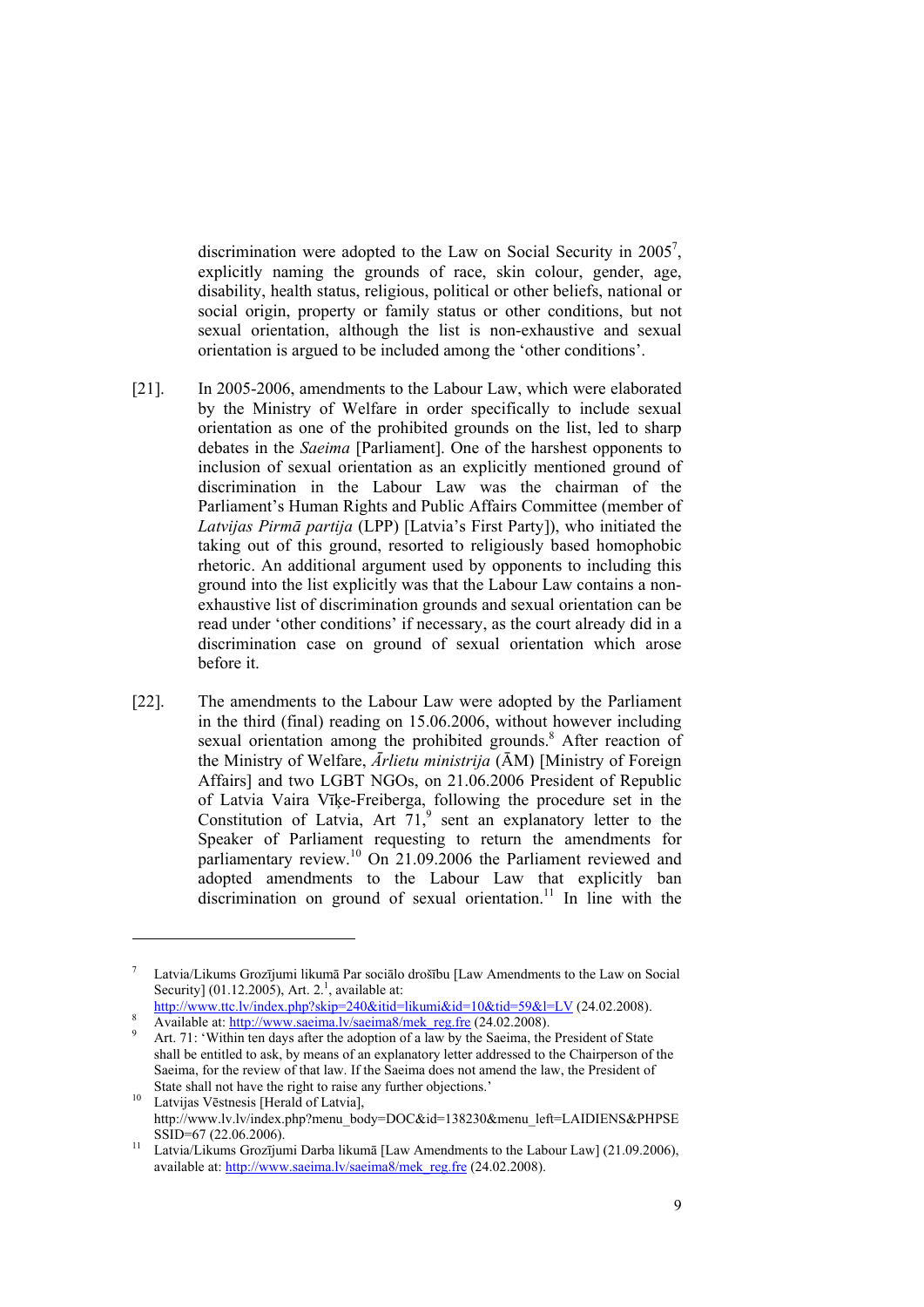discrimination were adopted to the Law on Social Security in 2005[7], explicitly naming the grounds of race, skin colour, gender, age, disability, health status, religious, political or other beliefs, national or social origin, property or family status or other conditions, but not sexual orientation, although the list is non-exhaustive and sexual orientation is argued to be included among the 'other conditions'.

[21]. In 2005-2006, amendments to the Labour Law, which were elaborated by the Ministry of Welfare in order specifically to include sexual orientation as one of the prohibited grounds on the list, led to sharp debates in the *Saeima* [Parliament]. One of the harshest opponents to inclusion of sexual orientation as an explicitly mentioned ground of discrimination in the Labour Law was the chairman of the Parliament's Human Rights and Public Affairs Committee (member of *Latvijas Pirmā partija* (LPP) [Latvia's First Party]), who initiated the taking out of this ground, resorted to religiously based homophobic rhetoric. An additional argument used by opponents to including this ground into the list explicitly was that the Labour Law contains a non-exhaustive list of discrimination grounds and sexual orientation can be read under 'other conditions' if necessary, as the court already did in a discrimination case on ground of sexual orientation which arose before it.

[22]. The amendments to the Labour Law were adopted by the Parliament in the third (final) reading on 15.06.2006, without however including sexual orientation among the prohibited grounds.[8] After reaction of the Ministry of Welfare, *Ārlietu ministrija* (ĀM) [Ministry of Foreign Affairs] and two LGBT NGOs, on 21.06.2006 President of Republic of Latvia Vaira Vīķe-Freiberga, following the procedure set in the Constitution of Latvia, Art 71,[9] sent an explanatory letter to the Speaker of Parliament requesting to return the amendments for parliamentary review.[10] On 21.09.2006 the Parliament reviewed and adopted amendments to the Labour Law that explicitly ban discrimination on ground of sexual orientation.[11] In line with the

---

[7] Latvia/Likums Grozījumi likumā Par sociālo drošību [Law Amendments to the Law on Social Security] (01.12.2005), Art. 2.[1], available at: http://www.ttc.lv/index.php?skip=240&itid=likumi&id=10&tid=59&l=LV (24.02.2008).

[8] Available at: http://www.saeima.lv/saeima8/mek_reg.fre (24.02.2008).

[9] Art. 71: 'Within ten days after the adoption of a law by the Saeima, the President of State shall be entitled to ask, by means of an explanatory letter addressed to the Chairperson of the Saeima, for the review of that law. If the Saeima does not amend the law, the President of State shall not have the right to raise any further objections.'

[10] Latvijas Vēstnesis [Herald of Latvia], http://www.lv.lv/index.php?menu_body=DOC&id=138230&menu_left=LAIDIENS&PHPSESSID=67 (22.06.2006).

[11] Latvia/Likums Grozījumi Darba likumā [Law Amendments to the Labour Law] (21.09.2006), available at: http://www.saeima.lv/saeima8/mek_reg.fre (24.02.2008).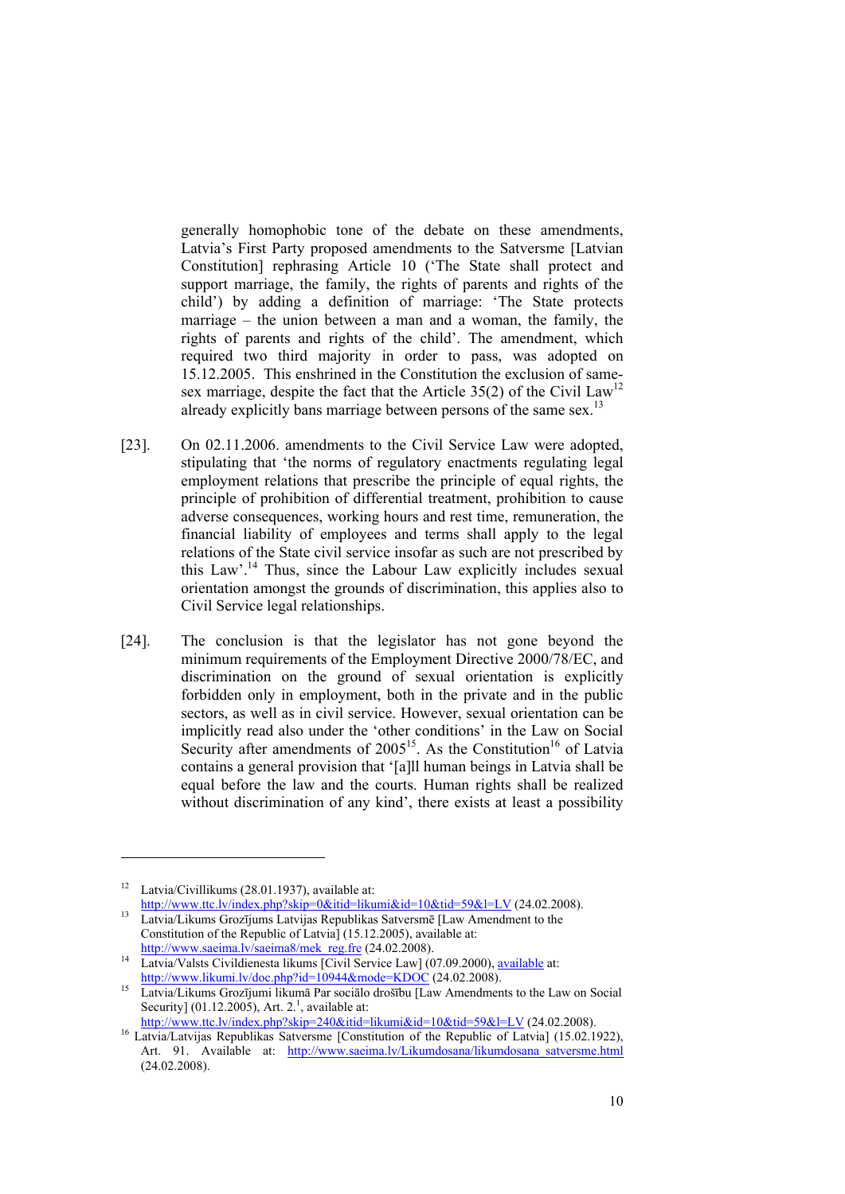generally homophobic tone of the debate on these amendments, Latvia's First Party proposed amendments to the Satversme [Latvian Constitution] rephrasing Article 10 ('The State shall protect and support marriage, the family, the rights of parents and rights of the child') by adding a definition of marriage: 'The State protects marriage – the union between a man and a woman, the family, the rights of parents and rights of the child'. The amendment, which required two third majority in order to pass, was adopted on 15.12.2005. This enshrined in the Constitution the exclusion of same-sex marriage, despite the fact that the Article 35(2) of the Civil Law[12] already explicitly bans marriage between persons of the same sex.[13]

[23]. On 02.11.2006. amendments to the Civil Service Law were adopted, stipulating that 'the norms of regulatory enactments regulating legal employment relations that prescribe the principle of equal rights, the principle of prohibition of differential treatment, prohibition to cause adverse consequences, working hours and rest time, remuneration, the financial liability of employees and terms shall apply to the legal relations of the State civil service insofar as such are not prescribed by this Law'.[14] Thus, since the Labour Law explicitly includes sexual orientation amongst the grounds of discrimination, this applies also to Civil Service legal relationships.

[24]. The conclusion is that the legislator has not gone beyond the minimum requirements of the Employment Directive 2000/78/EC, and discrimination on the ground of sexual orientation is explicitly forbidden only in employment, both in the private and in the public sectors, as well as in civil service. However, sexual orientation can be implicitly read also under the 'other conditions' in the Law on Social Security after amendments of 2005[15]. As the Constitution[16] of Latvia contains a general provision that '[a]ll human beings in Latvia shall be equal before the law and the courts. Human rights shall be realized without discrimination of any kind', there exists at least a possibility

---

[12] Latvia/Civillikums (28.01.1937), available at: http://www.ttc.lv/index.php?skip=0&itid=likumi&id=10&tid=59&l=LV (24.02.2008).

[13] Latvia/Likums Grozījums Latvijas Republikas Satversmē [Law Amendment to the Constitution of the Republic of Latvia] (15.12.2005), available at: http://www.saeima.lv/saeima8/mek_reg.fre (24.02.2008).

[14] Latvia/Valsts Civildienesta likums [Civil Service Law] (07.09.2000), available at: http://www.likumi.lv/doc.php?id=10944&mode=KDOC (24.02.2008).

[15] Latvia/Likums Grozījumi likumā Par sociālo drošību [Law Amendments to the Law on Social Security] (01.12.2005), Art. 2.[1], available at: http://www.ttc.lv/index.php?skip=240&itid=likumi&id=10&tid=59&l=LV (24.02.2008).

[16] Latvia/Latvijas Republikas Satversme [Constitution of the Republic of Latvia] (15.02.1922), Art. 91. Available at: http://www.saeima.lv/Likumdosana/likumdosana_satversme.html (24.02.2008).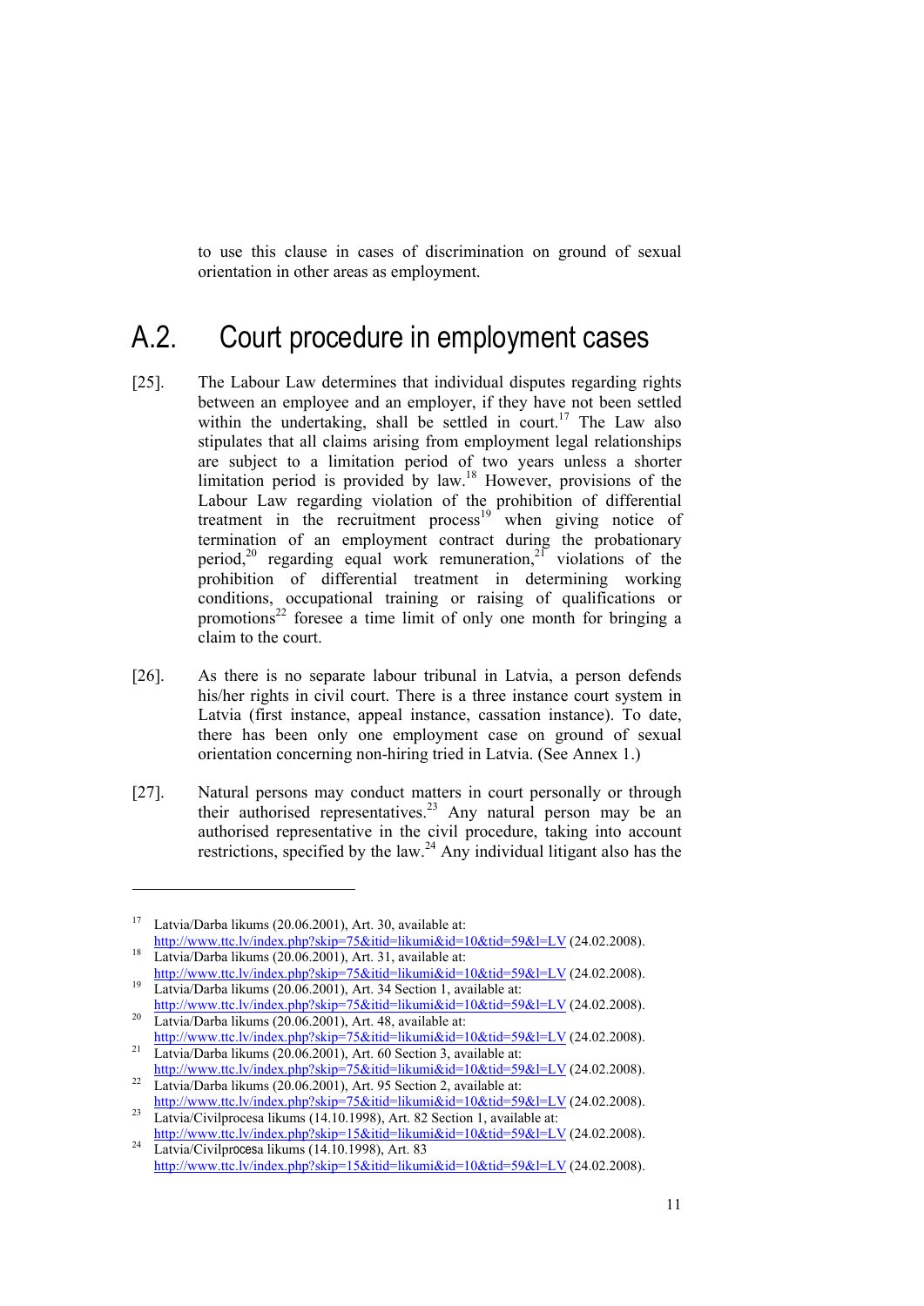to use this clause in cases of discrimination on ground of sexual orientation in other areas as employment.

## A.2. Court procedure in employment cases

[25]. The Labour Law determines that individual disputes regarding rights between an employee and an employer, if they have not been settled within the undertaking, shall be settled in court.[17] The Law also stipulates that all claims arising from employment legal relationships are subject to a limitation period of two years unless a shorter limitation period is provided by law.[18] However, provisions of the Labour Law regarding violation of the prohibition of differential treatment in the recruitment process[19] when giving notice of termination of an employment contract during the probationary period,[20] regarding equal work remuneration,[21] violations of the prohibition of differential treatment in determining working conditions, occupational training or raising of qualifications or promotions[22] foresee a time limit of only one month for bringing a claim to the court.

[26]. As there is no separate labour tribunal in Latvia, a person defends his/her rights in civil court. There is a three instance court system in Latvia (first instance, appeal instance, cassation instance). To date, there has been only one employment case on ground of sexual orientation concerning non-hiring tried in Latvia. (See Annex 1.)

[27]. Natural persons may conduct matters in court personally or through their authorised representatives.[23] Any natural person may be an authorised representative in the civil procedure, taking into account restrictions, specified by the law.[24] Any individual litigant also has the

---

[17] Latvia/Darba likums (20.06.2001), Art. 30, available at: http://www.ttc.lv/index.php?skip=75&itid=likumi&id=10&tid=59&l=LV (24.02.2008).

[18] Latvia/Darba likums (20.06.2001), Art. 31, available at: http://www.ttc.lv/index.php?skip=75&itid=likumi&id=10&tid=59&l=LV (24.02.2008).

[19] Latvia/Darba likums (20.06.2001), Art. 34 Section 1, available at: http://www.ttc.lv/index.php?skip=75&itid=likumi&id=10&tid=59&l=LV (24.02.2008).

[20] Latvia/Darba likums (20.06.2001), Art. 48, available at: http://www.ttc.lv/index.php?skip=75&itid=likumi&id=10&tid=59&l=LV (24.02.2008).

[21] Latvia/Darba likums (20.06.2001), Art. 60 Section 3, available at: http://www.ttc.lv/index.php?skip=75&itid=likumi&id=10&tid=59&l=LV (24.02.2008).

[22] Latvia/Darba likums (20.06.2001), Art. 95 Section 2, available at: http://www.ttc.lv/index.php?skip=75&itid=likumi&id=10&tid=59&l=LV (24.02.2008).

[23] Latvia/Civilprocesa likums (14.10.1998), Art. 82 Section 1, available at: http://www.ttc.lv/index.php?skip=15&itid=likumi&id=10&tid=59&l=LV (24.02.2008).

[24] Latvia/Civilprocesa likums (14.10.1998), Art. 83 http://www.ttc.lv/index.php?skip=15&itid=likumi&id=10&tid=59&l=LV (24.02.2008).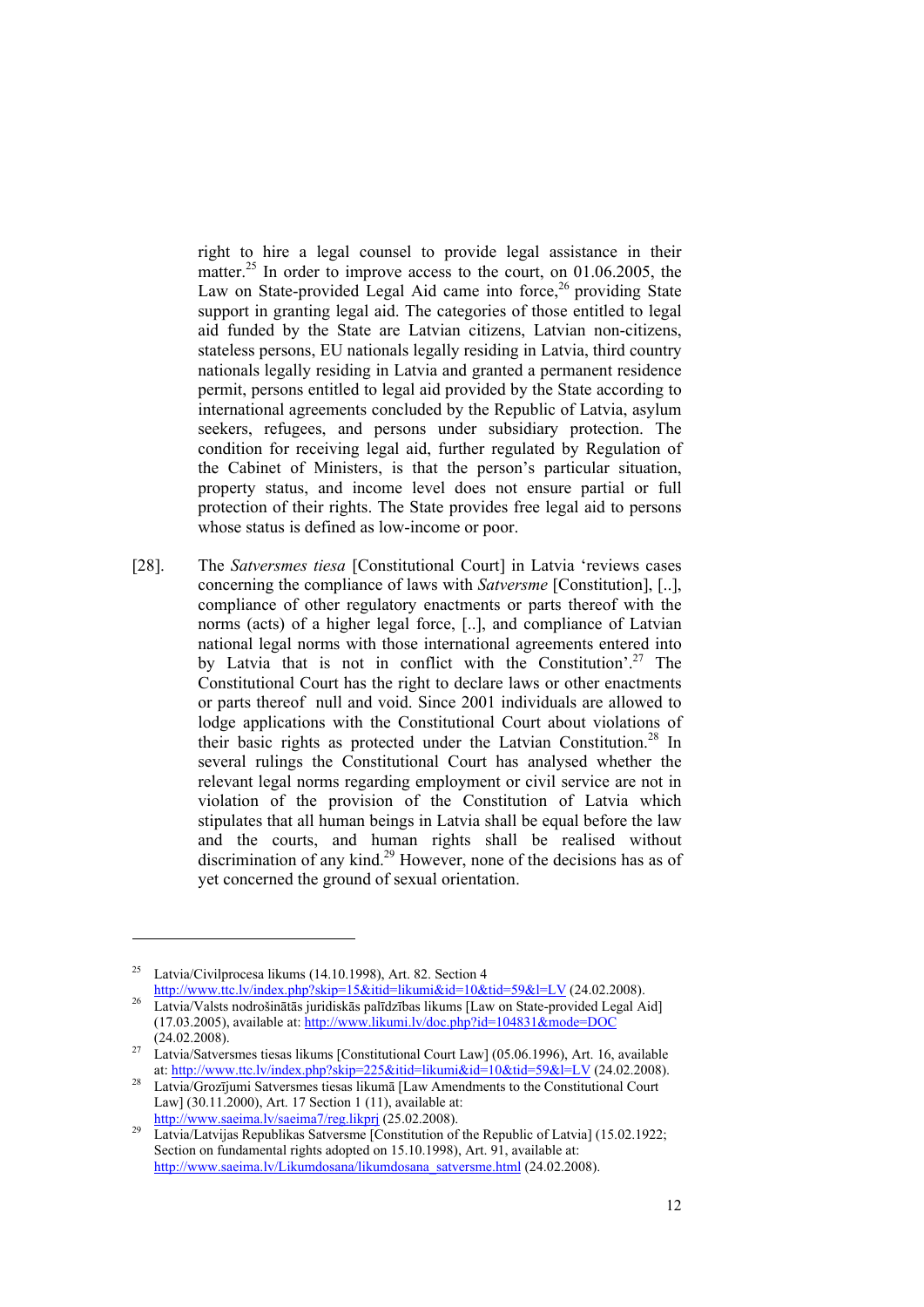right to hire a legal counsel to provide legal assistance in their matter.[25] In order to improve access to the court, on 01.06.2005, the Law on State-provided Legal Aid came into force,[26] providing State support in granting legal aid. The categories of those entitled to legal aid funded by the State are Latvian citizens, Latvian non-citizens, stateless persons, EU nationals legally residing in Latvia, third country nationals legally residing in Latvia and granted a permanent residence permit, persons entitled to legal aid provided by the State according to international agreements concluded by the Republic of Latvia, asylum seekers, refugees, and persons under subsidiary protection. The condition for receiving legal aid, further regulated by Regulation of the Cabinet of Ministers, is that the person's particular situation, property status, and income level does not ensure partial or full protection of their rights. The State provides free legal aid to persons whose status is defined as low-income or poor.

[28]. The *Satversmes tiesa* [Constitutional Court] in Latvia 'reviews cases concerning the compliance of laws with *Satversme* [Constitution], [..], compliance of other regulatory enactments or parts thereof with the norms (acts) of a higher legal force, [..], and compliance of Latvian national legal norms with those international agreements entered into by Latvia that is not in conflict with the Constitution'.[27] The Constitutional Court has the right to declare laws or other enactments or parts thereof null and void. Since 2001 individuals are allowed to lodge applications with the Constitutional Court about violations of their basic rights as protected under the Latvian Constitution.[28] In several rulings the Constitutional Court has analysed whether the relevant legal norms regarding employment or civil service are not in violation of the provision of the Constitution of Latvia which stipulates that all human beings in Latvia shall be equal before the law and the courts, and human rights shall be realised without discrimination of any kind.[29] However, none of the decisions has as of yet concerned the ground of sexual orientation.

---

[25] Latvia/Civilprocesa likums (14.10.1998), Art. 82. Section 4 http://www.ttc.lv/index.php?skip=15&itid=likumi&id=10&tid=59&l=LV (24.02.2008).

[26] Latvia/Valsts nodrošinātās juridiskās palīdzības likums [Law on State-provided Legal Aid] (17.03.2005), available at: http://www.likumi.lv/doc.php?id=104831&mode=DOC (24.02.2008).

[27] Latvia/Satversmes tiesas likums [Constitutional Court Law] (05.06.1996), Art. 16, available at: http://www.ttc.lv/index.php?skip=225&itid=likumi&id=10&tid=59&l=LV (24.02.2008).

[28] Latvia/Grozījumi Satversmes tiesas likumā [Law Amendments to the Constitutional Court Law] (30.11.2000), Art. 17 Section 1 (11), available at: http://www.saeima.lv/saeima7/reg.likprj (25.02.2008).

[29] Latvia/Latvijas Republikas Satversme [Constitution of the Republic of Latvia] (15.02.1922; Section on fundamental rights adopted on 15.10.1998), Art. 91, available at: http://www.saeima.lv/Likumdosana/likumdosana_satversme.html (24.02.2008).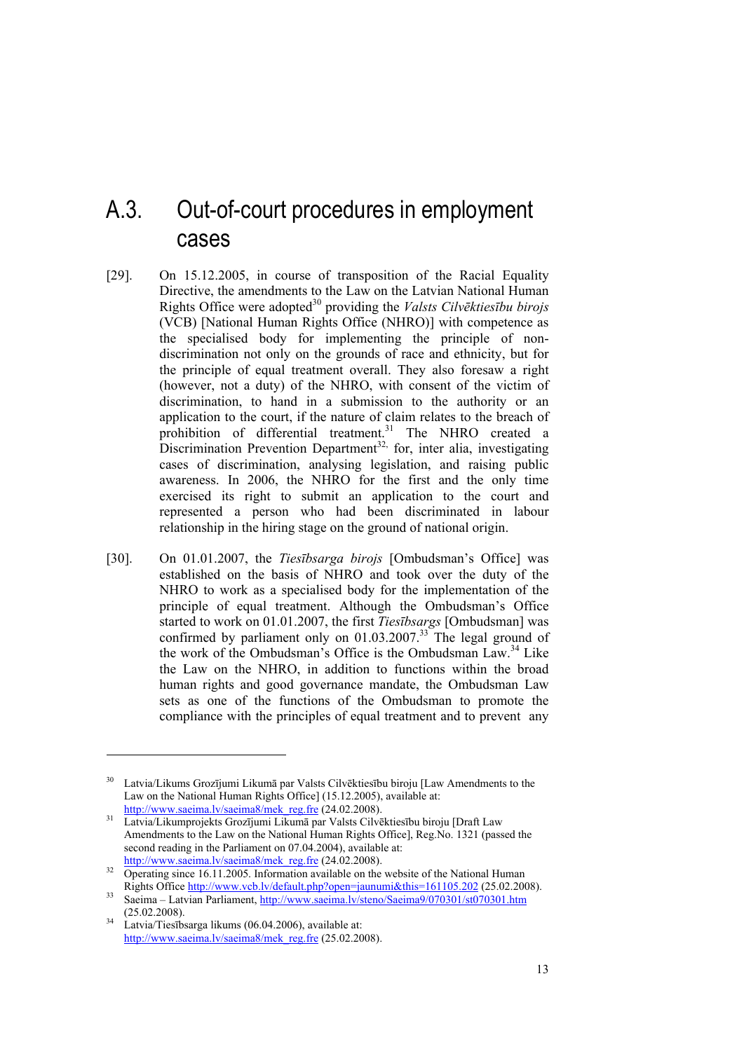## A.3. Out-of-court procedures in employment cases

[29]. On 15.12.2005, in course of transposition of the Racial Equality Directive, the amendments to the Law on the Latvian National Human Rights Office were adopted[30] providing the *Valsts Cilvēktiesību birojs* (VCB) [National Human Rights Office (NHRO)] with competence as the specialised body for implementing the principle of non-discrimination not only on the grounds of race and ethnicity, but for the principle of equal treatment overall. They also foresaw a right (however, not a duty) of the NHRO, with consent of the victim of discrimination, to hand in a submission to the authority or an application to the court, if the nature of claim relates to the breach of prohibition of differential treatment.[31] The NHRO created a Discrimination Prevention Department[32] for, inter alia, investigating cases of discrimination, analysing legislation, and raising public awareness. In 2006, the NHRO for the first and the only time exercised its right to submit an application to the court and represented a person who had been discriminated in labour relationship in the hiring stage on the ground of national origin.

[30]. On 01.01.2007, the *Tiesībsarga birojs* [Ombudsman's Office] was established on the basis of NHRO and took over the duty of the NHRO to work as a specialised body for the implementation of the principle of equal treatment. Although the Ombudsman's Office started to work on 01.01.2007, the first *Tiesībsargs* [Ombudsman] was confirmed by parliament only on 01.03.2007.[33] The legal ground of the work of the Ombudsman's Office is the Ombudsman Law.[34] Like the Law on the NHRO, in addition to functions within the broad human rights and good governance mandate, the Ombudsman Law sets as one of the functions of the Ombudsman to promote the compliance with the principles of equal treatment and to prevent any

---

[30] Latvia/Likums Grozījumi Likumā par Valsts Cilvēktiesību biroju [Law Amendments to the Law on the National Human Rights Office] (15.12.2005), available at: http://www.saeima.lv/saeima8/mek_reg.fre (24.02.2008).

[31] Latvia/Likumprojekts Grozījumi Likumā par Valsts Cilvēktiesību biroju [Draft Law Amendments to the Law on the National Human Rights Office], Reg.No. 1321 (passed the second reading in the Parliament on 07.04.2004), available at: http://www.saeima.lv/saeima8/mek_reg.fre (24.02.2008).

[32] Operating since 16.11.2005. Information available on the website of the National Human Rights Office http://www.vcb.lv/default.php?open=jaunumi&this=161105.202 (25.02.2008).

[33] Saeima – Latvian Parliament, http://www.saeima.lv/steno/Saeima9/070301/st070301.htm (25.02.2008).

[34] Latvia/Tiesībsarga likums (06.04.2006), available at: http://www.saeima.lv/saeima8/mek_reg.fre (25.02.2008).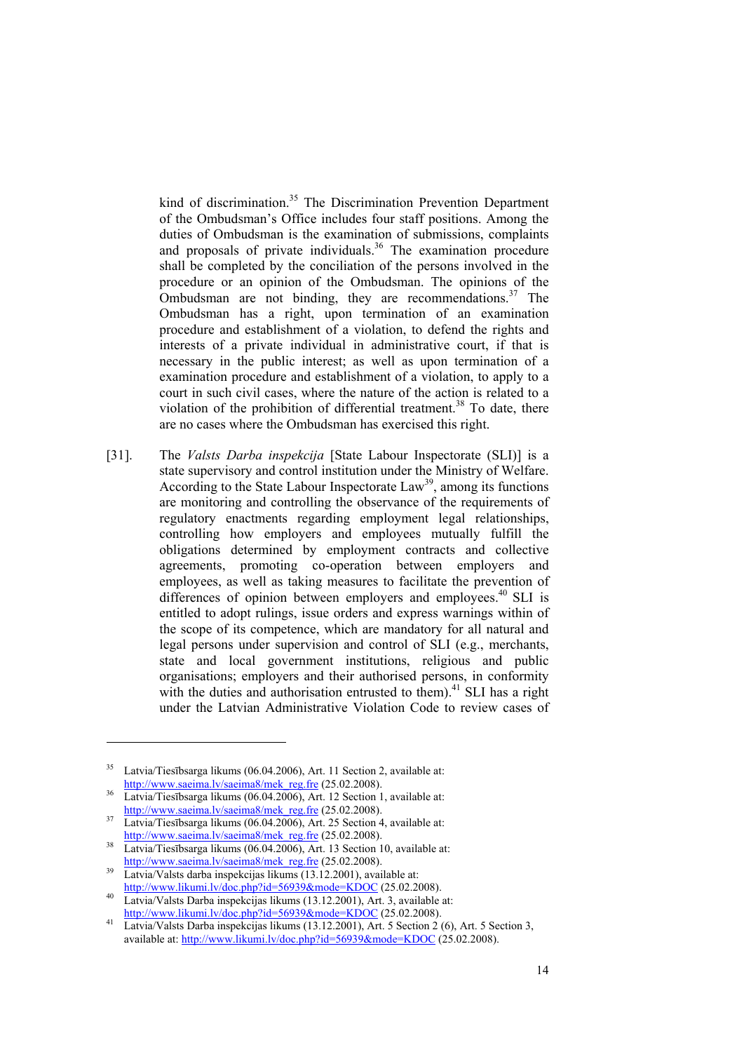kind of discrimination.[35] The Discrimination Prevention Department of the Ombudsman's Office includes four staff positions. Among the duties of Ombudsman is the examination of submissions, complaints and proposals of private individuals.[36] The examination procedure shall be completed by the conciliation of the persons involved in the procedure or an opinion of the Ombudsman. The opinions of the Ombudsman are not binding, they are recommendations.[37] The Ombudsman has a right, upon termination of an examination procedure and establishment of a violation, to defend the rights and interests of a private individual in administrative court, if that is necessary in the public interest; as well as upon termination of a examination procedure and establishment of a violation, to apply to a court in such civil cases, where the nature of the action is related to a violation of the prohibition of differential treatment.[38] To date, there are no cases where the Ombudsman has exercised this right.

[31]. The *Valsts Darba inspekcija* [State Labour Inspectorate (SLI)] is a state supervisory and control institution under the Ministry of Welfare. According to the State Labour Inspectorate Law[39], among its functions are monitoring and controlling the observance of the requirements of regulatory enactments regarding employment legal relationships, controlling how employers and employees mutually fulfill the obligations determined by employment contracts and collective agreements, promoting co-operation between employers and employees, as well as taking measures to facilitate the prevention of differences of opinion between employers and employees.[40] SLI is entitled to adopt rulings, issue orders and express warnings within of the scope of its competence, which are mandatory for all natural and legal persons under supervision and control of SLI (e.g., merchants, state and local government institutions, religious and public organisations; employers and their authorised persons, in conformity with the duties and authorisation entrusted to them).[41] SLI has a right under the Latvian Administrative Violation Code to review cases of

---

35 Latvia/Tiesībsarga likums (06.04.2006), Art. 11 Section 2, available at: http://www.saeima.lv/saeima8/mek_reg.fre (25.02.2008).

36 Latvia/Tiesībsarga likums (06.04.2006), Art. 12 Section 1, available at: http://www.saeima.lv/saeima8/mek_reg.fre (25.02.2008).

37 Latvia/Tiesībsarga likums (06.04.2006), Art. 25 Section 4, available at: http://www.saeima.lv/saeima8/mek_reg.fre (25.02.2008).

38 Latvia/Tiesībsarga likums (06.04.2006), Art. 13 Section 10, available at: http://www.saeima.lv/saeima8/mek_reg.fre (25.02.2008).

39 Latvia/Valsts darba inspekcijas likums (13.12.2001), available at: http://www.likumi.lv/doc.php?id=56939&mode=KDOC (25.02.2008).

40 Latvia/Valsts Darba inspekcijas likums (13.12.2001), Art. 3, available at: http://www.likumi.lv/doc.php?id=56939&mode=KDOC (25.02.2008).

41 Latvia/Valsts Darba inspekcijas likums (13.12.2001), Art. 5 Section 2 (6), Art. 5 Section 3, available at: http://www.likumi.lv/doc.php?id=56939&mode=KDOC (25.02.2008).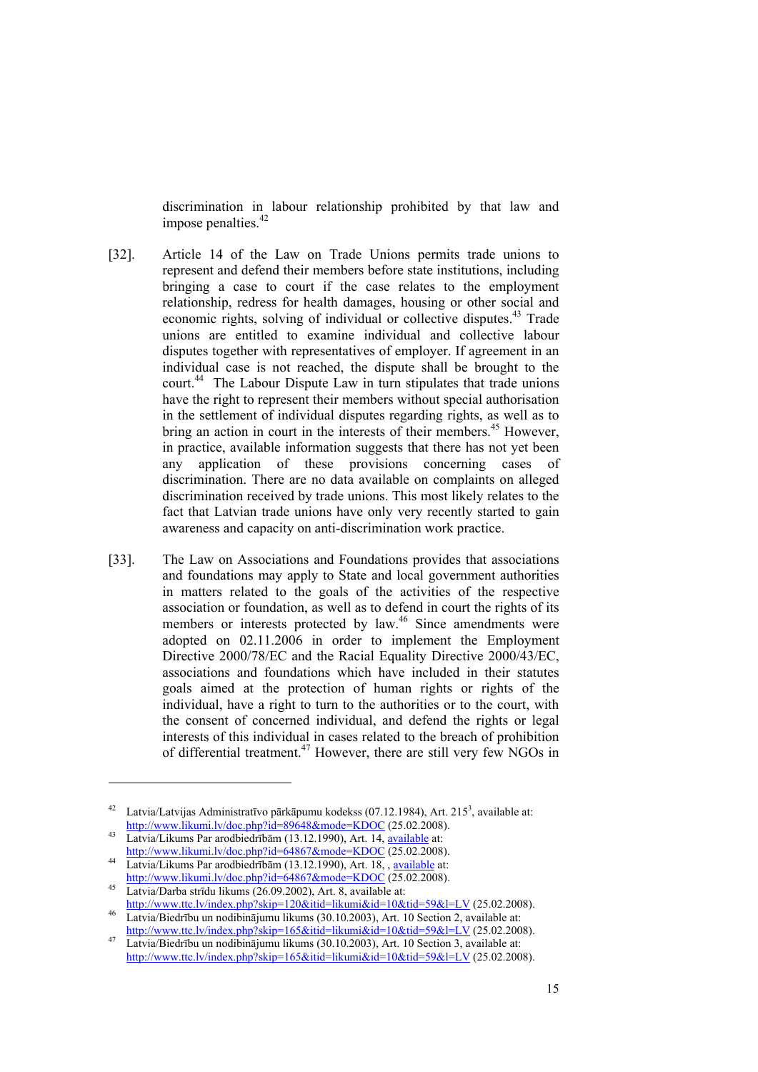discrimination in labour relationship prohibited by that law and impose penalties.[42]

[32]. Article 14 of the Law on Trade Unions permits trade unions to represent and defend their members before state institutions, including bringing a case to court if the case relates to the employment relationship, redress for health damages, housing or other social and economic rights, solving of individual or collective disputes.[43] Trade unions are entitled to examine individual and collective labour disputes together with representatives of employer. If agreement in an individual case is not reached, the dispute shall be brought to the court.[44] The Labour Dispute Law in turn stipulates that trade unions have the right to represent their members without special authorisation in the settlement of individual disputes regarding rights, as well as to bring an action in court in the interests of their members.[45] However, in practice, available information suggests that there has not yet been any application of these provisions concerning cases of discrimination. There are no data available on complaints on alleged discrimination received by trade unions. This most likely relates to the fact that Latvian trade unions have only very recently started to gain awareness and capacity on anti-discrimination work practice.

[33]. The Law on Associations and Foundations provides that associations and foundations may apply to State and local government authorities in matters related to the goals of the activities of the respective association or foundation, as well as to defend in court the rights of its members or interests protected by law.[46] Since amendments were adopted on 02.11.2006 in order to implement the Employment Directive 2000/78/EC and the Racial Equality Directive 2000/43/EC, associations and foundations which have included in their statutes goals aimed at the protection of human rights or rights of the individual, have a right to turn to the authorities or to the court, with the consent of concerned individual, and defend the rights or legal interests of this individual in cases related to the breach of prohibition of differential treatment.[47] However, there are still very few NGOs in

---

[42] Latvia/Latvijas Administratīvo pārkāpumu kodekss (07.12.1984), Art. 215[3], available at: http://www.likumi.lv/doc.php?id=89648&mode=KDOC (25.02.2008).

[43] Latvia/Likums Par arodbiedrībām (13.12.1990), Art. 14, available at: http://www.likumi.lv/doc.php?id=64867&mode=KDOC (25.02.2008).

[44] Latvia/Likums Par arodbiedrībām (13.12.1990), Art. 18, , available at: http://www.likumi.lv/doc.php?id=64867&mode=KDOC (25.02.2008).

[45] Latvia/Darba strīdu likums (26.09.2002), Art. 8, available at: http://www.ttc.lv/index.php?skip=120&itid=likumi&id=10&tid=59&l=LV (25.02.2008).

[46] Latvia/Biedrību un nodibinājumu likums (30.10.2003), Art. 10 Section 2, available at: http://www.ttc.lv/index.php?skip=165&itid=likumi&id=10&tid=59&l=LV (25.02.2008).

[47] Latvia/Biedrību un nodibinājumu likums (30.10.2003), Art. 10 Section 3, available at: http://www.ttc.lv/index.php?skip=165&itid=likumi&id=10&tid=59&l=LV (25.02.2008).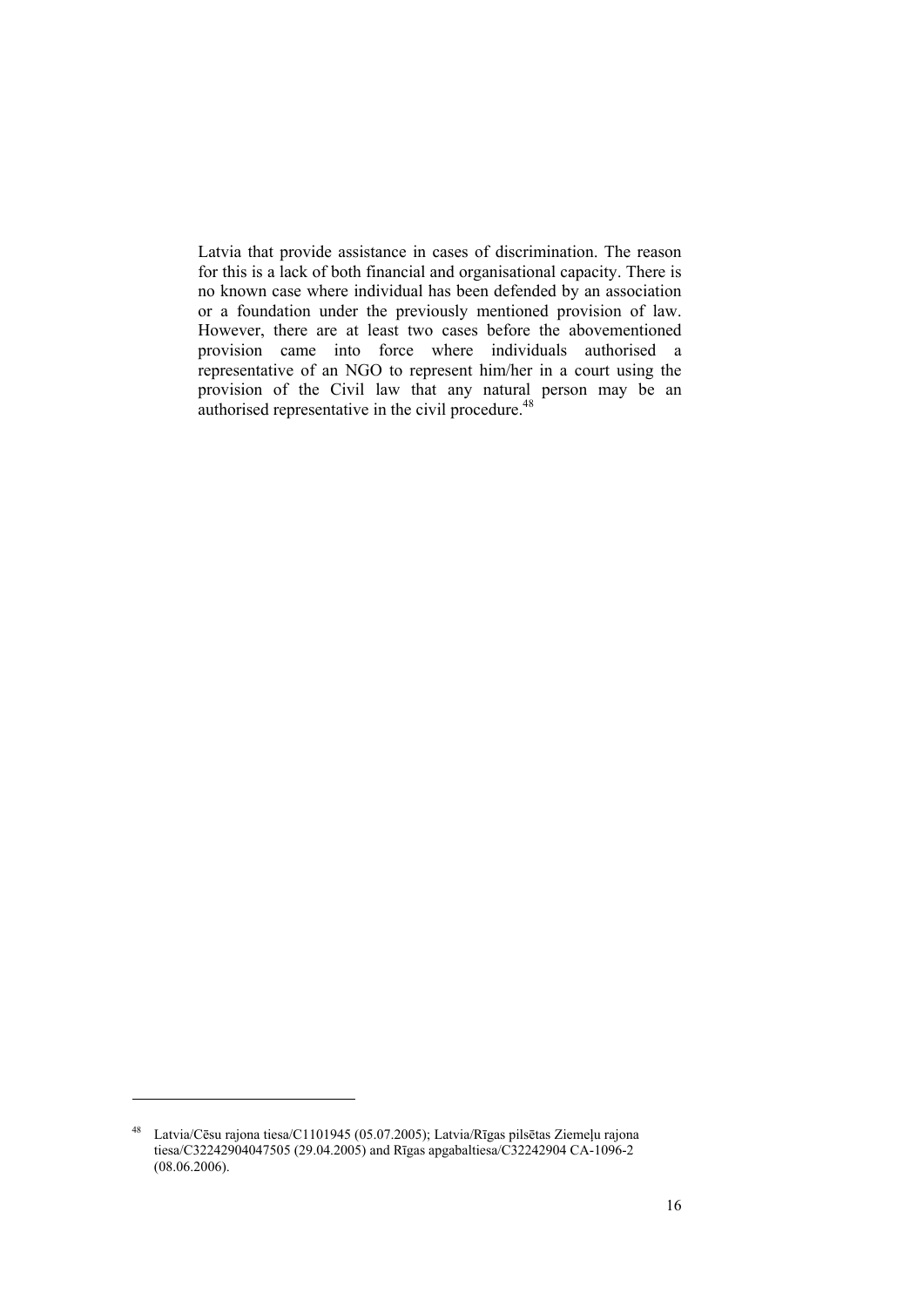Latvia that provide assistance in cases of discrimination. The reason for this is a lack of both financial and organisational capacity. There is no known case where individual has been defended by an association or a foundation under the previously mentioned provision of law. However, there are at least two cases before the abovementioned provision came into force where individuals authorised a representative of an NGO to represent him/her in a court using the provision of the Civil law that any natural person may be an authorised representative in the civil procedure.[48]

---

[48] Latvia/Cēsu rajona tiesa/C1101945 (05.07.2005); Latvia/Rīgas pilsētas Ziemeļu rajona tiesa/C32242904047505 (29.04.2005) and Rīgas apgabaltiesa/C32242904 CA-1096-2 (08.06.2006).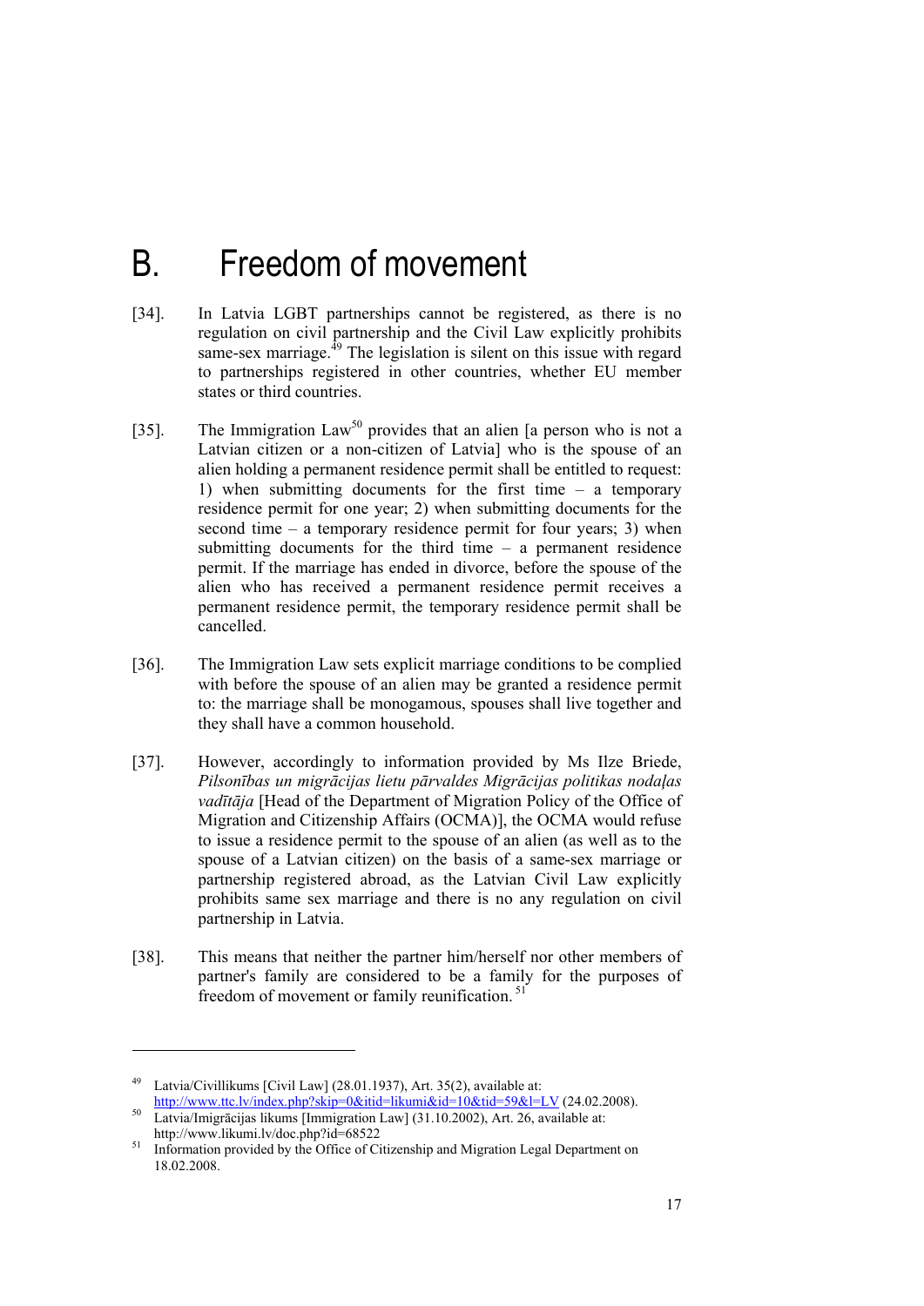# B. Freedom of movement

[34]. In Latvia LGBT partnerships cannot be registered, as there is no regulation on civil partnership and the Civil Law explicitly prohibits same-sex marriage.[49] The legislation is silent on this issue with regard to partnerships registered in other countries, whether EU member states or third countries.

[35]. The Immigration Law[50] provides that an alien [a person who is not a Latvian citizen or a non-citizen of Latvia] who is the spouse of an alien holding a permanent residence permit shall be entitled to request: 1) when submitting documents for the first time – a temporary residence permit for one year; 2) when submitting documents for the second time – a temporary residence permit for four years; 3) when submitting documents for the third time – a permanent residence permit. If the marriage has ended in divorce, before the spouse of the alien who has received a permanent residence permit receives a permanent residence permit, the temporary residence permit shall be cancelled.

[36]. The Immigration Law sets explicit marriage conditions to be complied with before the spouse of an alien may be granted a residence permit to: the marriage shall be monogamous, spouses shall live together and they shall have a common household.

[37]. However, accordingly to information provided by Ms Ilze Briede, *Pilsonības un migrācijas lietu pārvaldes Migrācijas politikas nodaļas vadītāja* [Head of the Department of Migration Policy of the Office of Migration and Citizenship Affairs (OCMA)], the OCMA would refuse to issue a residence permit to the spouse of an alien (as well as to the spouse of a Latvian citizen) on the basis of a same-sex marriage or partnership registered abroad, as the Latvian Civil Law explicitly prohibits same sex marriage and there is no any regulation on civil partnership in Latvia.

[38]. This means that neither the partner him/herself nor other members of partner's family are considered to be a family for the purposes of freedom of movement or family reunification.[51]

---

[49] Latvia/Civillikums [Civil Law] (28.01.1937), Art. 35(2), available at: http://www.ttc.lv/index.php?skip=0&itid=likumi&id=10&tid=59&l=LV (24.02.2008).

[50] Latvia/Imigrācijas likums [Immigration Law] (31.10.2002), Art. 26, available at: http://www.likumi.lv/doc.php?id=68522

[51] Information provided by the Office of Citizenship and Migration Legal Department on 18.02.2008.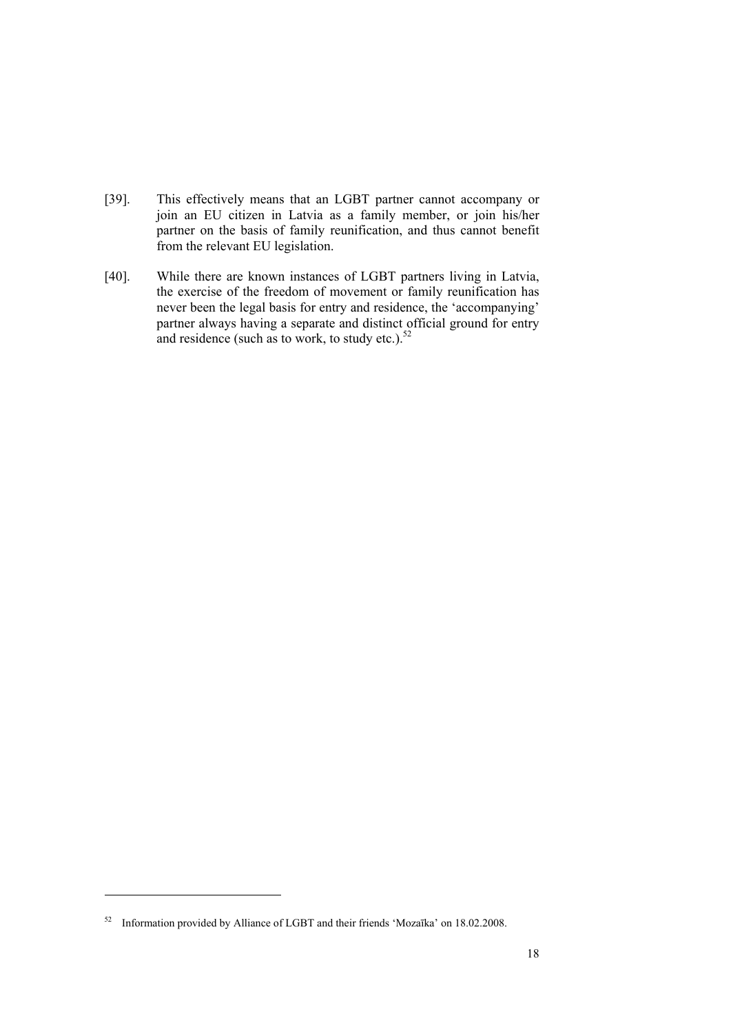[39]. This effectively means that an LGBT partner cannot accompany or join an EU citizen in Latvia as a family member, or join his/her partner on the basis of family reunification, and thus cannot benefit from the relevant EU legislation.

[40]. While there are known instances of LGBT partners living in Latvia, the exercise of the freedom of movement or family reunification has never been the legal basis for entry and residence, the 'accompanying' partner always having a separate and distinct official ground for entry and residence (such as to work, to study etc.).[52]

---

[52] Information provided by Alliance of LGBT and their friends 'Mozaīka' on 18.02.2008.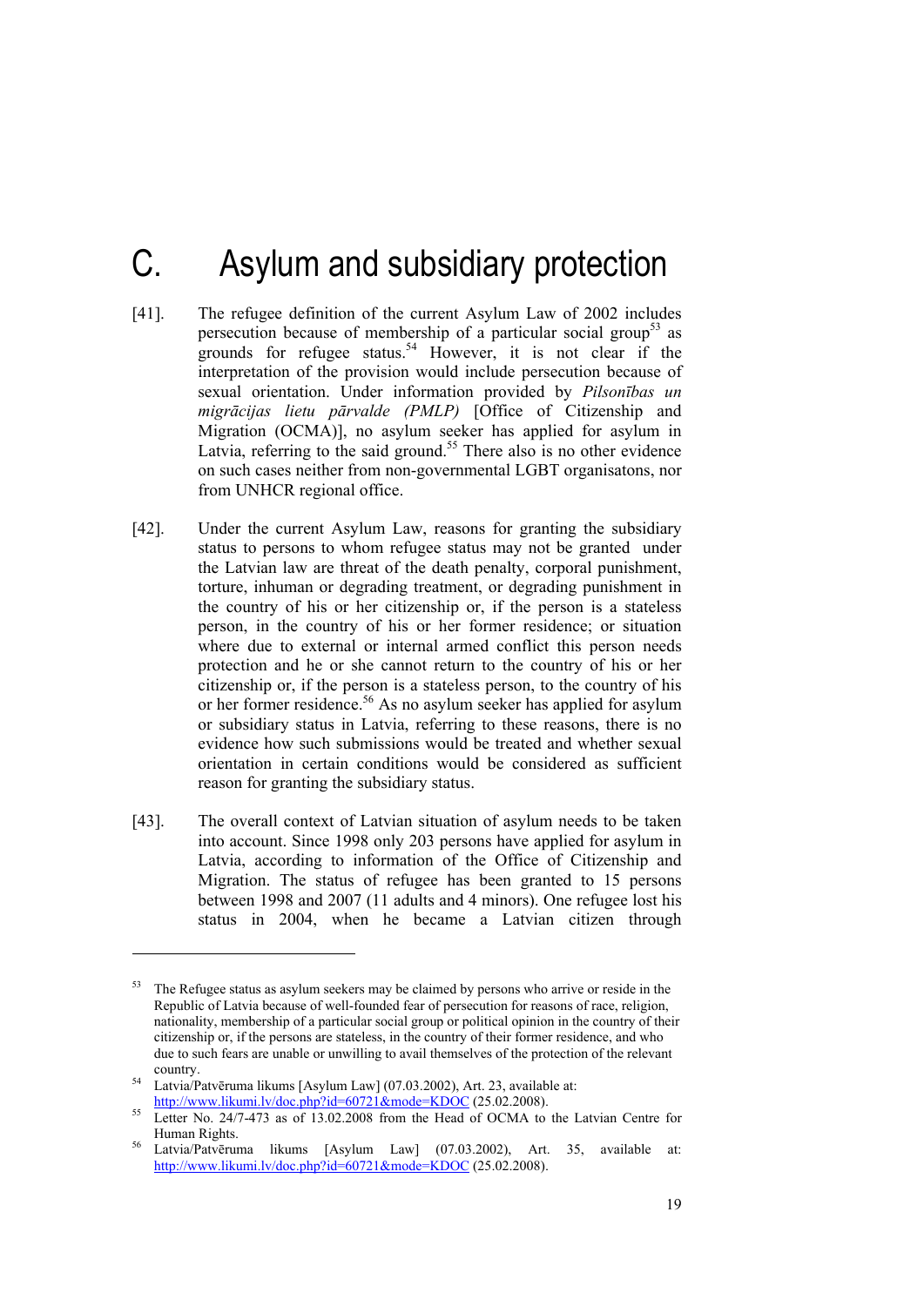# C. Asylum and subsidiary protection

[41]. The refugee definition of the current Asylum Law of 2002 includes persecution because of membership of a particular social group[53] as grounds for refugee status.[54] However, it is not clear if the interpretation of the provision would include persecution because of sexual orientation. Under information provided by *Pilsonības un migrācijas lietu pārvalde (PMLP)* [Office of Citizenship and Migration (OCMA)], no asylum seeker has applied for asylum in Latvia, referring to the said ground.[55] There also is no other evidence on such cases neither from non-governmental LGBT organisatons, nor from UNHCR regional office.

[42]. Under the current Asylum Law, reasons for granting the subsidiary status to persons to whom refugee status may not be granted under the Latvian law are threat of the death penalty, corporal punishment, torture, inhuman or degrading treatment, or degrading punishment in the country of his or her citizenship or, if the person is a stateless person, in the country of his or her former residence; or situation where due to external or internal armed conflict this person needs protection and he or she cannot return to the country of his or her citizenship or, if the person is a stateless person, to the country of his or her former residence.[56] As no asylum seeker has applied for asylum or subsidiary status in Latvia, referring to these reasons, there is no evidence how such submissions would be treated and whether sexual orientation in certain conditions would be considered as sufficient reason for granting the subsidiary status.

[43]. The overall context of Latvian situation of asylum needs to be taken into account. Since 1998 only 203 persons have applied for asylum in Latvia, according to information of the Office of Citizenship and Migration. The status of refugee has been granted to 15 persons between 1998 and 2007 (11 adults and 4 minors). One refugee lost his status in 2004, when he became a Latvian citizen through

---

[53] The Refugee status as asylum seekers may be claimed by persons who arrive or reside in the Republic of Latvia because of well-founded fear of persecution for reasons of race, religion, nationality, membership of a particular social group or political opinion in the country of their citizenship or, if the persons are stateless, in the country of their former residence, and who due to such fears are unable or unwilling to avail themselves of the protection of the relevant country.

[54] Latvia/Patvēruma likums [Asylum Law] (07.03.2002), Art. 23, available at: http://www.likumi.lv/doc.php?id=60721&mode=KDOC (25.02.2008).

[55] Letter No. 24/7-473 as of 13.02.2008 from the Head of OCMA to the Latvian Centre for Human Rights.

[56] Latvia/Patvēruma likums [Asylum Law] (07.03.2002), Art. 35, available at: http://www.likumi.lv/doc.php?id=60721&mode=KDOC (25.02.2008).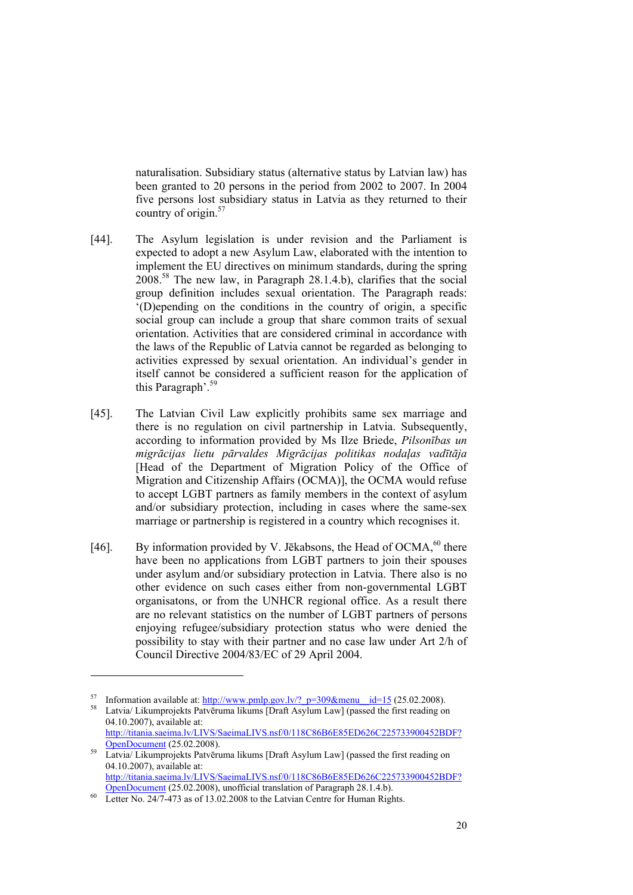naturalisation. Subsidiary status (alternative status by Latvian law) has been granted to 20 persons in the period from 2002 to 2007. In 2004 five persons lost subsidiary status in Latvia as they returned to their country of origin.[57]

[44]. The Asylum legislation is under revision and the Parliament is expected to adopt a new Asylum Law, elaborated with the intention to implement the EU directives on minimum standards, during the spring 2008.[58] The new law, in Paragraph 28.1.4.b), clarifies that the social group definition includes sexual orientation. The Paragraph reads: '(D)epending on the conditions in the country of origin, a specific social group can include a group that share common traits of sexual orientation. Activities that are considered criminal in accordance with the laws of the Republic of Latvia cannot be regarded as belonging to activities expressed by sexual orientation. An individual's gender in itself cannot be considered a sufficient reason for the application of this Paragraph'.[59]

[45]. The Latvian Civil Law explicitly prohibits same sex marriage and there is no regulation on civil partnership in Latvia. Subsequently, according to information provided by Ms Ilze Briede, *Pilsonības un migrācijas lietu pārvaldes Migrācijas politikas nodaļas vadītāja* [Head of the Department of Migration Policy of the Office of Migration and Citizenship Affairs (OCMA)], the OCMA would refuse to accept LGBT partners as family members in the context of asylum and/or subsidiary protection, including in cases where the same-sex marriage or partnership is registered in a country which recognises it.

[46]. By information provided by V. Jēkabsons, the Head of OCMA,[60] there have been no applications from LGBT partners to join their spouses under asylum and/or subsidiary protection in Latvia. There also is no other evidence on such cases either from non-governmental LGBT organisatons, or from the UNHCR regional office. As a result there are no relevant statistics on the number of LGBT partners of persons enjoying refugee/subsidiary protection status who were denied the possibility to stay with their partner and no case law under Art 2/h of Council Directive 2004/83/EC of 29 April 2004.

---

[57] Information available at: http://www.pmlp.gov.lv/?_p=309&menu__id=15 (25.02.2008).

[58] Latvia/ Likumprojekts Patvēruma likums [Draft Asylum Law] (passed the first reading on 04.10.2007), available at: http://titania.saeima.lv/LIVS/SaeimaLIVS.nsf/0/118C86B6E85ED626C225733900452BDF?OpenDocument (25.02.2008).

[59] Latvia/ Likumprojekts Patvēruma likums [Draft Asylum Law] (passed the first reading on 04.10.2007), available at: http://titania.saeima.lv/LIVS/SaeimaLIVS.nsf/0/118C86B6E85ED626C225733900452BDF?OpenDocument (25.02.2008), unofficial translation of Paragraph 28.1.4.b).

[60] Letter No. 24/7-473 as of 13.02.2008 to the Latvian Centre for Human Rights.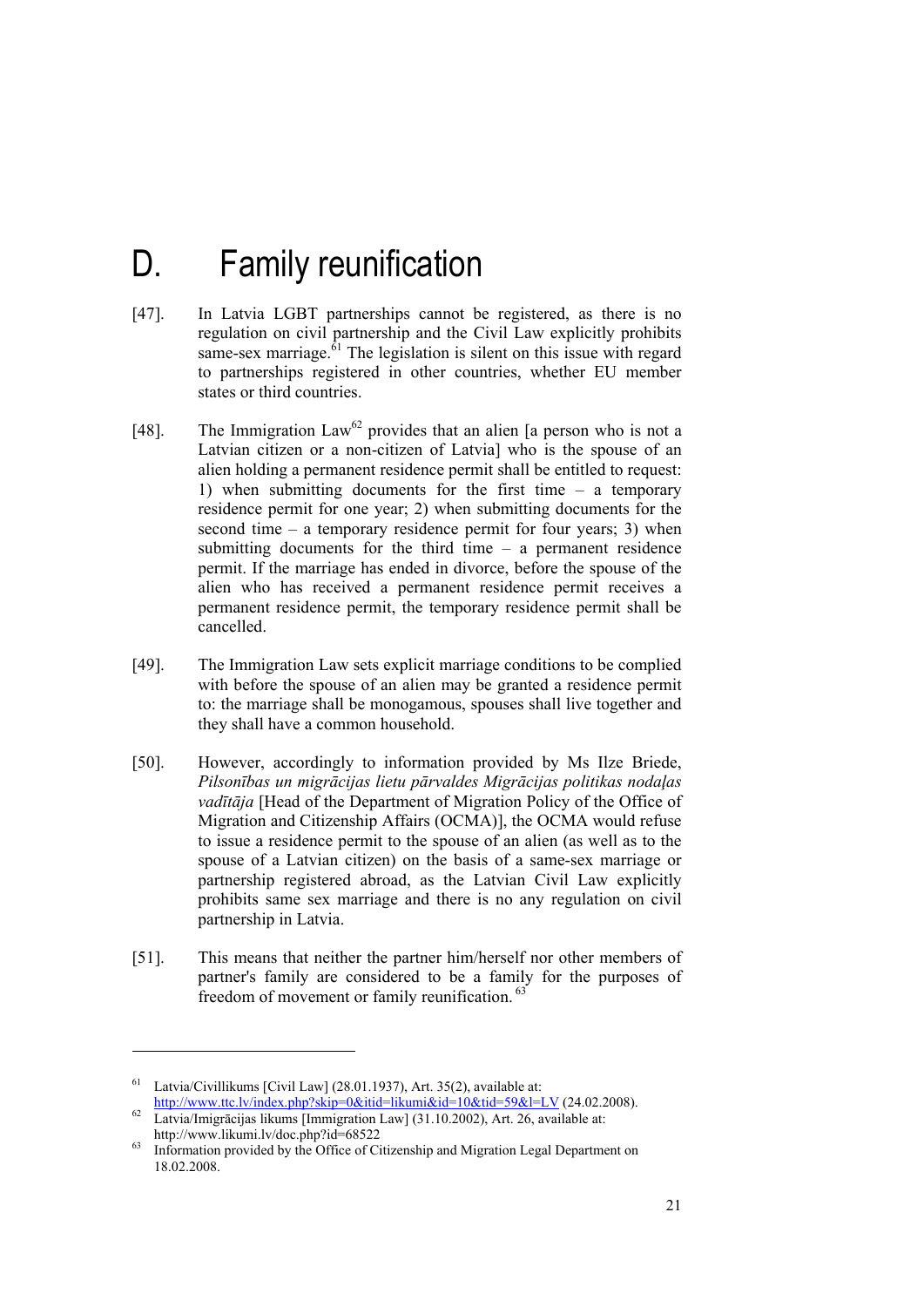# D. Family reunification

[47]. In Latvia LGBT partnerships cannot be registered, as there is no regulation on civil partnership and the Civil Law explicitly prohibits same-sex marriage.[61] The legislation is silent on this issue with regard to partnerships registered in other countries, whether EU member states or third countries.

[48]. The Immigration Law[62] provides that an alien [a person who is not a Latvian citizen or a non-citizen of Latvia] who is the spouse of an alien holding a permanent residence permit shall be entitled to request: 1) when submitting documents for the first time – a temporary residence permit for one year; 2) when submitting documents for the second time – a temporary residence permit for four years; 3) when submitting documents for the third time – a permanent residence permit. If the marriage has ended in divorce, before the spouse of the alien who has received a permanent residence permit receives a permanent residence permit, the temporary residence permit shall be cancelled.

[49]. The Immigration Law sets explicit marriage conditions to be complied with before the spouse of an alien may be granted a residence permit to: the marriage shall be monogamous, spouses shall live together and they shall have a common household.

[50]. However, accordingly to information provided by Ms Ilze Briede, *Pilsonības un migrācijas lietu pārvaldes Migrācijas politikas nodaļas vadītāja* [Head of the Department of Migration Policy of the Office of Migration and Citizenship Affairs (OCMA)], the OCMA would refuse to issue a residence permit to the spouse of an alien (as well as to the spouse of a Latvian citizen) on the basis of a same-sex marriage or partnership registered abroad, as the Latvian Civil Law explicitly prohibits same sex marriage and there is no any regulation on civil partnership in Latvia.

[51]. This means that neither the partner him/herself nor other members of partner's family are considered to be a family for the purposes of freedom of movement or family reunification.[63]

---

[61] Latvia/Civillikums [Civil Law] (28.01.1937), Art. 35(2), available at: http://www.ttc.lv/index.php?skip=0&itid=likumi&id=10&tid=59&l=LV (24.02.2008).

[62] Latvia/Imigrācijas likums [Immigration Law] (31.10.2002), Art. 26, available at: http://www.likumi.lv/doc.php?id=68522

[63] Information provided by the Office of Citizenship and Migration Legal Department on 18.02.2008.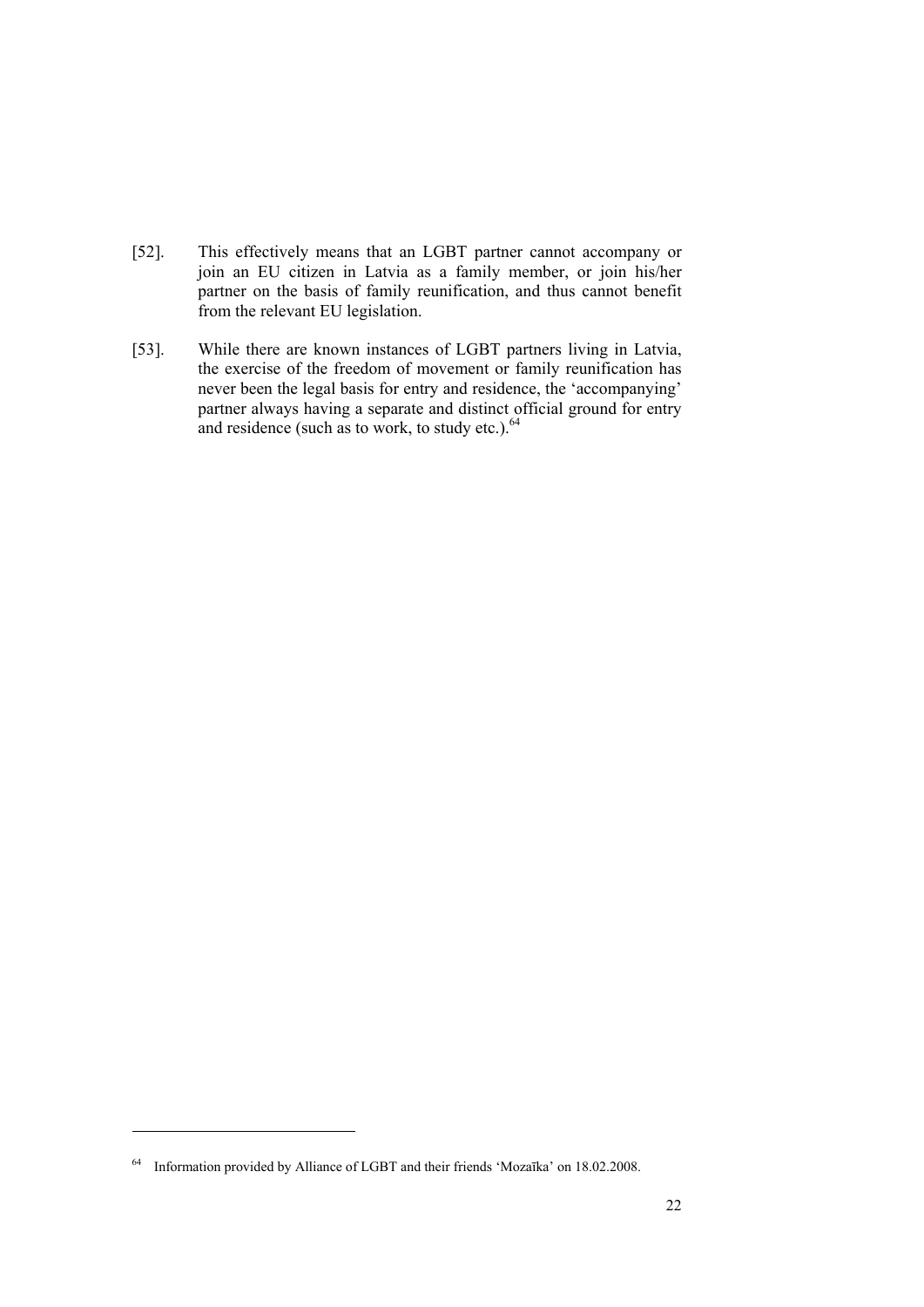[52]. This effectively means that an LGBT partner cannot accompany or join an EU citizen in Latvia as a family member, or join his/her partner on the basis of family reunification, and thus cannot benefit from the relevant EU legislation.

[53]. While there are known instances of LGBT partners living in Latvia, the exercise of the freedom of movement or family reunification has never been the legal basis for entry and residence, the 'accompanying' partner always having a separate and distinct official ground for entry and residence (such as to work, to study etc.).[64]

---

[64] Information provided by Alliance of LGBT and their friends 'Mozaīka' on 18.02.2008.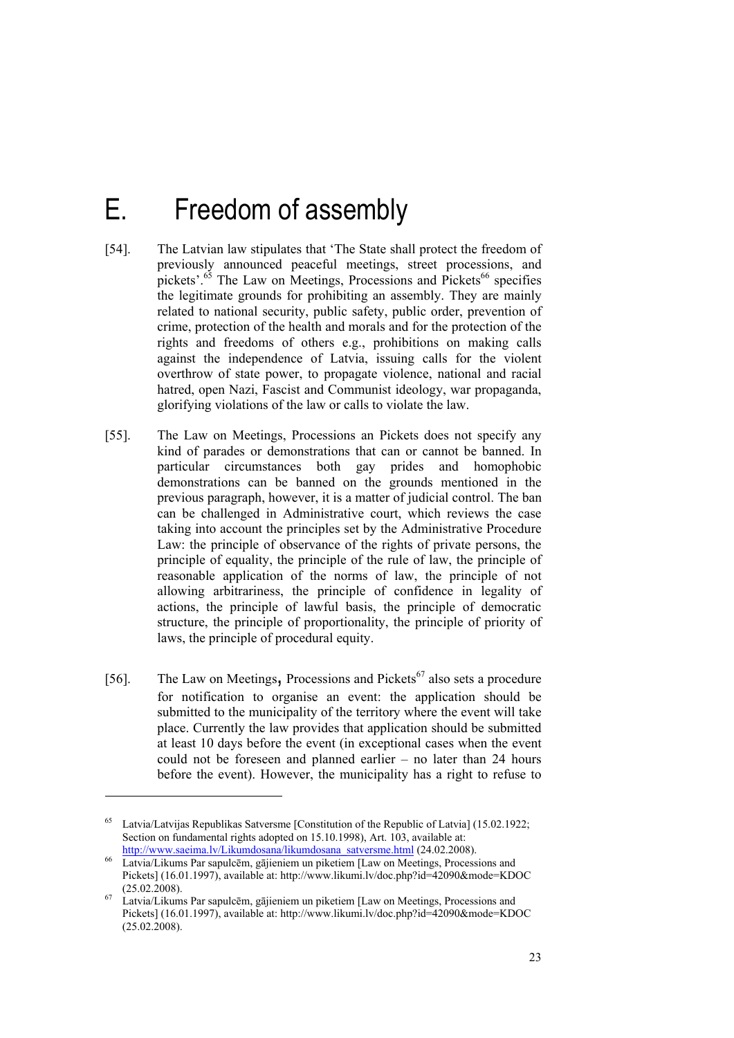# E. Freedom of assembly

[54]. The Latvian law stipulates that 'The State shall protect the freedom of previously announced peaceful meetings, street processions, and pickets'.[65] The Law on Meetings, Processions and Pickets[66] specifies the legitimate grounds for prohibiting an assembly. They are mainly related to national security, public safety, public order, prevention of crime, protection of the health and morals and for the protection of the rights and freedoms of others e.g., prohibitions on making calls against the independence of Latvia, issuing calls for the violent overthrow of state power, to propagate violence, national and racial hatred, open Nazi, Fascist and Communist ideology, war propaganda, glorifying violations of the law or calls to violate the law.

[55]. The Law on Meetings, Processions an Pickets does not specify any kind of parades or demonstrations that can or cannot be banned. In particular circumstances both gay prides and homophobic demonstrations can be banned on the grounds mentioned in the previous paragraph, however, it is a matter of judicial control. The ban can be challenged in Administrative court, which reviews the case taking into account the principles set by the Administrative Procedure Law: the principle of observance of the rights of private persons, the principle of equality, the principle of the rule of law, the principle of reasonable application of the norms of law, the principle of not allowing arbitrariness, the principle of confidence in legality of actions, the principle of lawful basis, the principle of democratic structure, the principle of proportionality, the principle of priority of laws, the principle of procedural equity.

[56]. The Law on Meetings**,** Processions and Pickets[67] also sets a procedure for notification to organise an event: the application should be submitted to the municipality of the territory where the event will take place. Currently the law provides that application should be submitted at least 10 days before the event (in exceptional cases when the event could not be foreseen and planned earlier – no later than 24 hours before the event). However, the municipality has a right to refuse to

---

[65] Latvia/Latvijas Republikas Satversme [Constitution of the Republic of Latvia] (15.02.1922; Section on fundamental rights adopted on 15.10.1998), Art. 103, available at: http://www.saeima.lv/Likumdosana/likumdosana_satversme.html (24.02.2008).

[66] Latvia/Likums Par sapulcēm, gājieniem un piketiem [Law on Meetings, Processions and Pickets] (16.01.1997), available at: http://www.likumi.lv/doc.php?id=42090&mode=KDOC (25.02.2008).

[67] Latvia/Likums Par sapulcēm, gājieniem un piketiem [Law on Meetings, Processions and Pickets] (16.01.1997), available at: http://www.likumi.lv/doc.php?id=42090&mode=KDOC (25.02.2008).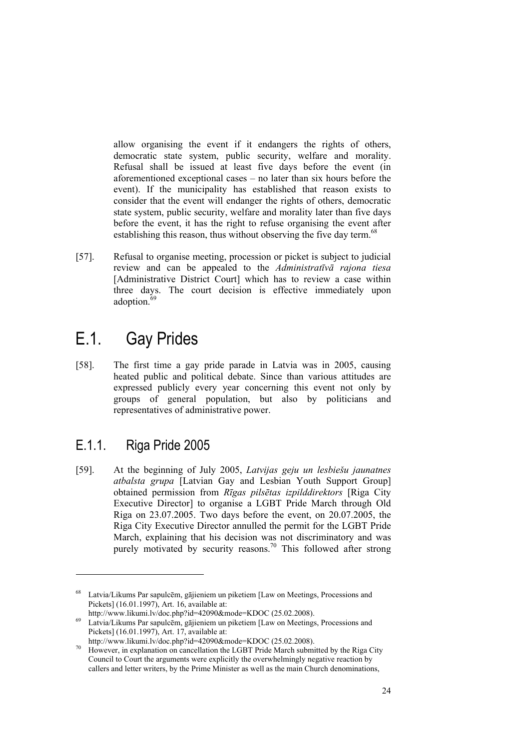allow organising the event if it endangers the rights of others, democratic state system, public security, welfare and morality. Refusal shall be issued at least five days before the event (in aforementioned exceptional cases – no later than six hours before the event). If the municipality has established that reason exists to consider that the event will endanger the rights of others, democratic state system, public security, welfare and morality later than five days before the event, it has the right to refuse organising the event after establishing this reason, thus without observing the five day term.[68]

[57]. Refusal to organise meeting, procession or picket is subject to judicial review and can be appealed to the *Administratīvā rajona tiesa* [Administrative District Court] which has to review a case within three days. The court decision is effective immediately upon adoption.[69]

## E.1. Gay Prides

[58]. The first time a gay pride parade in Latvia was in 2005, causing heated public and political debate. Since than various attitudes are expressed publicly every year concerning this event not only by groups of general population, but also by politicians and representatives of administrative power.

### E.1.1. Riga Pride 2005

[59]. At the beginning of July 2005, *Latvijas geju un lesbiešu jaunatnes atbalsta grupa* [Latvian Gay and Lesbian Youth Support Group] obtained permission from *Rīgas pilsētas izpilddirektors* [Riga City Executive Director] to organise a LGBT Pride March through Old Riga on 23.07.2005. Two days before the event, on 20.07.2005, the Riga City Executive Director annulled the permit for the LGBT Pride March, explaining that his decision was not discriminatory and was purely motivated by security reasons.[70] This followed after strong

---

[68] Latvia/Likums Par sapulcēm, gājieniem un piketiem [Law on Meetings, Processions and Pickets] (16.01.1997), Art. 16, available at: http://www.likumi.lv/doc.php?id=42090&mode=KDOC (25.02.2008).

[69] Latvia/Likums Par sapulcēm, gājieniem un piketiem [Law on Meetings, Processions and Pickets] (16.01.1997), Art. 17, available at: http://www.likumi.lv/doc.php?id=42090&mode=KDOC (25.02.2008).

[70] However, in explanation on cancellation the LGBT Pride March submitted by the Riga City Council to Court the arguments were explicitly the overwhelmingly negative reaction by callers and letter writers, by the Prime Minister as well as the main Church denominations,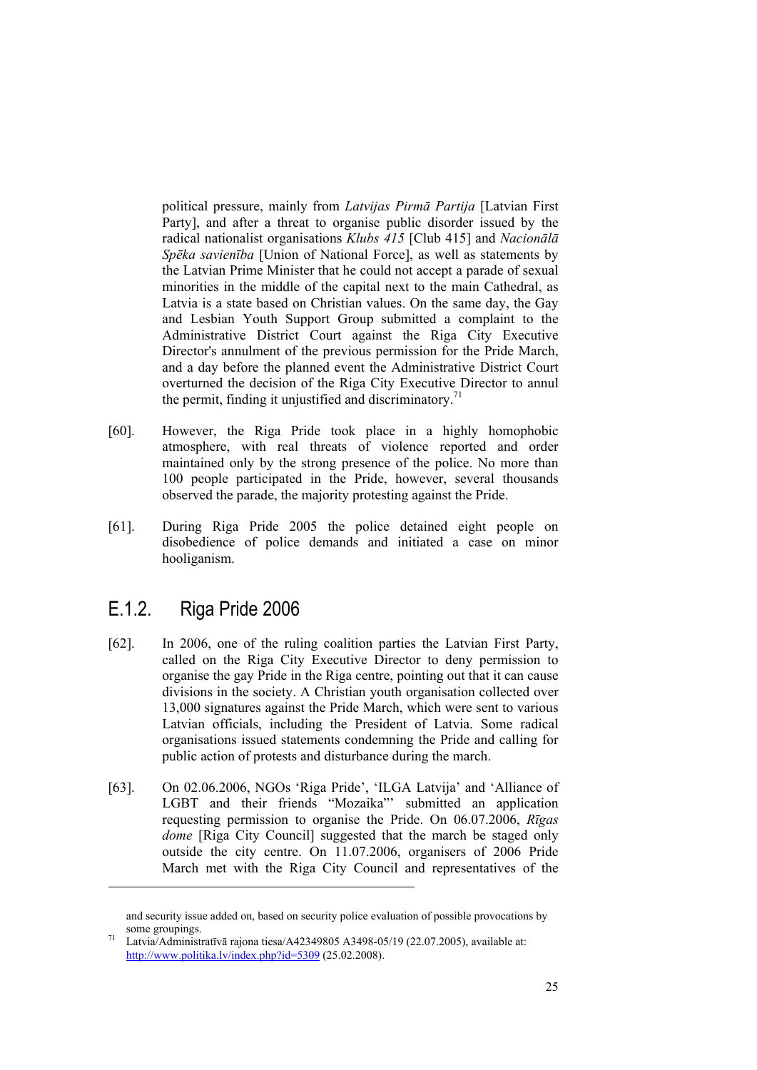political pressure, mainly from *Latvijas Pirmā Partija* [Latvian First Party], and after a threat to organise public disorder issued by the radical nationalist organisations *Klubs 415* [Club 415] and *Nacionālā Spēka savienība* [Union of National Force], as well as statements by the Latvian Prime Minister that he could not accept a parade of sexual minorities in the middle of the capital next to the main Cathedral, as Latvia is a state based on Christian values. On the same day, the Gay and Lesbian Youth Support Group submitted a complaint to the Administrative District Court against the Riga City Executive Director's annulment of the previous permission for the Pride March, and a day before the planned event the Administrative District Court overturned the decision of the Riga City Executive Director to annul the permit, finding it unjustified and discriminatory.[71]

[60]. However, the Riga Pride took place in a highly homophobic atmosphere, with real threats of violence reported and order maintained only by the strong presence of the police. No more than 100 people participated in the Pride, however, several thousands observed the parade, the majority protesting against the Pride.

[61]. During Riga Pride 2005 the police detained eight people on disobedience of police demands and initiated a case on minor hooliganism.

## E.1.2. Riga Pride 2006

[62]. In 2006, one of the ruling coalition parties the Latvian First Party, called on the Riga City Executive Director to deny permission to organise the gay Pride in the Riga centre, pointing out that it can cause divisions in the society. A Christian youth organisation collected over 13,000 signatures against the Pride March, which were sent to various Latvian officials, including the President of Latvia. Some radical organisations issued statements condemning the Pride and calling for public action of protests and disturbance during the march.

[63]. On 02.06.2006, NGOs 'Riga Pride', 'ILGA Latvija' and 'Alliance of LGBT and their friends "Mozaika"' submitted an application requesting permission to organise the Pride. On 06.07.2006, *Rīgas dome* [Riga City Council] suggested that the march be staged only outside the city centre. On 11.07.2006, organisers of 2006 Pride March met with the Riga City Council and representatives of the

---

and security issue added on, based on security police evaluation of possible provocations by some groupings.

[71] Latvia/Administratīvā rajona tiesa/A42349805 A3498-05/19 (22.07.2005), available at: http://www.politika.lv/index.php?id=5309 (25.02.2008).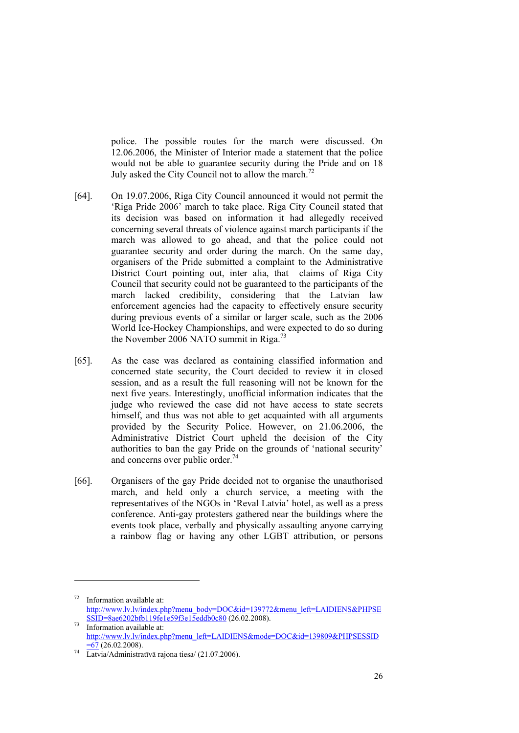police. The possible routes for the march were discussed. On 12.06.2006, the Minister of Interior made a statement that the police would not be able to guarantee security during the Pride and on 18 July asked the City Council not to allow the march.[72]

[64]. On 19.07.2006, Riga City Council announced it would not permit the 'Riga Pride 2006' march to take place. Riga City Council stated that its decision was based on information it had allegedly received concerning several threats of violence against march participants if the march was allowed to go ahead, and that the police could not guarantee security and order during the march. On the same day, organisers of the Pride submitted a complaint to the Administrative District Court pointing out, inter alia, that claims of Riga City Council that security could not be guaranteed to the participants of the march lacked credibility, considering that the Latvian law enforcement agencies had the capacity to effectively ensure security during previous events of a similar or larger scale, such as the 2006 World Ice-Hockey Championships, and were expected to do so during the November 2006 NATO summit in Riga.[73]

[65]. As the case was declared as containing classified information and concerned state security, the Court decided to review it in closed session, and as a result the full reasoning will not be known for the next five years. Interestingly, unofficial information indicates that the judge who reviewed the case did not have access to state secrets himself, and thus was not able to get acquainted with all arguments provided by the Security Police. However, on 21.06.2006, the Administrative District Court upheld the decision of the City authorities to ban the gay Pride on the grounds of 'national security' and concerns over public order.[74]

[66]. Organisers of the gay Pride decided not to organise the unauthorised march, and held only a church service, a meeting with the representatives of the NGOs in 'Reval Latvia' hotel, as well as a press conference. Anti-gay protesters gathered near the buildings where the events took place, verbally and physically assaulting anyone carrying a rainbow flag or having any other LGBT attribution, or persons

---

[72] Information available at: http://www.lv.lv/index.php?menu_body=DOC&id=139772&menu_left=LAIDIENS&PHPSESSID=8ae6202bfb119fe1e59f3e15eddb0c80 (26.02.2008).

[73] Information available at: http://www.lv.lv/index.php?menu_left=LAIDIENS&mode=DOC&id=139809&PHPSESSID=67 (26.02.2008).

[74] Latvia/Administratīvā rajona tiesa/ (21.07.2006).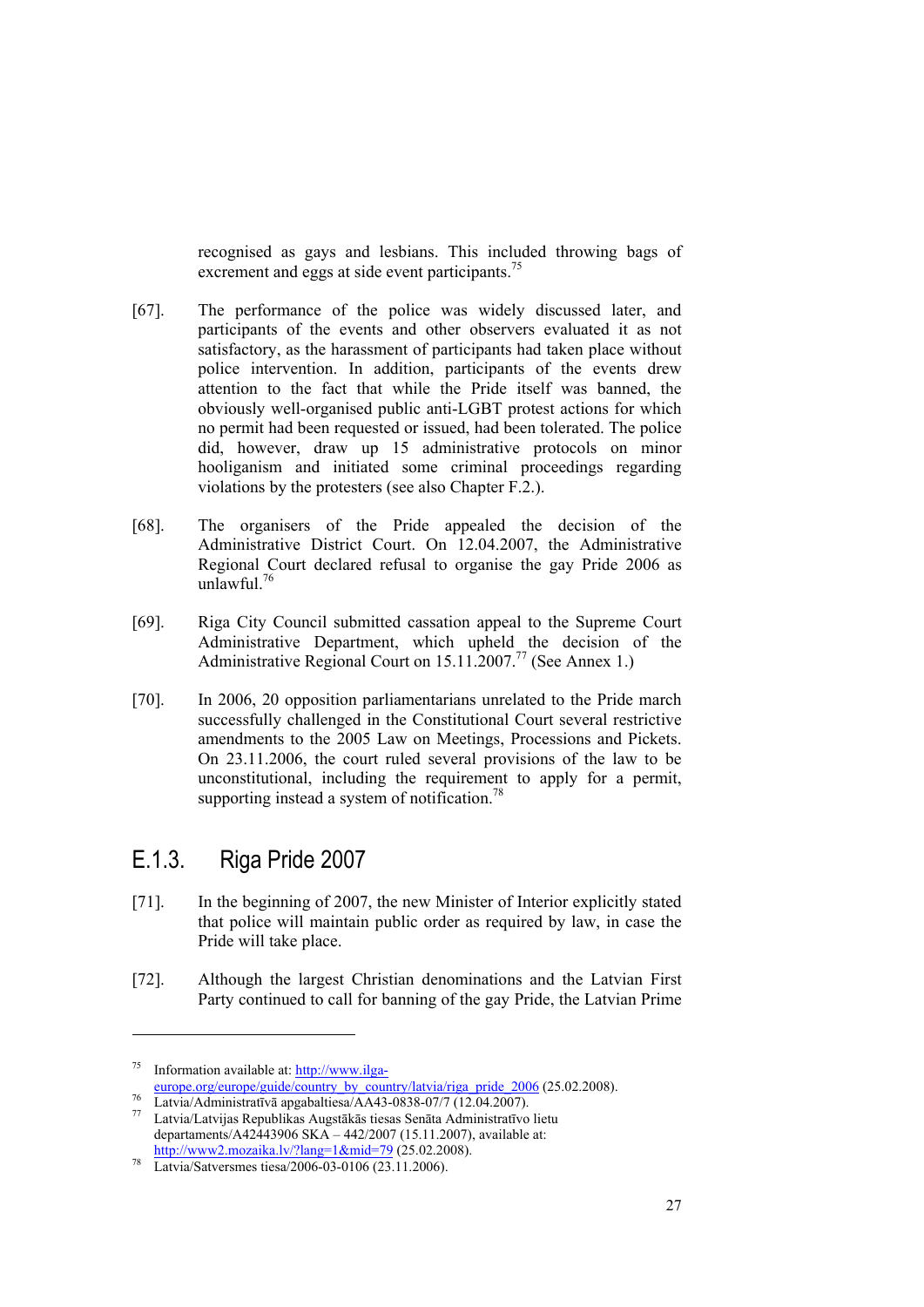recognised as gays and lesbians. This included throwing bags of excrement and eggs at side event participants.[75]

[67]. The performance of the police was widely discussed later, and participants of the events and other observers evaluated it as not satisfactory, as the harassment of participants had taken place without police intervention. In addition, participants of the events drew attention to the fact that while the Pride itself was banned, the obviously well-organised public anti-LGBT protest actions for which no permit had been requested or issued, had been tolerated. The police did, however, draw up 15 administrative protocols on minor hooliganism and initiated some criminal proceedings regarding violations by the protesters (see also Chapter F.2.).

[68]. The organisers of the Pride appealed the decision of the Administrative District Court. On 12.04.2007, the Administrative Regional Court declared refusal to organise the gay Pride 2006 as unlawful.[76]

[69]. Riga City Council submitted cassation appeal to the Supreme Court Administrative Department, which upheld the decision of the Administrative Regional Court on 15.11.2007.[77] (See Annex 1.)

[70]. In 2006, 20 opposition parliamentarians unrelated to the Pride march successfully challenged in the Constitutional Court several restrictive amendments to the 2005 Law on Meetings, Processions and Pickets. On 23.11.2006, the court ruled several provisions of the law to be unconstitutional, including the requirement to apply for a permit, supporting instead a system of notification.[78]

## E.1.3. Riga Pride 2007

[71]. In the beginning of 2007, the new Minister of Interior explicitly stated that police will maintain public order as required by law, in case the Pride will take place.

[72]. Although the largest Christian denominations and the Latvian First Party continued to call for banning of the gay Pride, the Latvian Prime

---

[75] Information available at: http://www.ilga-europe.org/europe/guide/country_by_country/latvia/riga_pride_2006 (25.02.2008).

[76] Latvia/Administratīvā apgabaltiesa/AA43-0838-07/7 (12.04.2007).

[77] Latvia/Latvijas Republikas Augstākās tiesas Senāta Administratīvo lietu departaments/A42443906 SKA – 442/2007 (15.11.2007), available at: http://www2.mozaika.lv/?lang=1&mid=79 (25.02.2008).

[78] Latvia/Satversmes tiesa/2006-03-0106 (23.11.2006).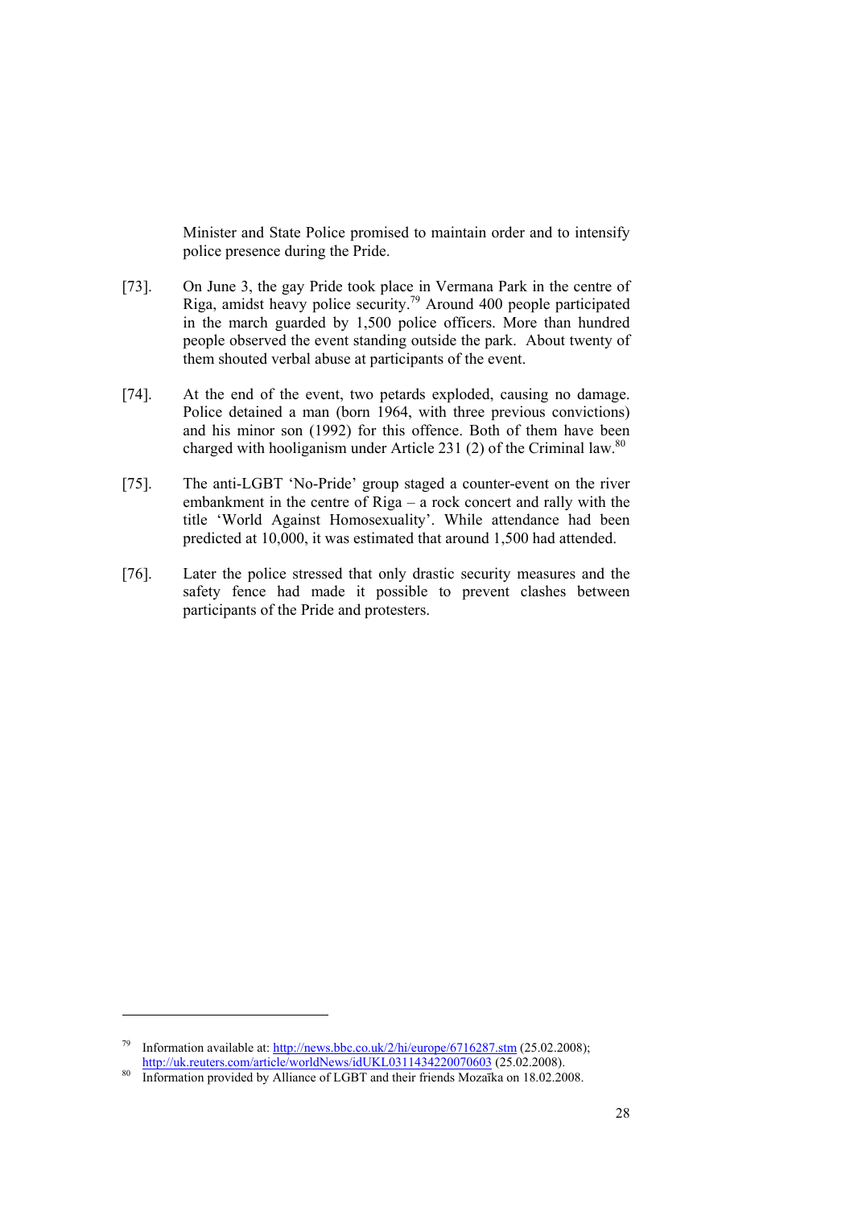Minister and State Police promised to maintain order and to intensify police presence during the Pride.

[73]. On June 3, the gay Pride took place in Vermana Park in the centre of Riga, amidst heavy police security.[79] Around 400 people participated in the march guarded by 1,500 police officers. More than hundred people observed the event standing outside the park. About twenty of them shouted verbal abuse at participants of the event.

[74]. At the end of the event, two petards exploded, causing no damage. Police detained a man (born 1964, with three previous convictions) and his minor son (1992) for this offence. Both of them have been charged with hooliganism under Article 231 (2) of the Criminal law.[80]

[75]. The anti-LGBT 'No-Pride' group staged a counter-event on the river embankment in the centre of Riga – a rock concert and rally with the title 'World Against Homosexuality'. While attendance had been predicted at 10,000, it was estimated that around 1,500 had attended.

[76]. Later the police stressed that only drastic security measures and the safety fence had made it possible to prevent clashes between participants of the Pride and protesters.

---

[79] Information available at: http://news.bbc.co.uk/2/hi/europe/6716287.stm (25.02.2008); http://uk.reuters.com/article/worldNews/idUKL0311434220070603 (25.02.2008).

[80] Information provided by Alliance of LGBT and their friends Mozaīka on 18.02.2008.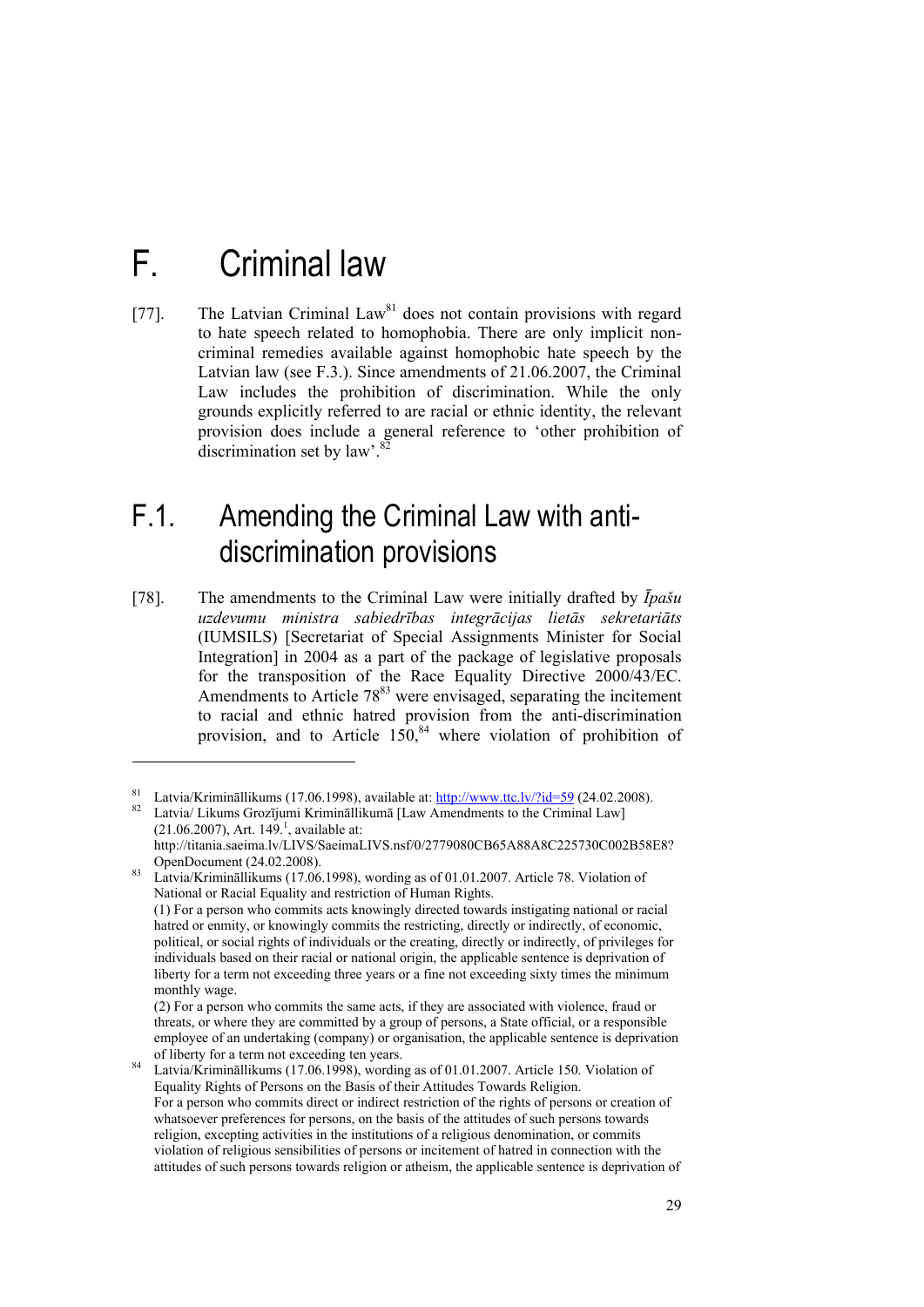# F. Criminal law

[77]. The Latvian Criminal Law[81] does not contain provisions with regard to hate speech related to homophobia. There are only implicit non-criminal remedies available against homophobic hate speech by the Latvian law (see F.3.). Since amendments of 21.06.2007, the Criminal Law includes the prohibition of discrimination. While the only grounds explicitly referred to are racial or ethnic identity, the relevant provision does include a general reference to 'other prohibition of discrimination set by law'.[82]

## F.1. Amending the Criminal Law with anti-discrimination provisions

[78]. The amendments to the Criminal Law were initially drafted by *Īpašu uzdevumu ministra sabiedrības integrācijas lietās sekretariāts* (IUMSILS) [Secretariat of Special Assignments Minister for Social Integration] in 2004 as a part of the package of legislative proposals for the transposition of the Race Equality Directive 2000/43/EC. Amendments to Article 78[83] were envisaged, separating the incitement to racial and ethnic hatred provision from the anti-discrimination provision, and to Article 150,[84] where violation of prohibition of

---

[81] Latvia/Krimināllikums (17.06.1998), available at: http://www.ttc.lv/?id=59 (24.02.2008).

[82] Latvia/ Likums Grozījumi Krimināllikumā [Law Amendments to the Criminal Law] (21.06.2007), Art. 149.[1], available at: http://titania.saeima.lv/LIVS/SaeimaLIVS.nsf/0/2779080CB65A88A8C225730C002B58E8?OpenDocument (24.02.2008).

[83] Latvia/Krimināllikums (17.06.1998), wording as of 01.01.2007. Article 78. Violation of National or Racial Equality and restriction of Human Rights.
(1) For a person who commits acts knowingly directed towards instigating national or racial hatred or enmity, or knowingly commits the restricting, directly or indirectly, of economic, political, or social rights of individuals or the creating, directly or indirectly, of privileges for individuals based on their racial or national origin, the applicable sentence is deprivation of liberty for a term not exceeding three years or a fine not exceeding sixty times the minimum monthly wage.
(2) For a person who commits the same acts, if they are associated with violence, fraud or threats, or where they are committed by a group of persons, a State official, or a responsible employee of an undertaking (company) or organisation, the applicable sentence is deprivation of liberty for a term not exceeding ten years.

[84] Latvia/Krimināllikums (17.06.1998), wording as of 01.01.2007. Article 150. Violation of Equality Rights of Persons on the Basis of their Attitudes Towards Religion.
For a person who commits direct or indirect restriction of the rights of persons or creation of whatsoever preferences for persons, on the basis of the attitudes of such persons towards religion, excepting activities in the institutions of a religious denomination, or commits violation of religious sensibilities of persons or incitement of hatred in connection with the attitudes of such persons towards religion or atheism, the applicable sentence is deprivation of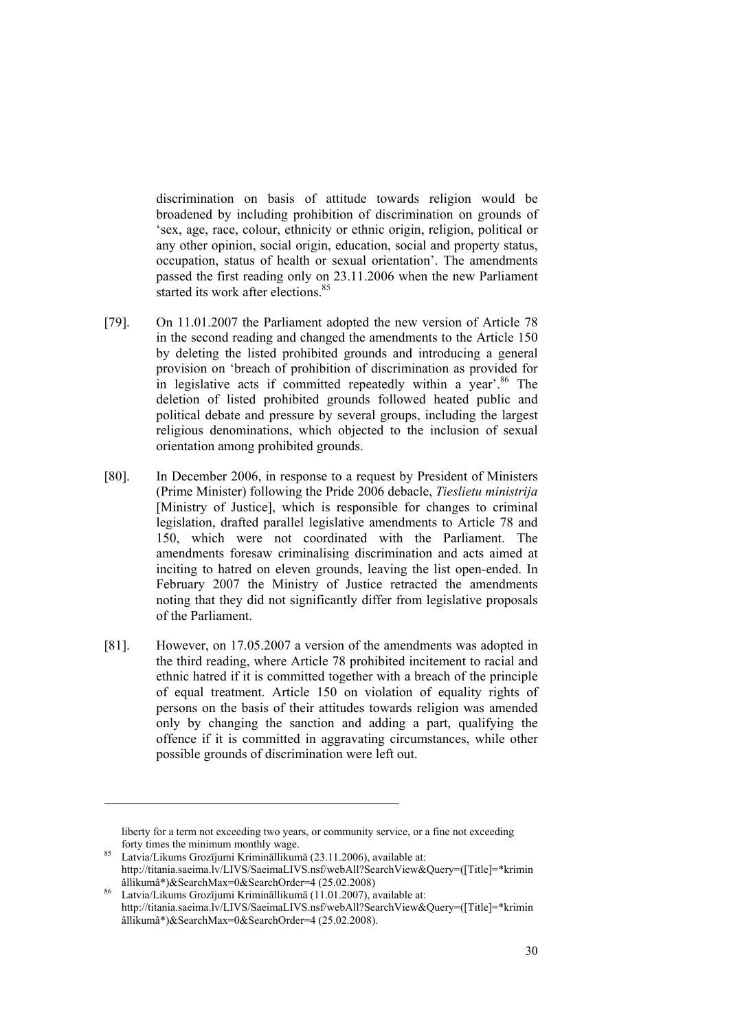discrimination on basis of attitude towards religion would be broadened by including prohibition of discrimination on grounds of 'sex, age, race, colour, ethnicity or ethnic origin, religion, political or any other opinion, social origin, education, social and property status, occupation, status of health or sexual orientation'. The amendments passed the first reading only on 23.11.2006 when the new Parliament started its work after elections.[85]

[79]. On 11.01.2007 the Parliament adopted the new version of Article 78 in the second reading and changed the amendments to the Article 150 by deleting the listed prohibited grounds and introducing a general provision on 'breach of prohibition of discrimination as provided for in legislative acts if committed repeatedly within a year'.[86] The deletion of listed prohibited grounds followed heated public and political debate and pressure by several groups, including the largest religious denominations, which objected to the inclusion of sexual orientation among prohibited grounds.

[80]. In December 2006, in response to a request by President of Ministers (Prime Minister) following the Pride 2006 debacle, *Tieslietu ministrija* [Ministry of Justice], which is responsible for changes to criminal legislation, drafted parallel legislative amendments to Article 78 and 150, which were not coordinated with the Parliament. The amendments foresaw criminalising discrimination and acts aimed at inciting to hatred on eleven grounds, leaving the list open-ended. In February 2007 the Ministry of Justice retracted the amendments noting that they did not significantly differ from legislative proposals of the Parliament.

[81]. However, on 17.05.2007 a version of the amendments was adopted in the third reading, where Article 78 prohibited incitement to racial and ethnic hatred if it is committed together with a breach of the principle of equal treatment. Article 150 on violation of equality rights of persons on the basis of their attitudes towards religion was amended only by changing the sanction and adding a part, qualifying the offence if it is committed in aggravating circumstances, while other possible grounds of discrimination were left out.

---

liberty for a term not exceeding two years, or community service, or a fine not exceeding forty times the minimum monthly wage.

[85] Latvia/Likums Grozījumi Krimināllikumā (23.11.2006), available at: http://titania.saeima.lv/LIVS/SaeimaLIVS.nsf/webAll?SearchView&Query=([Title]=*kriminâllikumâ*)&SearchMax=0&SearchOrder=4 (25.02.2008)

[86] Latvia/Likums Grozījumi Krimināllikumā (11.01.2007), available at: http://titania.saeima.lv/LIVS/SaeimaLIVS.nsf/webAll?SearchView&Query=([Title]=*kriminâllikumâ*)&SearchMax=0&SearchOrder=4 (25.02.2008).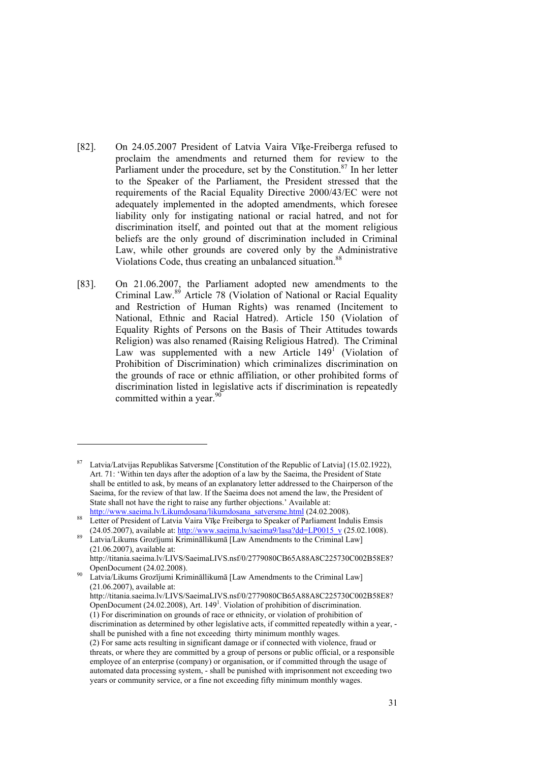[82]. On 24.05.2007 President of Latvia Vaira Vīķe-Freiberga refused to proclaim the amendments and returned them for review to the Parliament under the procedure, set by the Constitution.[87] In her letter to the Speaker of the Parliament, the President stressed that the requirements of the Racial Equality Directive 2000/43/EC were not adequately implemented in the adopted amendments, which foresee liability only for instigating national or racial hatred, and not for discrimination itself, and pointed out that at the moment religious beliefs are the only ground of discrimination included in Criminal Law, while other grounds are covered only by the Administrative Violations Code, thus creating an unbalanced situation.[88]

[83]. On 21.06.2007, the Parliament adopted new amendments to the Criminal Law.[89] Article 78 (Violation of National or Racial Equality and Restriction of Human Rights) was renamed (Incitement to National, Ethnic and Racial Hatred). Article 150 (Violation of Equality Rights of Persons on the Basis of Their Attitudes towards Religion) was also renamed (Raising Religious Hatred). The Criminal Law was supplemented with a new Article $149^1$ (Violation of Prohibition of Discrimination) which criminalizes discrimination on the grounds of race or ethnic affiliation, or other prohibited forms of discrimination listed in legislative acts if discrimination is repeatedly committed within a year.[90]

---

[87] Latvia/Latvijas Republikas Satversme [Constitution of the Republic of Latvia] (15.02.1922), Art. 71: 'Within ten days after the adoption of a law by the Saeima, the President of State shall be entitled to ask, by means of an explanatory letter addressed to the Chairperson of the Saeima, for the review of that law. If the Saeima does not amend the law, the President of State shall not have the right to raise any further objections.' Available at: http://www.saeima.lv/Likumdosana/likumdosana_satversme.html (24.02.2008).

[88] Letter of President of Latvia Vaira Vīķe Freiberga to Speaker of Parliament Indulis Emsis (24.05.2007), available at: http://www.saeima.lv/saeima9/lasa?dd=LP0015_v (25.02.1008).

[89] Latvia/Likums Grozījumi Krimināllikumā [Law Amendments to the Criminal Law] (21.06.2007), available at: http://titania.saeima.lv/LIVS/SaeimaLIVS.nsf/0/2779080CB65A88A8C225730C002B58E8?OpenDocument (24.02.2008).

[90] Latvia/Likums Grozījumi Krimināllikumā [Law Amendments to the Criminal Law] (21.06.2007), available at: http://titania.saeima.lv/LIVS/SaeimaLIVS.nsf/0/2779080CB65A88A8C225730C002B58E8?OpenDocument (24.02.2008), Art. $149^1$. Violation of prohibition of discrimination.
(1) For discrimination on grounds of race or ethnicity, or violation of prohibition of discrimination as determined by other legislative acts, if committed repeatedly within a year, - shall be punished with a fine not exceeding thirty minimum monthly wages.
(2) For same acts resulting in significant damage or if connected with violence, fraud or threats, or where they are committed by a group of persons or public official, or a responsible employee of an enterprise (company) or organisation, or if committed through the usage of automated data processing system, - shall be punished with imprisonment not exceeding two years or community service, or a fine not exceeding fifty minimum monthly wages.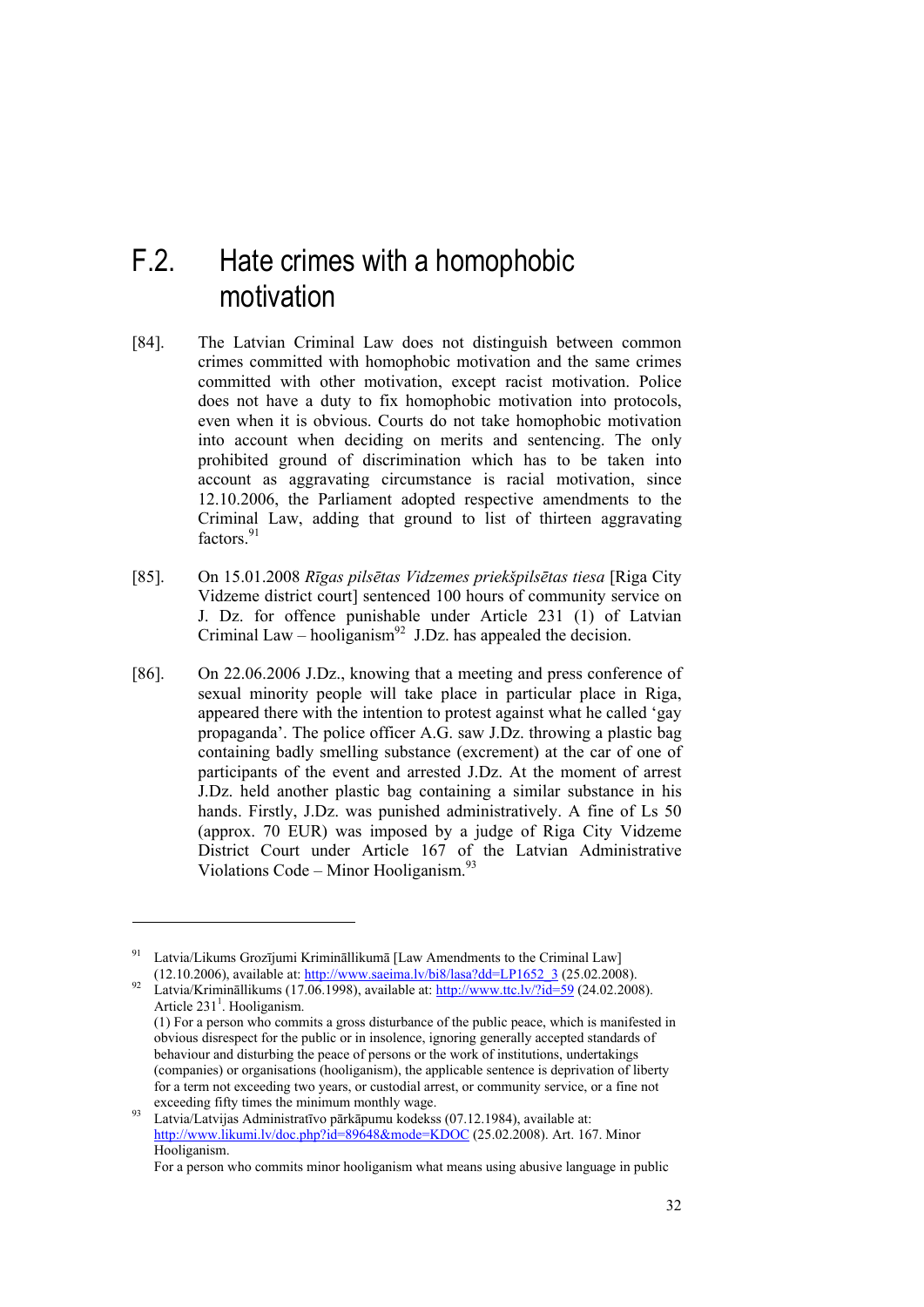## F.2. Hate crimes with a homophobic motivation

[84]. The Latvian Criminal Law does not distinguish between common crimes committed with homophobic motivation and the same crimes committed with other motivation, except racist motivation. Police does not have a duty to fix homophobic motivation into protocols, even when it is obvious. Courts do not take homophobic motivation into account when deciding on merits and sentencing. The only prohibited ground of discrimination which has to be taken into account as aggravating circumstance is racial motivation, since 12.10.2006, the Parliament adopted respective amendments to the Criminal Law, adding that ground to list of thirteen aggravating factors.[91]

[85]. On 15.01.2008 *Rīgas pilsētas Vidzemes priekšpilsētas tiesa* [Riga City Vidzeme district court] sentenced 100 hours of community service on J. Dz. for offence punishable under Article 231 (1) of Latvian Criminal Law – hooliganism[92] J.Dz. has appealed the decision.

[86]. On 22.06.2006 J.Dz., knowing that a meeting and press conference of sexual minority people will take place in particular place in Riga, appeared there with the intention to protest against what he called 'gay propaganda'. The police officer A.G. saw J.Dz. throwing a plastic bag containing badly smelling substance (excrement) at the car of one of participants of the event and arrested J.Dz. At the moment of arrest J.Dz. held another plastic bag containing a similar substance in his hands. Firstly, J.Dz. was punished administratively. A fine of Ls 50 (approx. 70 EUR) was imposed by a judge of Riga City Vidzeme District Court under Article 167 of the Latvian Administrative Violations Code – Minor Hooliganism.[93]

---

[91] Latvia/Likums Grozījumi Krimināllikumā [Law Amendments to the Criminal Law] (12.10.2006), available at: http://www.saeima.lv/bi8/lasa?dd=LP1652_3 (25.02.2008).

[92] Latvia/Krimināllikums (17.06.1998), available at: http://www.ttc.lv/?id=59 (24.02.2008). Article 231[1]. Hooliganism.
(1) For a person who commits a gross disturbance of the public peace, which is manifested in obvious disrespect for the public or in insolence, ignoring generally accepted standards of behaviour and disturbing the peace of persons or the work of institutions, undertakings (companies) or organisations (hooliganism), the applicable sentence is deprivation of liberty for a term not exceeding two years, or custodial arrest, or community service, or a fine not exceeding fifty times the minimum monthly wage.

[93] Latvia/Latvijas Administratīvo pārkāpumu kodekss (07.12.1984), available at: http://www.likumi.lv/doc.php?id=89648&mode=KDOC (25.02.2008). Art. 167. Minor Hooliganism.
For a person who commits minor hooliganism what means using abusive language in public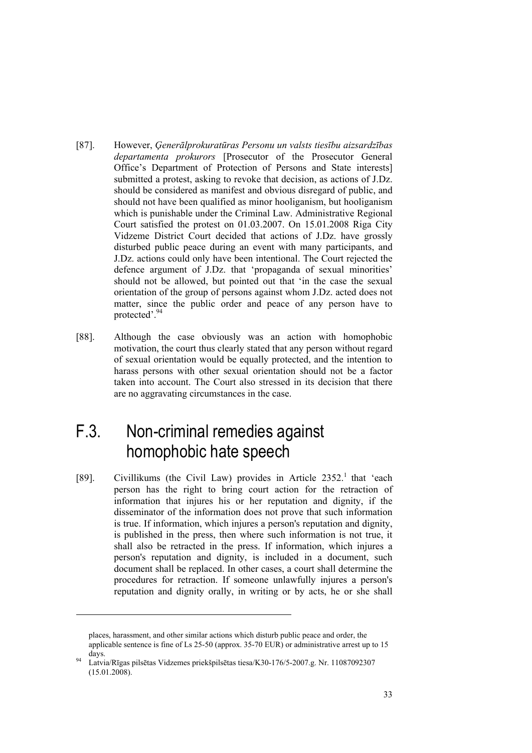[87]. However, *Ģenerālprokuratūras Personu un valsts tiesību aizsardzības departamenta prokurors* [Prosecutor of the Prosecutor General Office's Department of Protection of Persons and State interests] submitted a protest, asking to revoke that decision, as actions of J.Dz. should be considered as manifest and obvious disregard of public, and should not have been qualified as minor hooliganism, but hooliganism which is punishable under the Criminal Law. Administrative Regional Court satisfied the protest on 01.03.2007. On 15.01.2008 Riga City Vidzeme District Court decided that actions of J.Dz. have grossly disturbed public peace during an event with many participants, and J.Dz. actions could only have been intentional. The Court rejected the defence argument of J.Dz. that 'propaganda of sexual minorities' should not be allowed, but pointed out that 'in the case the sexual orientation of the group of persons against whom J.Dz. acted does not matter, since the public order and peace of any person have to protected'.[94]

[88]. Although the case obviously was an action with homophobic motivation, the court thus clearly stated that any person without regard of sexual orientation would be equally protected, and the intention to harass persons with other sexual orientation should not be a factor taken into account. The Court also stressed in its decision that there are no aggravating circumstances in the case.

## F.3. Non-criminal remedies against homophobic hate speech

[89]. Civillikums (the Civil Law) provides in Article 2352.[1] that 'each person has the right to bring court action for the retraction of information that injures his or her reputation and dignity, if the disseminator of the information does not prove that such information is true. If information, which injures a person's reputation and dignity, is published in the press, then where such information is not true, it shall also be retracted in the press. If information, which injures a person's reputation and dignity, is included in a document, such document shall be replaced. In other cases, a court shall determine the procedures for retraction. If someone unlawfully injures a person's reputation and dignity orally, in writing or by acts, he or she shall

---

places, harassment, and other similar actions which disturb public peace and order, the applicable sentence is fine of Ls 25-50 (approx. 35-70 EUR) or administrative arrest up to 15 days.

[94] Latvia/Rīgas pilsētas Vidzemes priekšpilsētas tiesa/K30-176/5-2007.g. Nr. 11087092307 (15.01.2008).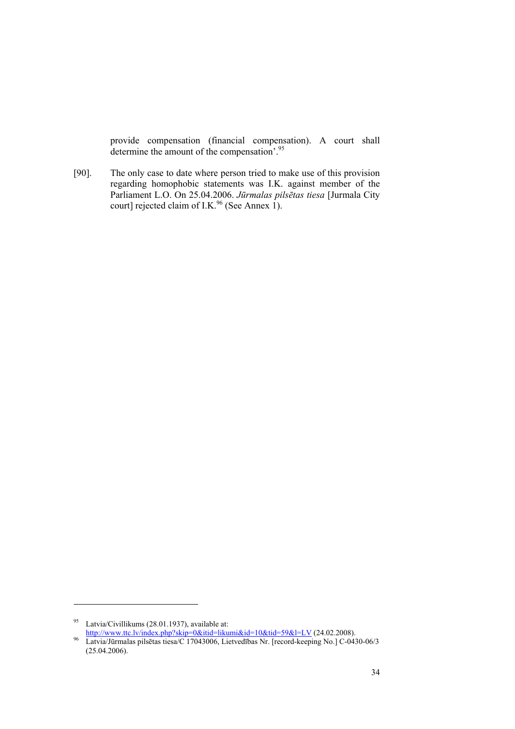provide compensation (financial compensation). A court shall determine the amount of the compensation'.[95]

[90]. The only case to date where person tried to make use of this provision regarding homophobic statements was I.K. against member of the Parliament L.O. On 25.04.2006. *Jūrmalas pilsētas tiesa* [Jurmala City court] rejected claim of I.K.[96] (See Annex 1).

---

[95] Latvia/Civillikums (28.01.1937), available at: http://www.ttc.lv/index.php?skip=0&itid=likumi&id=10&tid=59&l=LV (24.02.2008).

[96] Latvia/Jūrmalas pilsētas tiesa/C 17043006, Lietvedības Nr. [record-keeping No.] C-0430-06/3 (25.04.2006).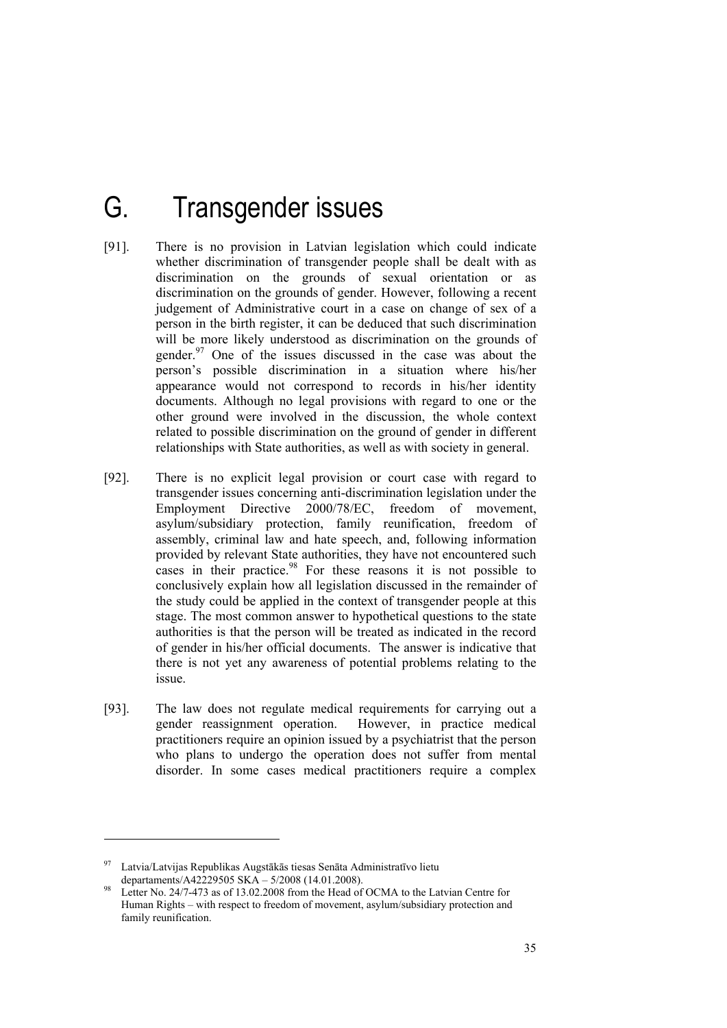# G. Transgender issues

[91]. There is no provision in Latvian legislation which could indicate whether discrimination of transgender people shall be dealt with as discrimination on the grounds of sexual orientation or as discrimination on the grounds of gender. However, following a recent judgement of Administrative court in a case on change of sex of a person in the birth register, it can be deduced that such discrimination will be more likely understood as discrimination on the grounds of gender.[97] One of the issues discussed in the case was about the person's possible discrimination in a situation where his/her appearance would not correspond to records in his/her identity documents. Although no legal provisions with regard to one or the other ground were involved in the discussion, the whole context related to possible discrimination on the ground of gender in different relationships with State authorities, as well as with society in general.

[92]. There is no explicit legal provision or court case with regard to transgender issues concerning anti-discrimination legislation under the Employment Directive 2000/78/EC, freedom of movement, asylum/subsidiary protection, family reunification, freedom of assembly, criminal law and hate speech, and, following information provided by relevant State authorities, they have not encountered such cases in their practice.[98] For these reasons it is not possible to conclusively explain how all legislation discussed in the remainder of the study could be applied in the context of transgender people at this stage. The most common answer to hypothetical questions to the state authorities is that the person will be treated as indicated in the record of gender in his/her official documents. The answer is indicative that there is not yet any awareness of potential problems relating to the issue.

[93]. The law does not regulate medical requirements for carrying out a gender reassignment operation. However, in practice medical practitioners require an opinion issued by a psychiatrist that the person who plans to undergo the operation does not suffer from mental disorder. In some cases medical practitioners require a complex

---

[97] Latvia/Latvijas Republikas Augstākās tiesas Senāta Administratīvo lietu departaments/A42229505 SKA – 5/2008 (14.01.2008).

[98] Letter No. 24/7-473 as of 13.02.2008 from the Head of OCMA to the Latvian Centre for Human Rights – with respect to freedom of movement, asylum/subsidiary protection and family reunification.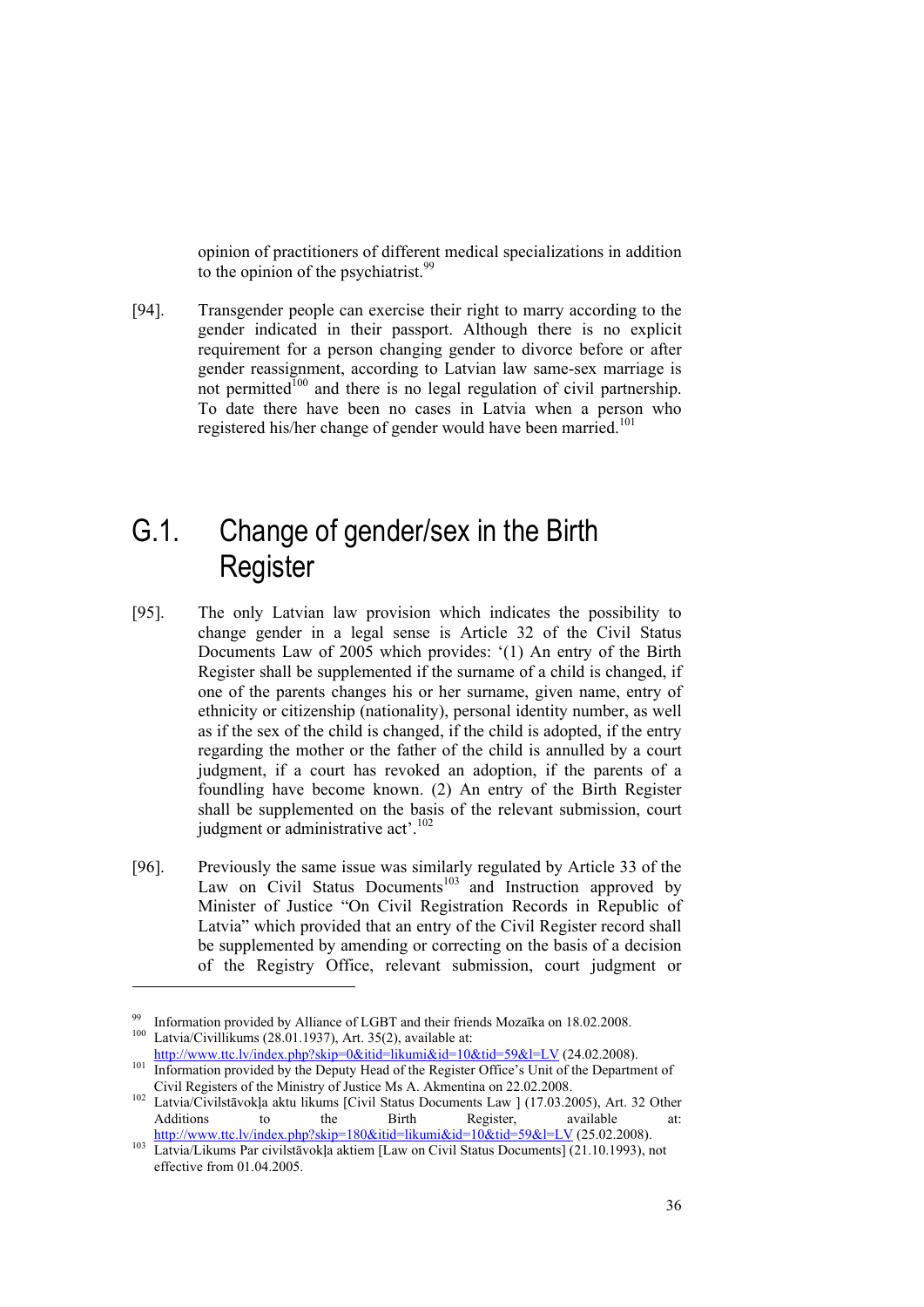opinion of practitioners of different medical specializations in addition to the opinion of the psychiatrist.[99]

[94]. Transgender people can exercise their right to marry according to the gender indicated in their passport. Although there is no explicit requirement for a person changing gender to divorce before or after gender reassignment, according to Latvian law same-sex marriage is not permitted[100] and there is no legal regulation of civil partnership. To date there have been no cases in Latvia when a person who registered his/her change of gender would have been married.[101]

## G.1. Change of gender/sex in the Birth Register

[95]. The only Latvian law provision which indicates the possibility to change gender in a legal sense is Article 32 of the Civil Status Documents Law of 2005 which provides: '(1) An entry of the Birth Register shall be supplemented if the surname of a child is changed, if one of the parents changes his or her surname, given name, entry of ethnicity or citizenship (nationality), personal identity number, as well as if the sex of the child is changed, if the child is adopted, if the entry regarding the mother or the father of the child is annulled by a court judgment, if a court has revoked an adoption, if the parents of a foundling have become known. (2) An entry of the Birth Register shall be supplemented on the basis of the relevant submission, court judgment or administrative act'.[102]

[96]. Previously the same issue was similarly regulated by Article 33 of the Law on Civil Status Documents[103] and Instruction approved by Minister of Justice "On Civil Registration Records in Republic of Latvia" which provided that an entry of the Civil Register record shall be supplemented by amending or correcting on the basis of a decision of the Registry Office, relevant submission, court judgment or

---

[99] Information provided by Alliance of LGBT and their friends Mozaīka on 18.02.2008.

[100] Latvia/Civillikums (28.01.1937), Art. 35(2), available at: http://www.ttc.lv/index.php?skip=0&itid=likumi&id=10&tid=59&l=LV (24.02.2008).

[101] Information provided by the Deputy Head of the Register Office's Unit of the Department of Civil Registers of the Ministry of Justice Ms A. Akmentina on 22.02.2008.

[102] Latvia/Civilstāvokļa aktu likums [Civil Status Documents Law ] (17.03.2005), Art. 32 Other Additions to the Birth Register, available at: http://www.ttc.lv/index.php?skip=180&itid=likumi&id=10&tid=59&l=LV (25.02.2008).

[103] Latvia/Likums Par civilstāvokļa aktiem [Law on Civil Status Documents] (21.10.1993), not effective from 01.04.2005.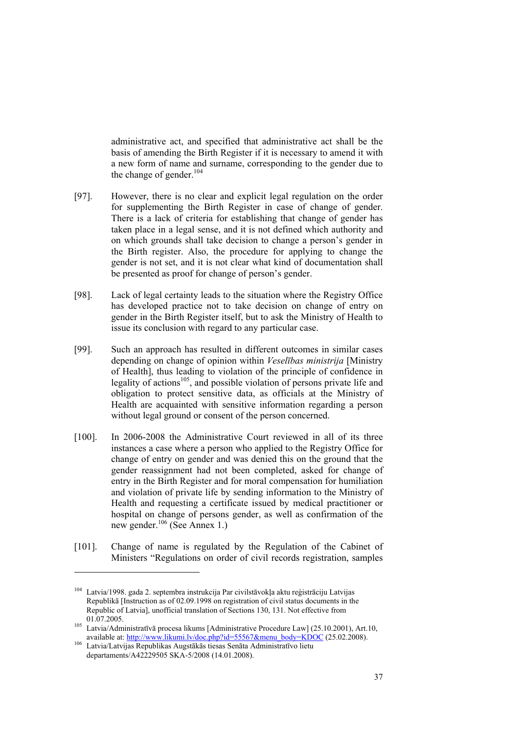administrative act, and specified that administrative act shall be the basis of amending the Birth Register if it is necessary to amend it with a new form of name and surname, corresponding to the gender due to the change of gender.[104]

[97]. However, there is no clear and explicit legal regulation on the order for supplementing the Birth Register in case of change of gender. There is a lack of criteria for establishing that change of gender has taken place in a legal sense, and it is not defined which authority and on which grounds shall take decision to change a person's gender in the Birth register. Also, the procedure for applying to change the gender is not set, and it is not clear what kind of documentation shall be presented as proof for change of person's gender.

[98]. Lack of legal certainty leads to the situation where the Registry Office has developed practice not to take decision on change of entry on gender in the Birth Register itself, but to ask the Ministry of Health to issue its conclusion with regard to any particular case.

[99]. Such an approach has resulted in different outcomes in similar cases depending on change of opinion within *Veselības ministrija* [Ministry of Health], thus leading to violation of the principle of confidence in legality of actions[105], and possible violation of persons private life and obligation to protect sensitive data, as officials at the Ministry of Health are acquainted with sensitive information regarding a person without legal ground or consent of the person concerned.

[100]. In 2006-2008 the Administrative Court reviewed in all of its three instances a case where a person who applied to the Registry Office for change of entry on gender and was denied this on the ground that the gender reassignment had not been completed, asked for change of entry in the Birth Register and for moral compensation for humiliation and violation of private life by sending information to the Ministry of Health and requesting a certificate issued by medical practitioner or hospital on change of persons gender, as well as confirmation of the new gender.[106] (See Annex 1.)

[101]. Change of name is regulated by the Regulation of the Cabinet of Ministers "Regulations on order of civil records registration, samples

---

[104] Latvia/1998. gada 2. septembra instrukcija Par civilstāvokļa aktu reģistrāciju Latvijas Republikā [Instruction as of 02.09.1998 on registration of civil status documents in the Republic of Latvia], unofficial translation of Sections 130, 131. Not effective from 01.07.2005.

[105] Latvia/Administratīvā procesa likums [Administrative Procedure Law] (25.10.2001), Art.10, available at: http://www.likumi.lv/doc.php?id=55567&menu_body=KDOC (25.02.2008).

[106] Latvia/Latvijas Republikas Augstākās tiesas Senāta Administratīvo lietu departaments/A42229505 SKA-5/2008 (14.01.2008).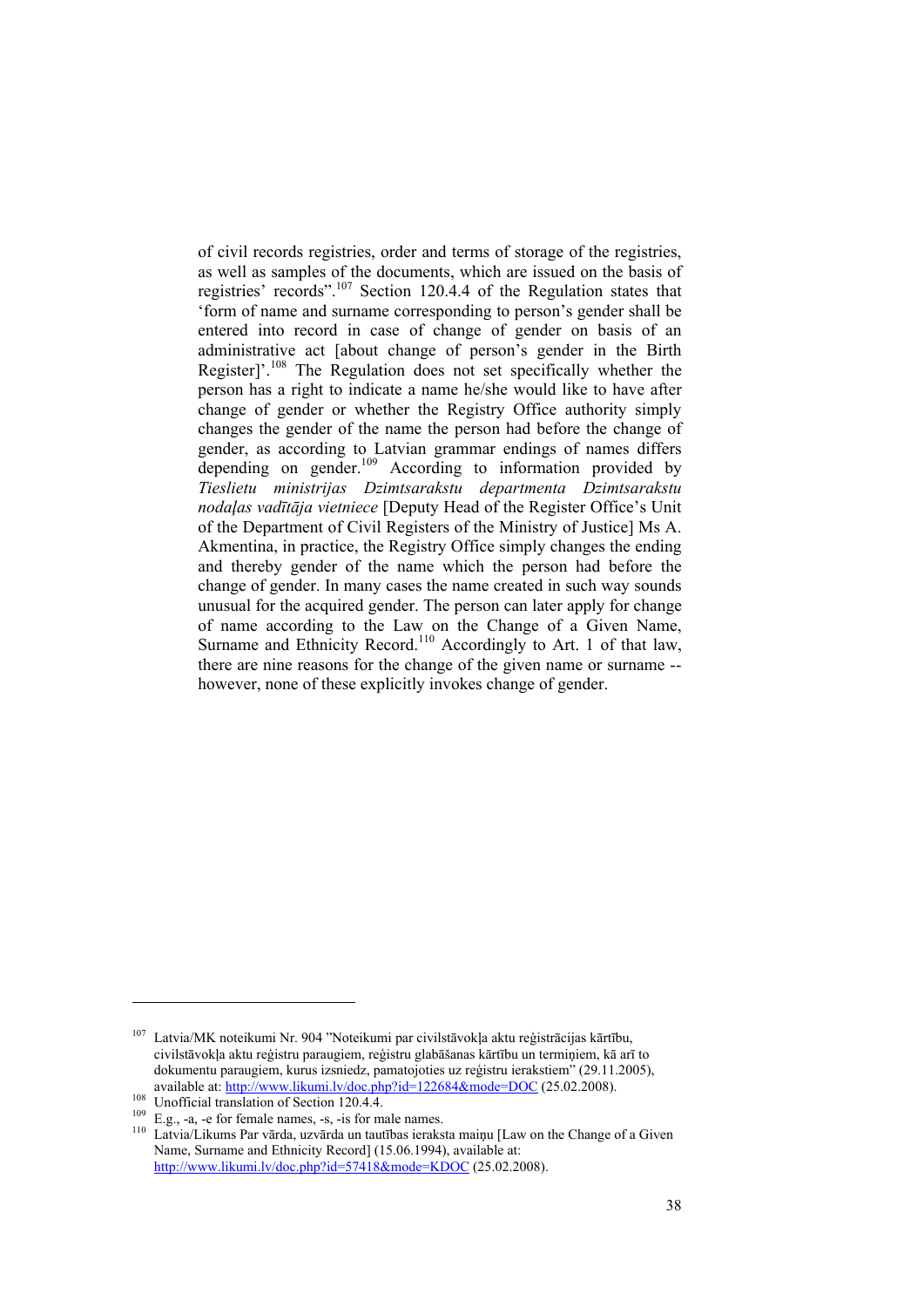of civil records registries, order and terms of storage of the registries, as well as samples of the documents, which are issued on the basis of registries' records".[107] Section 120.4.4 of the Regulation states that 'form of name and surname corresponding to person's gender shall be entered into record in case of change of gender on basis of an administrative act [about change of person's gender in the Birth Register]'.[108] The Regulation does not set specifically whether the person has a right to indicate a name he/she would like to have after change of gender or whether the Registry Office authority simply changes the gender of the name the person had before the change of gender, as according to Latvian grammar endings of names differs depending on gender.[109] According to information provided by *Tieslietu ministrijas Dzimtsarakstu departmenta Dzimtsarakstu nodaļas vadītāja vietniece* [Deputy Head of the Register Office's Unit of the Department of Civil Registers of the Ministry of Justice] Ms A. Akmentina, in practice, the Registry Office simply changes the ending and thereby gender of the name which the person had before the change of gender. In many cases the name created in such way sounds unusual for the acquired gender. The person can later apply for change of name according to the Law on the Change of a Given Name, Surname and Ethnicity Record.[110] Accordingly to Art. 1 of that law, there are nine reasons for the change of the given name or surname -- however, none of these explicitly invokes change of gender.

---

[107] Latvia/MK noteikumi Nr. 904 "Noteikumi par civilstāvokļa aktu reģistrācijas kārtību, civilstāvokļa aktu reģistru paraugiem, reģistru glabāšanas kārtību un termiņiem, kā arī to dokumentu paraugiem, kurus izsniedz, pamatojoties uz reģistru ierakstiem" (29.11.2005), available at: http://www.likumi.lv/doc.php?id=122684&mode=DOC (25.02.2008).

[108] Unofficial translation of Section 120.4.4.

[109] E.g., -a, -e for female names, -s, -is for male names.

[110] Latvia/Likums Par vārda, uzvārda un tautības ieraksta maiņu [Law on the Change of a Given Name, Surname and Ethnicity Record] (15.06.1994), available at: http://www.likumi.lv/doc.php?id=57418&mode=KDOC (25.02.2008).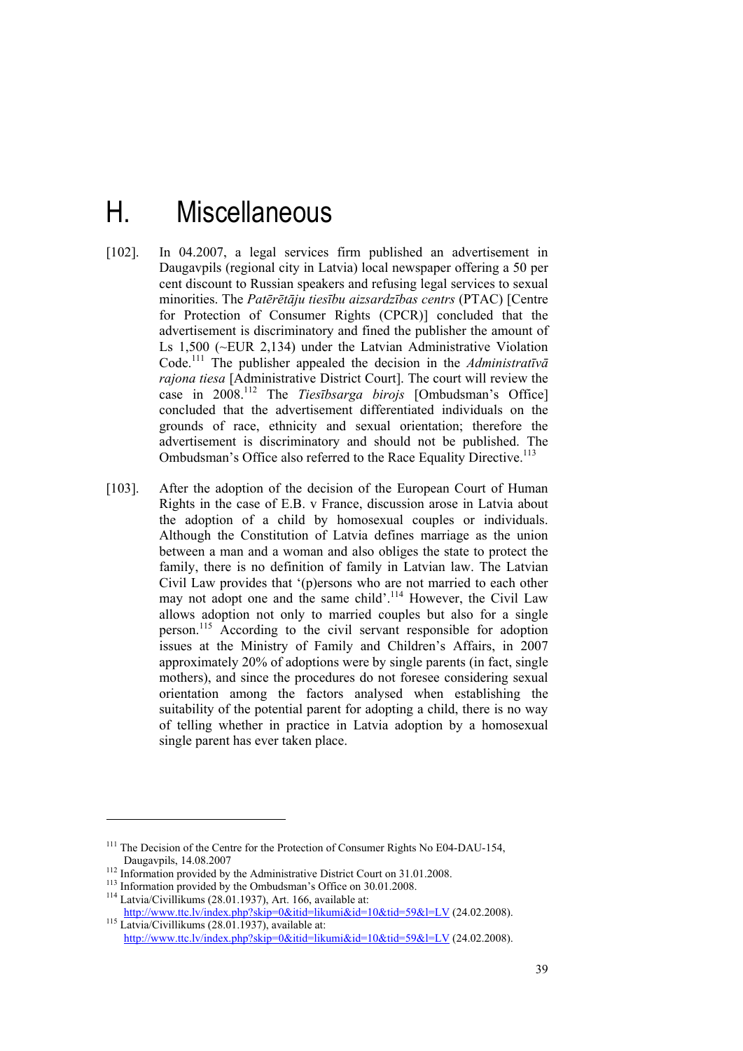# H. Miscellaneous

[102]. In 04.2007, a legal services firm published an advertisement in Daugavpils (regional city in Latvia) local newspaper offering a 50 per cent discount to Russian speakers and refusing legal services to sexual minorities. The *Patērētāju tiesību aizsardzības centrs* (PTAC) [Centre for Protection of Consumer Rights (CPCR)] concluded that the advertisement is discriminatory and fined the publisher the amount of Ls 1,500 (~EUR 2,134) under the Latvian Administrative Violation Code.[111] The publisher appealed the decision in the *Administratīvā rajona tiesa* [Administrative District Court]. The court will review the case in 2008.[112] The *Tiesībsarga birojs* [Ombudsman's Office] concluded that the advertisement differentiated individuals on the grounds of race, ethnicity and sexual orientation; therefore the advertisement is discriminatory and should not be published. The Ombudsman's Office also referred to the Race Equality Directive.[113]

[103]. After the adoption of the decision of the European Court of Human Rights in the case of E.B. v France, discussion arose in Latvia about the adoption of a child by homosexual couples or individuals. Although the Constitution of Latvia defines marriage as the union between a man and a woman and also obliges the state to protect the family, there is no definition of family in Latvian law. The Latvian Civil Law provides that '(p)ersons who are not married to each other may not adopt one and the same child'.[114] However, the Civil Law allows adoption not only to married couples but also for a single person.[115] According to the civil servant responsible for adoption issues at the Ministry of Family and Children's Affairs, in 2007 approximately 20% of adoptions were by single parents (in fact, single mothers), and since the procedures do not foresee considering sexual orientation among the factors analysed when establishing the suitability of the potential parent for adopting a child, there is no way of telling whether in practice in Latvia adoption by a homosexual single parent has ever taken place.

---

[111] The Decision of the Centre for the Protection of Consumer Rights No E04-DAU-154, Daugavpils, 14.08.2007

[112] Information provided by the Administrative District Court on 31.01.2008.

[113] Information provided by the Ombudsman's Office on 30.01.2008.

[114] Latvia/Civillikums (28.01.1937), Art. 166, available at: http://www.ttc.lv/index.php?skip=0&itid=likumi&id=10&tid=59&l=LV (24.02.2008).

[115] Latvia/Civillikums (28.01.1937), available at: http://www.ttc.lv/index.php?skip=0&itid=likumi&id=10&tid=59&l=LV (24.02.2008).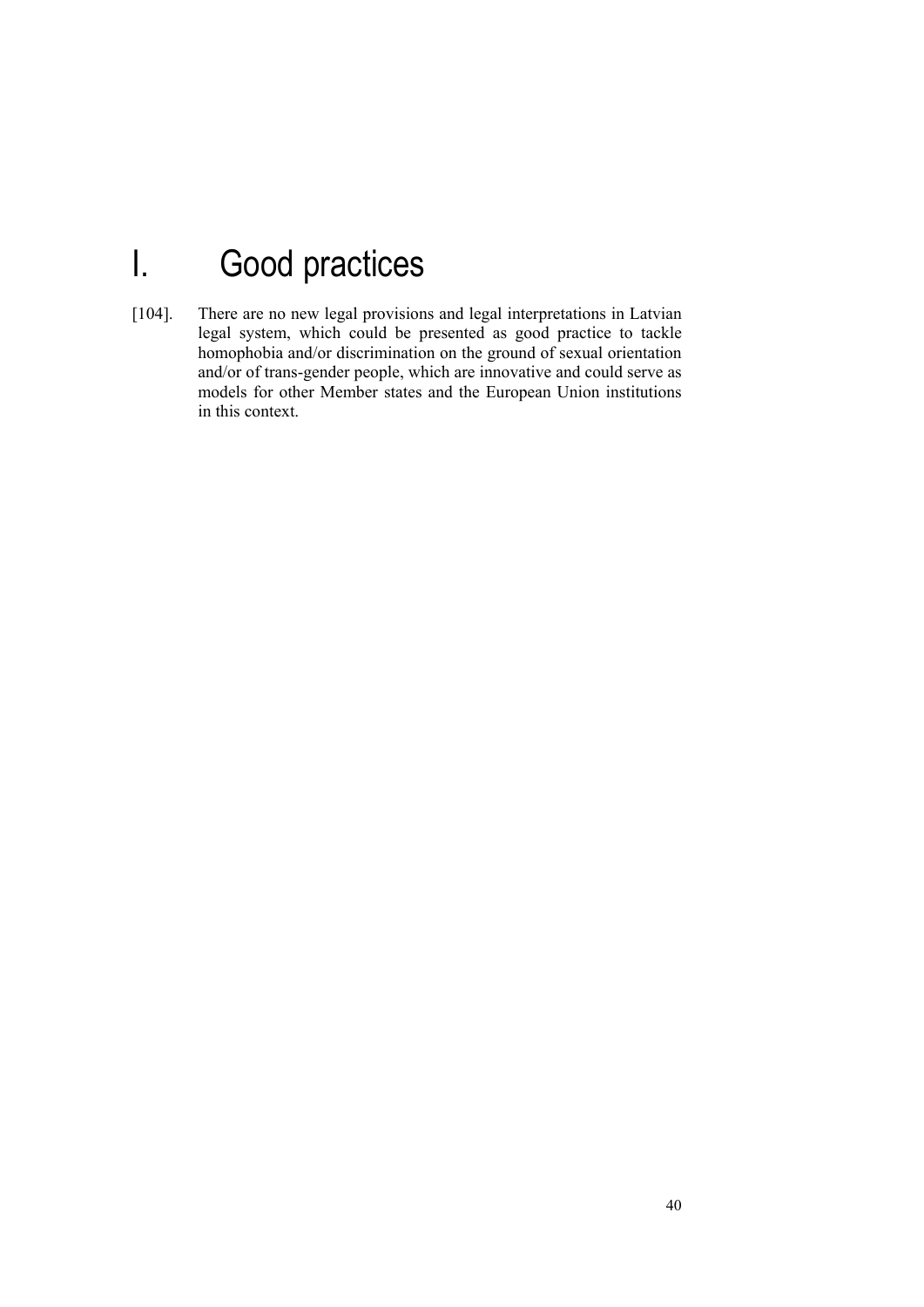# I. Good practices

[104]. There are no new legal provisions and legal interpretations in Latvian legal system, which could be presented as good practice to tackle homophobia and/or discrimination on the ground of sexual orientation and/or of trans-gender people, which are innovative and could serve as models for other Member states and the European Union institutions in this context.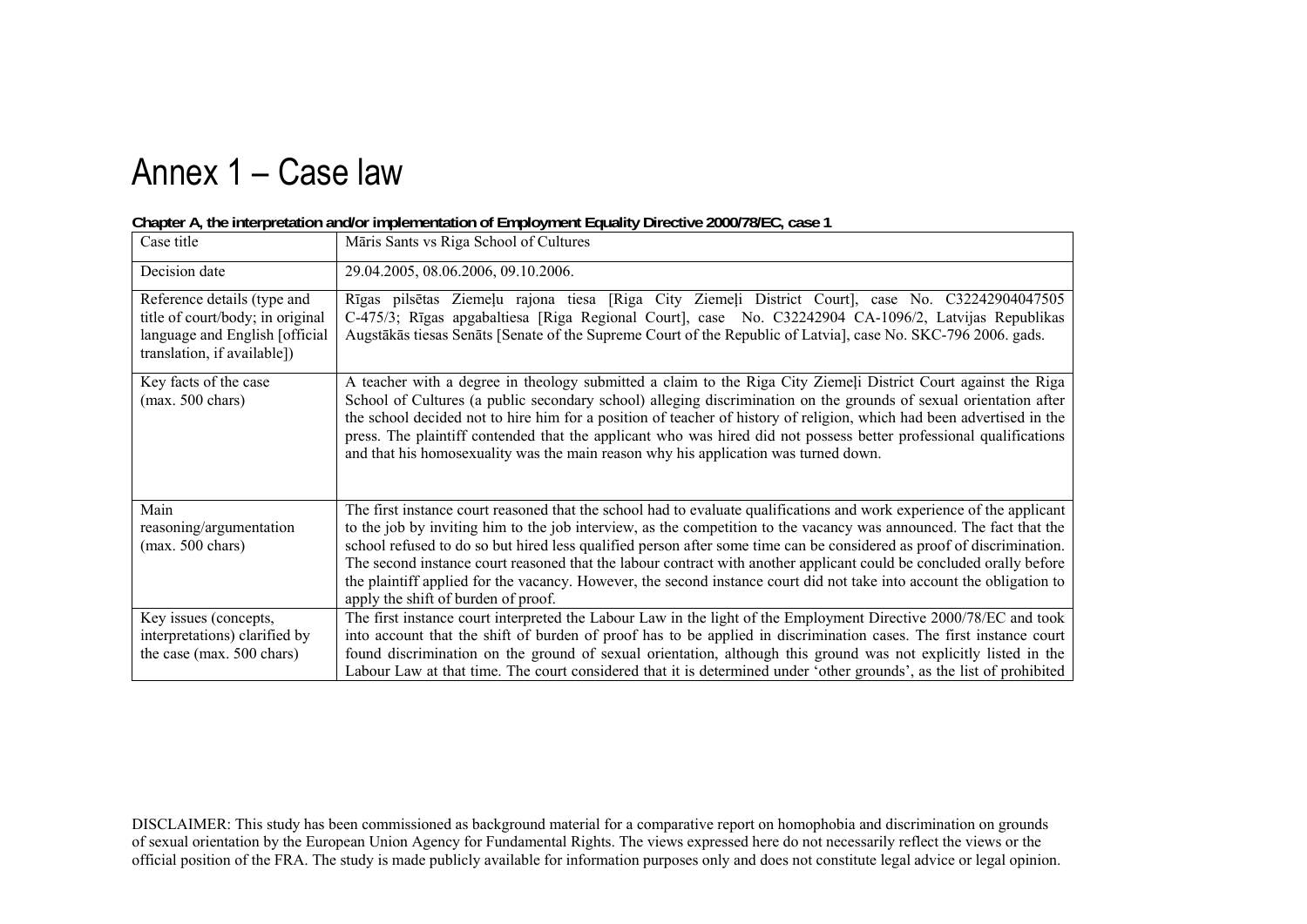# Annex 1 – Case law

**Chapter A, the interpretation and/or implementation of Employment Equality Directive 2000/78/EC, case 1**

| Case title | Māris Sants vs Riga School of Cultures |
|---|---|
| Decision date | 29.04.2005, 08.06.2006, 09.10.2006. |
| Reference details (type and title of court/body; in original language and English [official translation, if available]) | Rīgas pilsētas Ziemeļu rajona tiesa [Riga City Ziemeļi District Court], case No. C32242904047505 C-475/3; Rīgas apgabaltiesa [Riga Regional Court], case No. C32242904 CA-1096/2, Latvijas Republikas Augstākās tiesas Senāts [Senate of the Supreme Court of the Republic of Latvia], case No. SKC-796 2006. gads. |
| Key facts of the case (max. 500 chars) | A teacher with a degree in theology submitted a claim to the Riga City Ziemeļi District Court against the Riga School of Cultures (a public secondary school) alleging discrimination on the grounds of sexual orientation after the school decided not to hire him for a position of teacher of history of religion, which had been advertised in the press. The plaintiff contended that the applicant who was hired did not possess better professional qualifications and that his homosexuality was the main reason why his application was turned down. |
| Main reasoning/argumentation (max. 500 chars) | The first instance court reasoned that the school had to evaluate qualifications and work experience of the applicant to the job by inviting him to the job interview, as the competition to the vacancy was announced. The fact that the school refused to do so but hired less qualified person after some time can be considered as proof of discrimination. The second instance court reasoned that the labour contract with another applicant could be concluded orally before the plaintiff applied for the vacancy. However, the second instance court did not take into account the obligation to apply the shift of burden of proof. |
| Key issues (concepts, interpretations) clarified by the case (max. 500 chars) | The first instance court interpreted the Labour Law in the light of the Employment Directive 2000/78/EC and took into account that the shift of burden of proof has to be applied in discrimination cases. The first instance court found discrimination on the ground of sexual orientation, although this ground was not explicitly listed in the Labour Law at that time. The court considered that it is determined under 'other grounds', as the list of prohibited |

DISCLAIMER: This study has been commissioned as background material for a comparative report on homophobia and discrimination on grounds of sexual orientation by the European Union Agency for Fundamental Rights. The views expressed here do not necessarily reflect the views or the official position of the FRA. The study is made publicly available for information purposes only and does not constitute legal advice or legal opinion.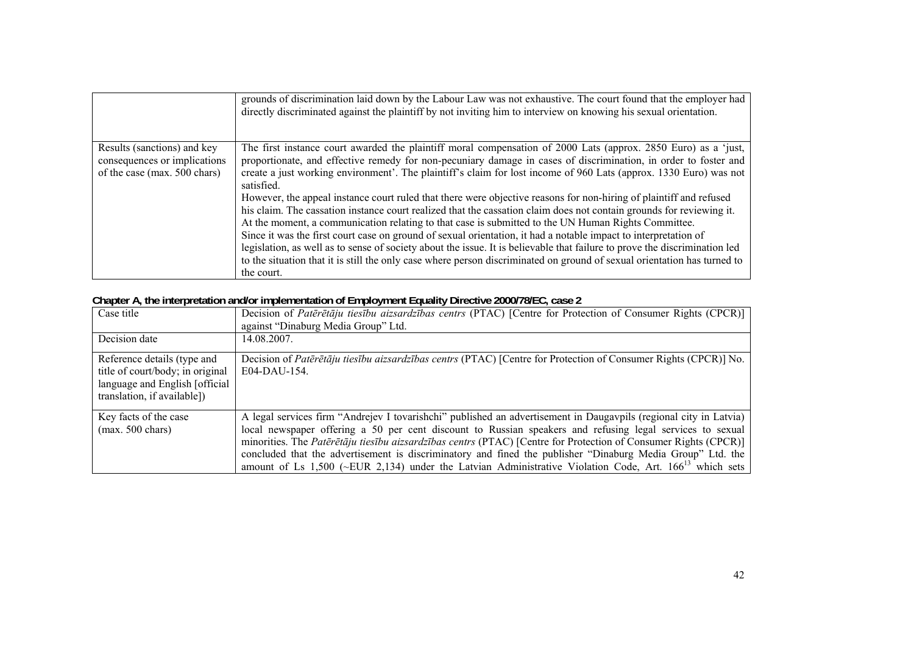| | |
|---|---|
| | grounds of discrimination laid down by the Labour Law was not exhaustive. The court found that the employer had directly discriminated against the plaintiff by not inviting him to interview on knowing his sexual orientation. |
| Results (sanctions) and key consequences or implications of the case (max. 500 chars) | The first instance court awarded the plaintiff moral compensation of 2000 Lats (approx. 2850 Euro) as a 'just, proportionate, and effective remedy for non-pecuniary damage in cases of discrimination, in order to foster and create a just working environment'. The plaintiff's claim for lost income of 960 Lats (approx. 1330 Euro) was not satisfied.<br>However, the appeal instance court ruled that there were objective reasons for non-hiring of plaintiff and refused his claim. The cassation instance court realized that the cassation claim does not contain grounds for reviewing it.<br>At the moment, a communication relating to that case is submitted to the UN Human Rights Committee.<br>Since it was the first court case on ground of sexual orientation, it had a notable impact to interpretation of legislation, as well as to sense of society about the issue. It is believable that failure to prove the discrimination led to the situation that it is still the only case where person discriminated on ground of sexual orientation has turned to the court. |

**Chapter A, the interpretation and/or implementation of Employment Equality Directive 2000/78/EC, case 2**

| | |
|---|---|
| Case title | Decision of *Patērētāju tiesību aizsardzības centrs* (PTAC) [Centre for Protection of Consumer Rights (CPCR)] against "Dinaburg Media Group" Ltd. |
| Decision date | 14.08.2007. |
| Reference details (type and title of court/body; in original language and English [official translation, if available]) | Decision of *Patērētāju tiesību aizsardzības centrs* (PTAC) [Centre for Protection of Consumer Rights (CPCR)] No. E04-DAU-154. |
| Key facts of the case (max. 500 chars) | A legal services firm "Andrejev I tovarishchi" published an advertisement in Daugavpils (regional city in Latvia) local newspaper offering a 50 per cent discount to Russian speakers and refusing legal services to sexual minorities. The *Patērētāju tiesību aizsardzības centrs* (PTAC) [Centre for Protection of Consumer Rights (CPCR)] concluded that the advertisement is discriminatory and fined the publisher "Dinaburg Media Group" Ltd. the amount of Ls 1,500 (~EUR 2,134) under the Latvian Administrative Violation Code, Art. 166[13] which sets |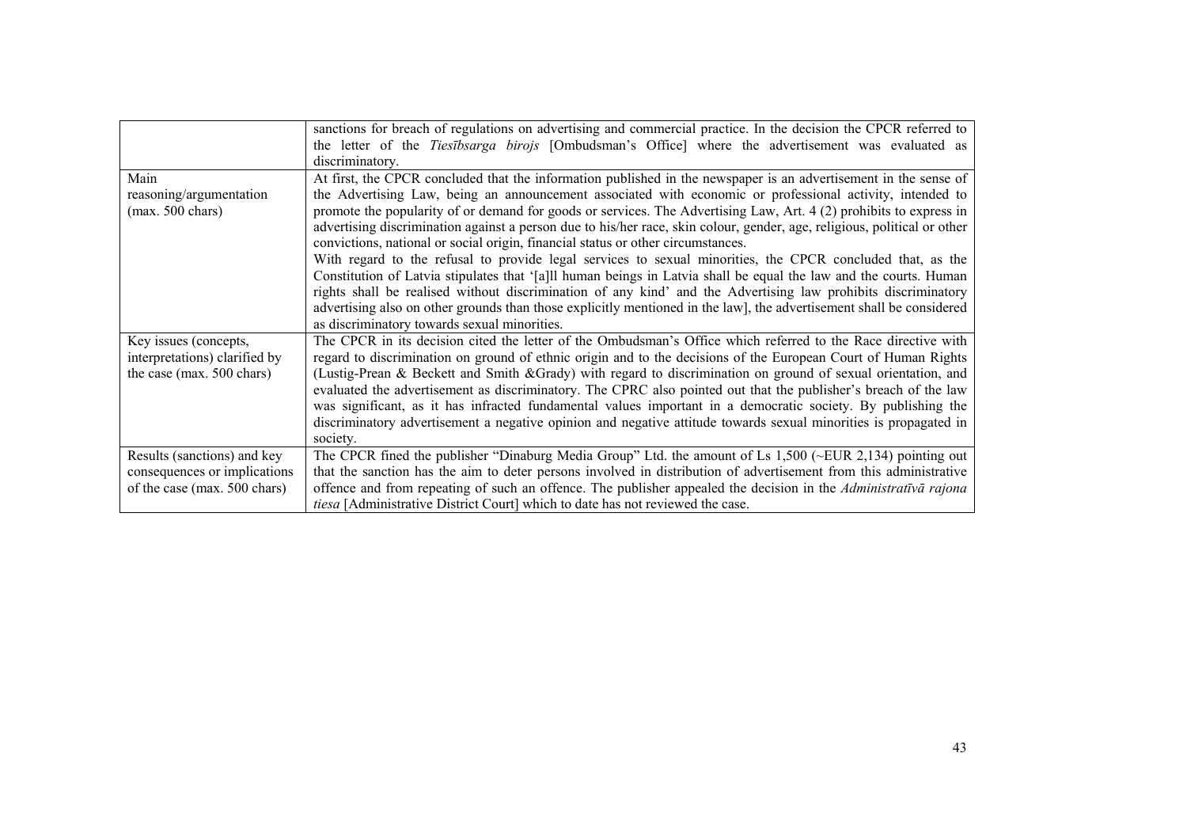| | |
|---|---|
| | sanctions for breach of regulations on advertising and commercial practice. In the decision the CPCR referred to the letter of the *Tiesībsarga birojs* [Ombudsman's Office] where the advertisement was evaluated as discriminatory. |
| Main reasoning/argumentation (max. 500 chars) | At first, the CPCR concluded that the information published in the newspaper is an advertisement in the sense of the Advertising Law, being an announcement associated with economic or professional activity, intended to promote the popularity of or demand for goods or services. The Advertising Law, Art. 4 (2) prohibits to express in advertising discrimination against a person due to his/her race, skin colour, gender, age, religious, political or other convictions, national or social origin, financial status or other circumstances.<br>With regard to the refusal to provide legal services to sexual minorities, the CPCR concluded that, as the Constitution of Latvia stipulates that '[a]ll human beings in Latvia shall be equal the law and the courts. Human rights shall be realised without discrimination of any kind' and the Advertising law prohibits discriminatory advertising also on other grounds than those explicitly mentioned in the law], the advertisement shall be considered as discriminatory towards sexual minorities. |
| Key issues (concepts, interpretations) clarified by the case (max. 500 chars) | The CPCR in its decision cited the letter of the Ombudsman's Office which referred to the Race directive with regard to discrimination on ground of ethnic origin and to the decisions of the European Court of Human Rights (Lustig-Prean & Beckett and Smith &Grady) with regard to discrimination on ground of sexual orientation, and evaluated the advertisement as discriminatory. The CPRC also pointed out that the publisher's breach of the law was significant, as it has infracted fundamental values important in a democratic society. By publishing the discriminatory advertisement a negative opinion and negative attitude towards sexual minorities is propagated in society. |
| Results (sanctions) and key consequences or implications of the case (max. 500 chars) | The CPCR fined the publisher "Dinaburg Media Group" Ltd. the amount of Ls 1,500 (~EUR 2,134) pointing out that the sanction has the aim to deter persons involved in distribution of advertisement from this administrative offence and from repeating of such an offence. The publisher appealed the decision in the *Administratīvā rajona tiesa* [Administrative District Court] which to date has not reviewed the case. |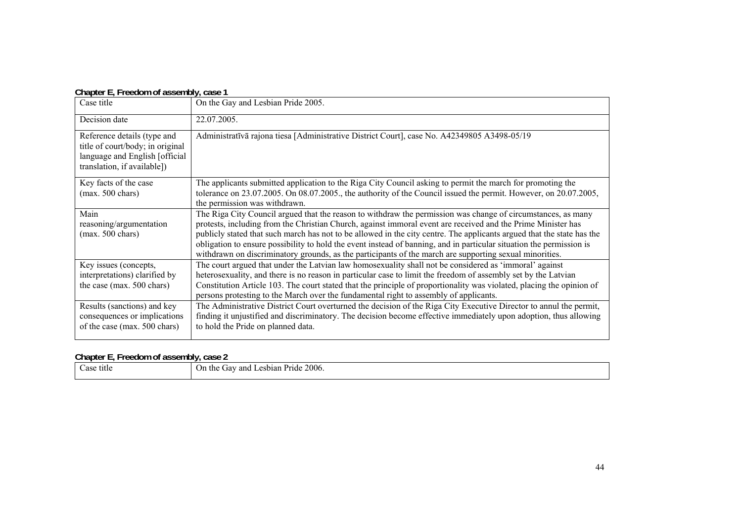**Chapter E, Freedom of assembly, case 1**

| Case title | On the Gay and Lesbian Pride 2005. |
|---|---|
| Decision date | 22.07.2005. |
| Reference details (type and title of court/body; in original language and English [official translation, if available]) | Administratīvā rajona tiesa [Administrative District Court], case No. A42349805 A3498-05/19 |
| Key facts of the case (max. 500 chars) | The applicants submitted application to the Riga City Council asking to permit the march for promoting the tolerance on 23.07.2005. On 08.07.2005., the authority of the Council issued the permit. However, on 20.07.2005, the permission was withdrawn. |
| Main reasoning/argumentation (max. 500 chars) | The Riga City Council argued that the reason to withdraw the permission was change of circumstances, as many protests, including from the Christian Church, against immoral event are received and the Prime Minister has publicly stated that such march has not to be allowed in the city centre. The applicants argued that the state has the obligation to ensure possibility to hold the event instead of banning, and in particular situation the permission is withdrawn on discriminatory grounds, as the participants of the march are supporting sexual minorities. |
| Key issues (concepts, interpretations) clarified by the case (max. 500 chars) | The court argued that under the Latvian law homosexuality shall not be considered as 'immoral' against heterosexuality, and there is no reason in particular case to limit the freedom of assembly set by the Latvian Constitution Article 103. The court stated that the principle of proportionality was violated, placing the opinion of persons protesting to the March over the fundamental right to assembly of applicants. |
| Results (sanctions) and key consequences or implications of the case (max. 500 chars) | The Administrative District Court overturned the decision of the Riga City Executive Director to annul the permit, finding it unjustified and discriminatory. The decision become effective immediately upon adoption, thus allowing to hold the Pride on planned data. |

**Chapter E, Freedom of assembly, case 2**

| Case title | On the Gay and Lesbian Pride 2006. |
|---|---|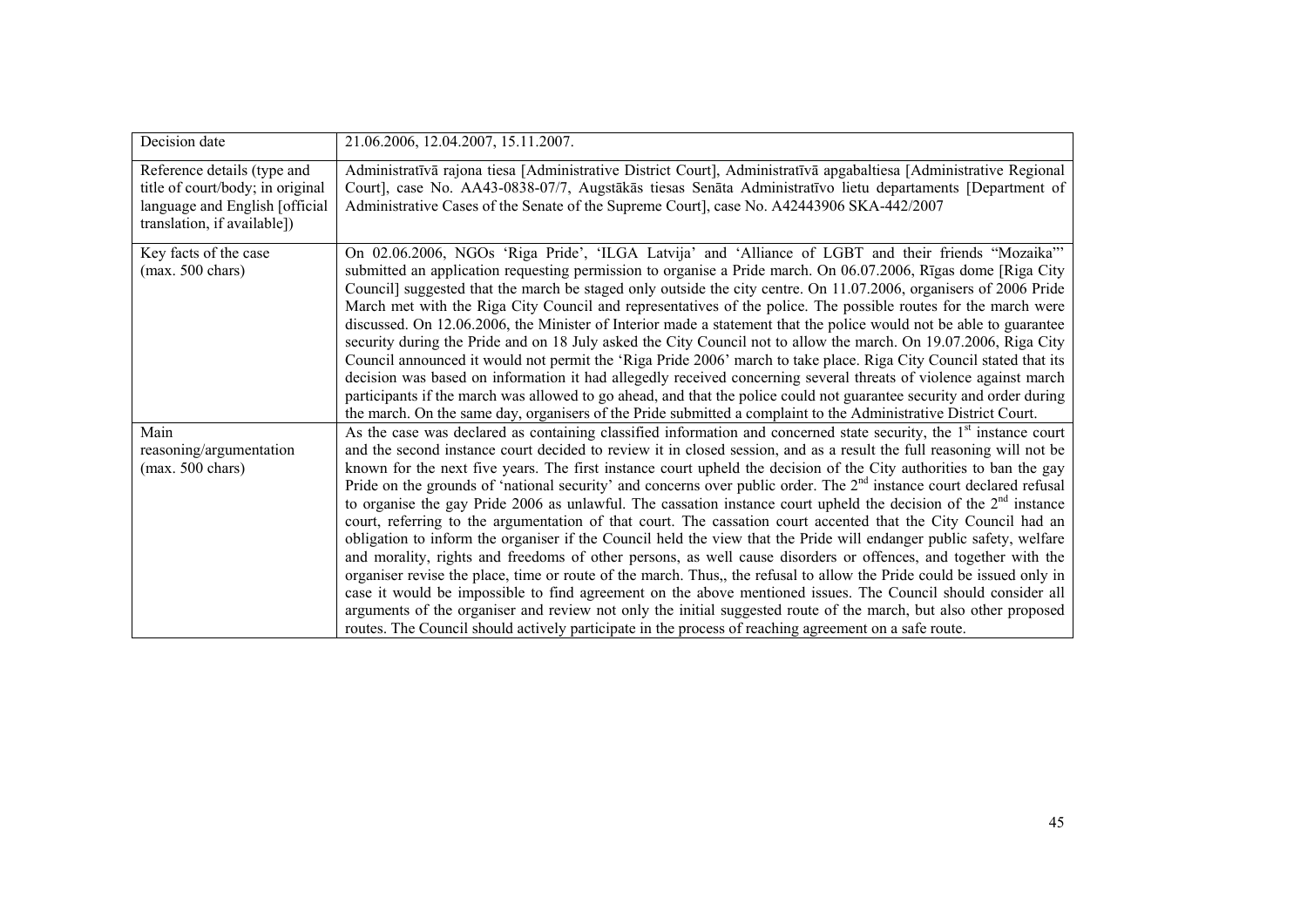| Decision date | 21.06.2006, 12.04.2007, 15.11.2007. |
|---|---|
| Reference details (type and title of court/body; in original language and English [official translation, if available]) | Administratīvā rajona tiesa [Administrative District Court], Administratīvā apgabaltiesa [Administrative Regional Court], case No. AA43-0838-07/7, Augstākās tiesas Senāta Administratīvo lietu departaments [Department of Administrative Cases of the Senate of the Supreme Court], case No. A42443906 SKA-442/2007 |
| Key facts of the case (max. 500 chars) | On 02.06.2006, NGOs 'Riga Pride', 'ILGA Latvija' and 'Alliance of LGBT and their friends "Mozaika"' submitted an application requesting permission to organise a Pride march. On 06.07.2006, Rīgas dome [Riga City Council] suggested that the march be staged only outside the city centre. On 11.07.2006, organisers of 2006 Pride March met with the Riga City Council and representatives of the police. The possible routes for the march were discussed. On 12.06.2006, the Minister of Interior made a statement that the police would not be able to guarantee security during the Pride and on 18 July asked the City Council not to allow the march. On 19.07.2006, Riga City Council announced it would not permit the 'Riga Pride 2006' march to take place. Riga City Council stated that its decision was based on information it had allegedly received concerning several threats of violence against march participants if the march was allowed to go ahead, and that the police could not guarantee security and order during the march. On the same day, organisers of the Pride submitted a complaint to the Administrative District Court. |
| Main reasoning/argumentation (max. 500 chars) | As the case was declared as containing classified information and concerned state security, the 1st instance court and the second instance court decided to review it in closed session, and as a result the full reasoning will not be known for the next five years. The first instance court upheld the decision of the City authorities to ban the gay Pride on the grounds of 'national security' and concerns over public order. The 2nd instance court declared refusal to organise the gay Pride 2006 as unlawful. The cassation instance court upheld the decision of the 2nd instance court, referring to the argumentation of that court. The cassation court accented that the City Council had an obligation to inform the organiser if the Council held the view that the Pride will endanger public safety, welfare and morality, rights and freedoms of other persons, as well cause disorders or offences, and together with the organiser revise the place, time or route of the march. Thus,, the refusal to allow the Pride could be issued only in case it would be impossible to find agreement on the above mentioned issues. The Council should consider all arguments of the organiser and review not only the initial suggested route of the march, but also other proposed routes. The Council should actively participate in the process of reaching agreement on a safe route. |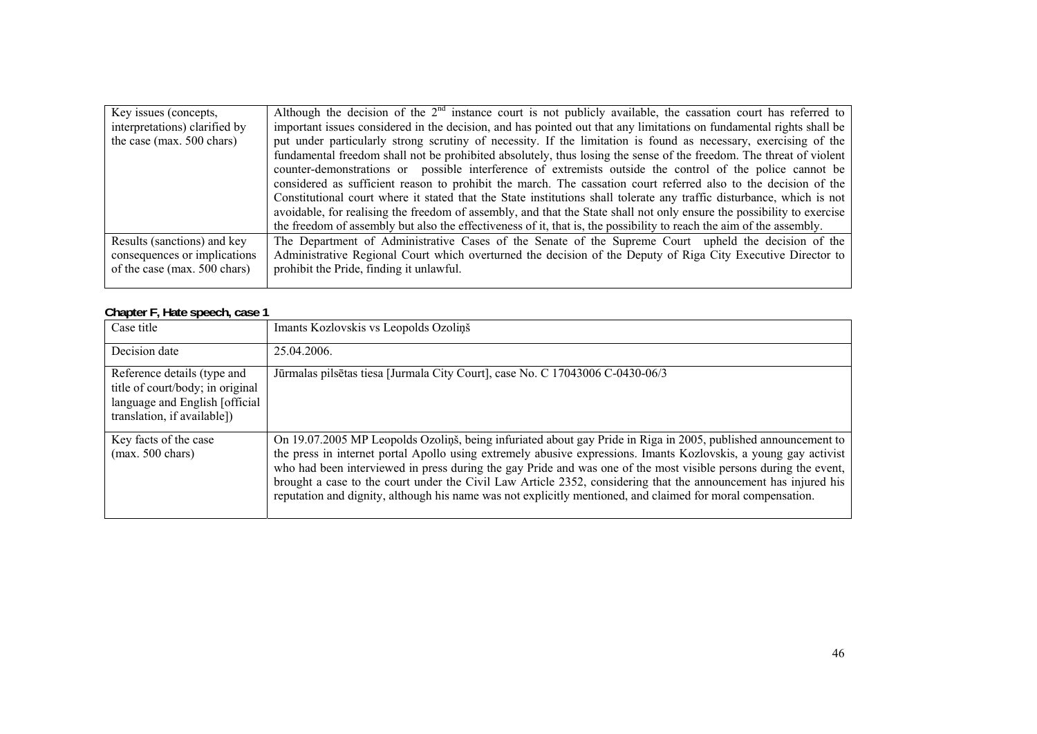| Key issues (concepts, interpretations) clarified by the case (max. 500 chars) | Although the decision of the 2nd instance court is not publicly available, the cassation court has referred to important issues considered in the decision, and has pointed out that any limitations on fundamental rights shall be put under particularly strong scrutiny of necessity. If the limitation is found as necessary, exercising of the fundamental freedom shall not be prohibited absolutely, thus losing the sense of the freedom. The threat of violent counter-demonstrations or possible interference of extremists outside the control of the police cannot be considered as sufficient reason to prohibit the march. The cassation court referred also to the decision of the Constitutional court where it stated that the State institutions shall tolerate any traffic disturbance, which is not avoidable, for realising the freedom of assembly, and that the State shall not only ensure the possibility to exercise the freedom of assembly but also the effectiveness of it, that is, the possibility to reach the aim of the assembly. |
|---|---|
| Results (sanctions) and key consequences or implications of the case (max. 500 chars) | The Department of Administrative Cases of the Senate of the Supreme Court upheld the decision of the Administrative Regional Court which overturned the decision of the Deputy of Riga City Executive Director to prohibit the Pride, finding it unlawful. |

**Chapter F, Hate speech, case 1**

| Case title | Imants Kozlovskis vs Leopolds Ozoliņš |
|---|---|
| Decision date | 25.04.2006. |
| Reference details (type and title of court/body; in original language and English [official translation, if available]) | Jūrmalas pilsētas tiesa [Jurmala City Court], case No. C 17043006 C-0430-06/3 |
| Key facts of the case (max. 500 chars) | On 19.07.2005 MP Leopolds Ozoliņš, being infuriated about gay Pride in Riga in 2005, published announcement to the press in internet portal Apollo using extremely abusive expressions. Imants Kozlovskis, a young gay activist who had been interviewed in press during the gay Pride and was one of the most visible persons during the event, brought a case to the court under the Civil Law Article 2352, considering that the announcement has injured his reputation and dignity, although his name was not explicitly mentioned, and claimed for moral compensation. |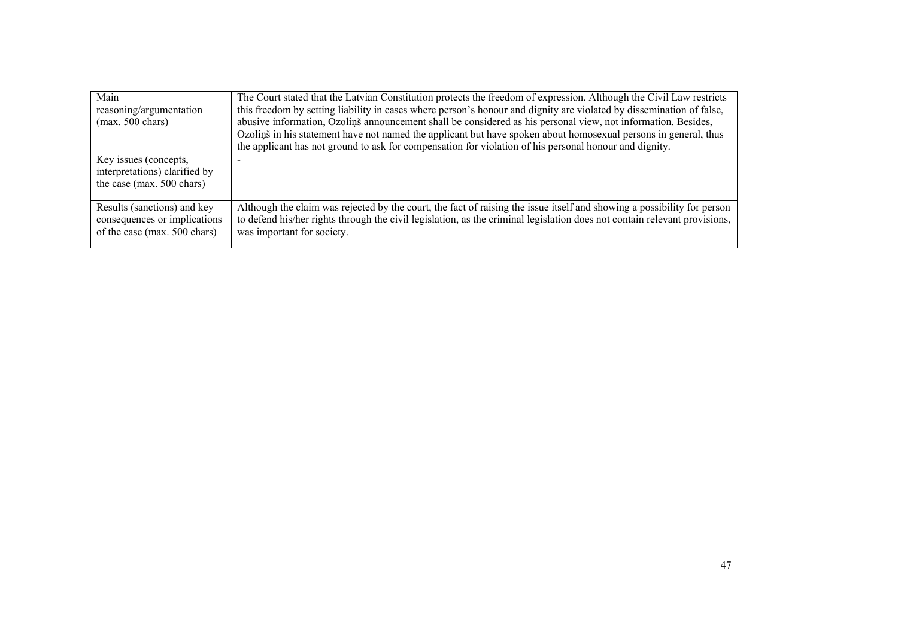| Main reasoning/argumentation (max. 500 chars) | The Court stated that the Latvian Constitution protects the freedom of expression. Although the Civil Law restricts this freedom by setting liability in cases where person's honour and dignity are violated by dissemination of false, abusive information, Ozoliņš announcement shall be considered as his personal view, not information. Besides, Ozoliņš in his statement have not named the applicant but have spoken about homosexual persons in general, thus the applicant has not ground to ask for compensation for violation of his personal honour and dignity. |
|---|---|
| Key issues (concepts, interpretations) clarified by the case (max. 500 chars) | - |
| Results (sanctions) and key consequences or implications of the case (max. 500 chars) | Although the claim was rejected by the court, the fact of raising the issue itself and showing a possibility for person to defend his/her rights through the civil legislation, as the criminal legislation does not contain relevant provisions, was important for society. |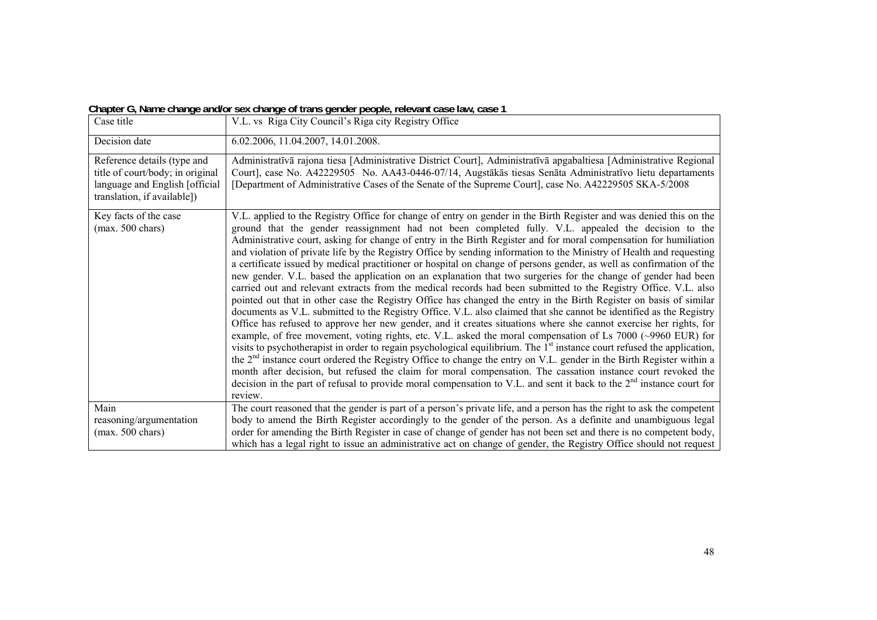**Chapter G, Name change and/or sex change of trans gender people, relevant case law, case 1**

| Case title | V.L. vs Riga City Council's Riga city Registry Office |
|---|---|
| Decision date | 6.02.2006, 11.04.2007, 14.01.2008. |
| Reference details (type and title of court/body; in original language and English [official translation, if available]) | Administratīvā rajona tiesa [Administrative District Court], Administratīvā apgabaltiesa [Administrative Regional Court], case No. A42229505 No. AA43-0446-07/14, Augstākās tiesas Senāta Administratīvo lietu departaments [Department of Administrative Cases of the Senate of the Supreme Court], case No. A42229505 SKA-5/2008 |
| Key facts of the case (max. 500 chars) | V.L. applied to the Registry Office for change of entry on gender in the Birth Register and was denied this on the ground that the gender reassignment had not been completed fully. V.L. appealed the decision to the Administrative court, asking for change of entry in the Birth Register and for moral compensation for humiliation and violation of private life by the Registry Office by sending information to the Ministry of Health and requesting a certificate issued by medical practitioner or hospital on change of persons gender, as well as confirmation of the new gender. V.L. based the application on an explanation that two surgeries for the change of gender had been carried out and relevant extracts from the medical records had been submitted to the Registry Office. V.L. also pointed out that in other case the Registry Office has changed the entry in the Birth Register on basis of similar documents as V.L. submitted to the Registry Office. V.L. also claimed that she cannot be identified as the Registry Office has refused to approve her new gender, and it creates situations where she cannot exercise her rights, for example, of free movement, voting rights, etc. V.L. asked the moral compensation of Ls 7000 (~9960 EUR) for visits to psychotherapist in order to regain psychological equilibrium. The 1st instance court refused the application, the 2nd instance court ordered the Registry Office to change the entry on V.L. gender in the Birth Register within a month after decision, but refused the claim for moral compensation. The cassation instance court revoked the decision in the part of refusal to provide moral compensation to V.L. and sent it back to the 2nd instance court for review. |
| Main reasoning/argumentation (max. 500 chars) | The court reasoned that the gender is part of a person's private life, and a person has the right to ask the competent body to amend the Birth Register accordingly to the gender of the person. As a definite and unambiguous legal order for amending the Birth Register in case of change of gender has not been set and there is no competent body, which has a legal right to issue an administrative act on change of gender, the Registry Office should not request |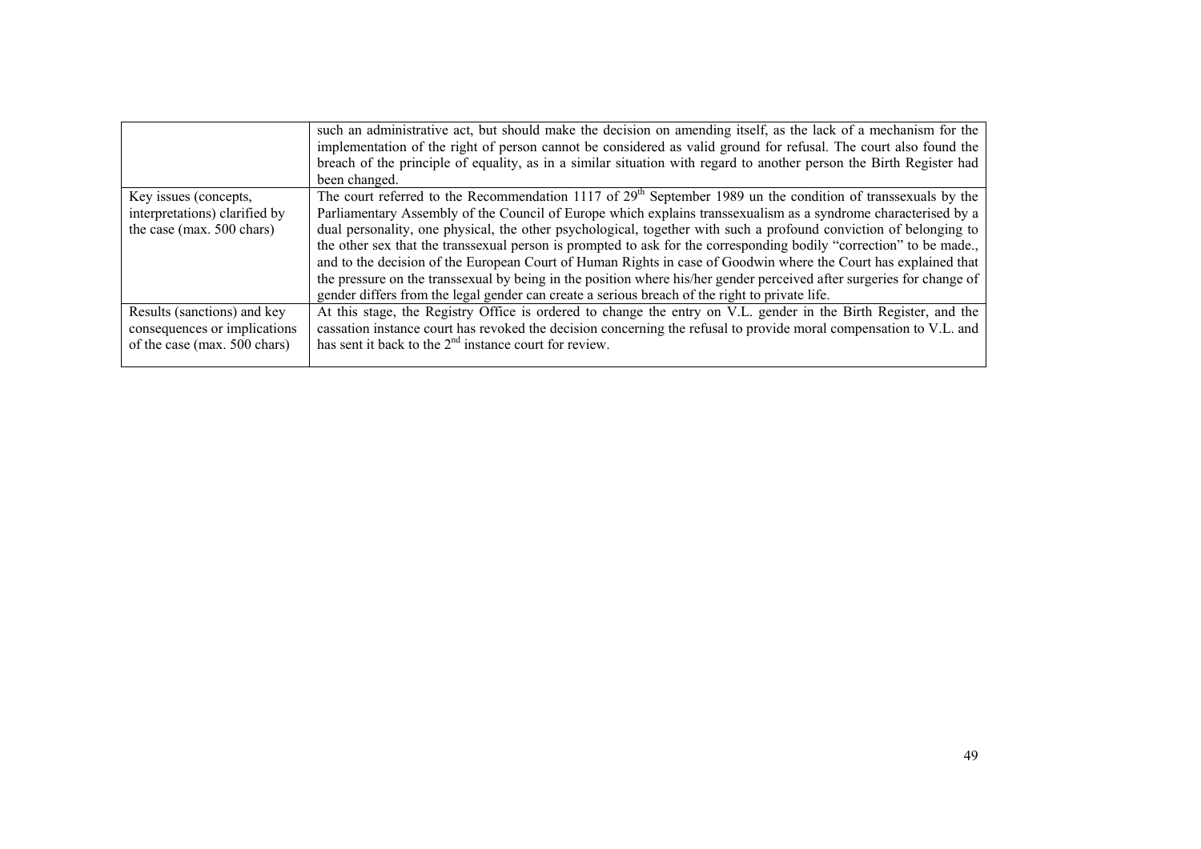| | |
|---|---|
| | such an administrative act, but should make the decision on amending itself, as the lack of a mechanism for the implementation of the right of person cannot be considered as valid ground for refusal. The court also found the breach of the principle of equality, as in a similar situation with regard to another person the Birth Register had been changed. |
| Key issues (concepts, interpretations) clarified by the case (max. 500 chars) | The court referred to the Recommendation 1117 of 29th September 1989 un the condition of transsexuals by the Parliamentary Assembly of the Council of Europe which explains transsexualism as a syndrome characterised by a dual personality, one physical, the other psychological, together with such a profound conviction of belonging to the other sex that the transsexual person is prompted to ask for the corresponding bodily "correction" to be made., and to the decision of the European Court of Human Rights in case of Goodwin where the Court has explained that the pressure on the transsexual by being in the position where his/her gender perceived after surgeries for change of gender differs from the legal gender can create a serious breach of the right to private life. |
| Results (sanctions) and key consequences or implications of the case (max. 500 chars) | At this stage, the Registry Office is ordered to change the entry on V.L. gender in the Birth Register, and the cassation instance court has revoked the decision concerning the refusal to provide moral compensation to V.L. and has sent it back to the 2nd instance court for review. |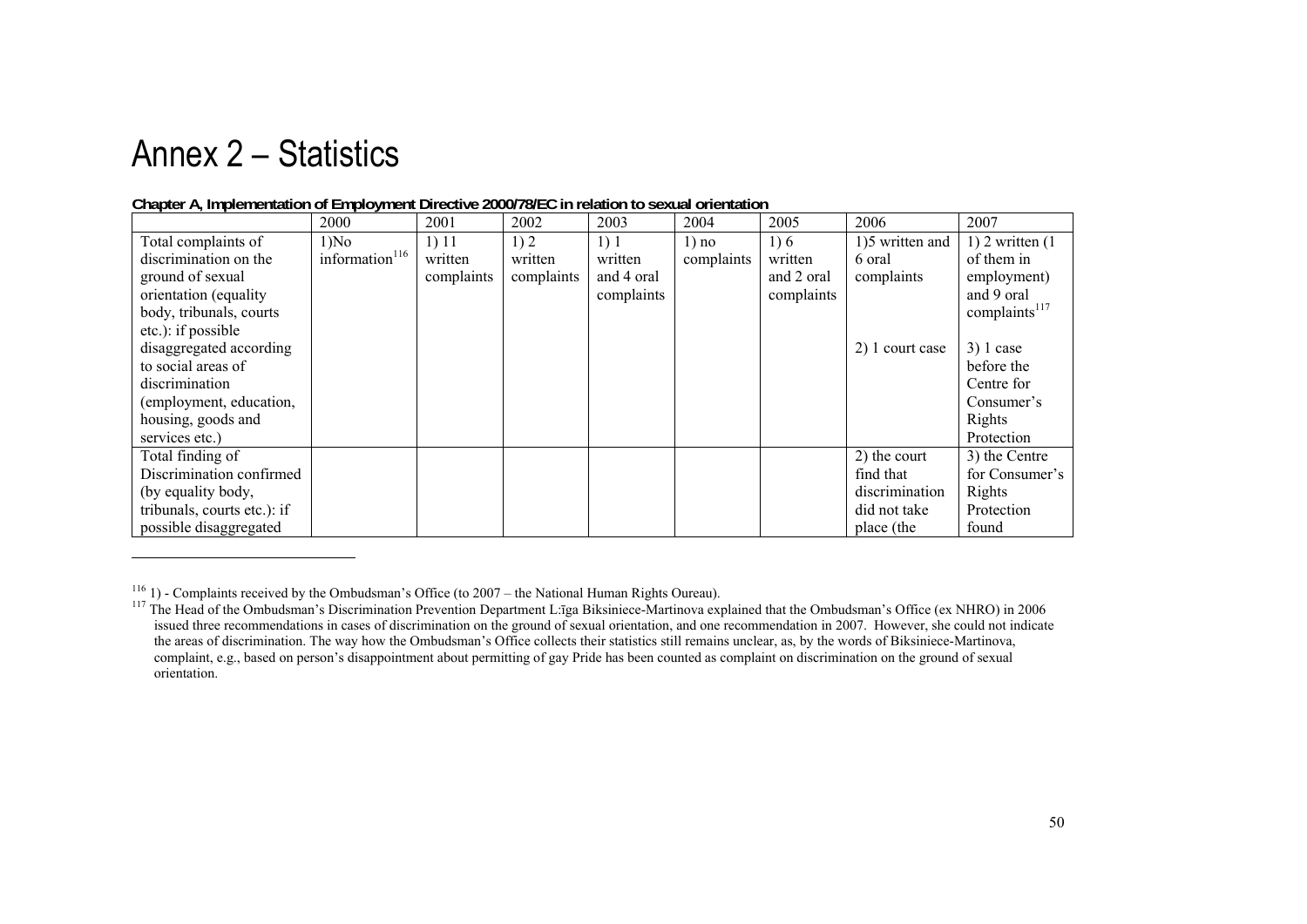# Annex 2 – Statistics

**Chapter A, Implementation of Employment Directive 2000/78/EC in relation to sexual orientation**

| | 2000 | 2001 | 2002 | 2003 | 2004 | 2005 | 2006 | 2007 |
|---|---|---|---|---|---|---|---|---|
| Total complaints of discrimination on the ground of sexual orientation (equality body, tribunals, courts etc.): if possible disaggregated according to social areas of discrimination (employment, education, housing, goods and services etc.) | 1)No information[116] | 1) 11 written complaints | 1) 2 written complaints | 1) 1 written and 4 oral complaints | 1) no complaints | 1) 6 written and 2 oral complaints | 1)5 written and 6 oral complaints<br><br>2) 1 court case | 1) 2 written (1 of them in employment) and 9 oral complaints[117]<br><br>3) 1 case before the Centre for Consumer's Rights Protection |
| Total finding of Discrimination confirmed (by equality body, tribunals, courts etc.): if possible disaggregated | | | | | | | 2) the court find that discrimination did not take place (the | 3) the Centre for Consumer's Rights Protection found |

[116] 1) - Complaints received by the Ombudsman's Office (to 2007 – the National Human Rights Oureau).

[117] The Head of the Ombudsman's Discrimination Prevention Department L:īga Biksiniece-Martinova explained that the Ombudsman's Office (ex NHRO) in 2006 issued three recommendations in cases of discrimination on the ground of sexual orientation, and one recommendation in 2007. However, she could not indicate the areas of discrimination. The way how the Ombudsman's Office collects their statistics still remains unclear, as, by the words of Biksiniece-Martinova, complaint, e.g., based on person's disappointment about permitting of gay Pride has been counted as complaint on discrimination on the ground of sexual orientation.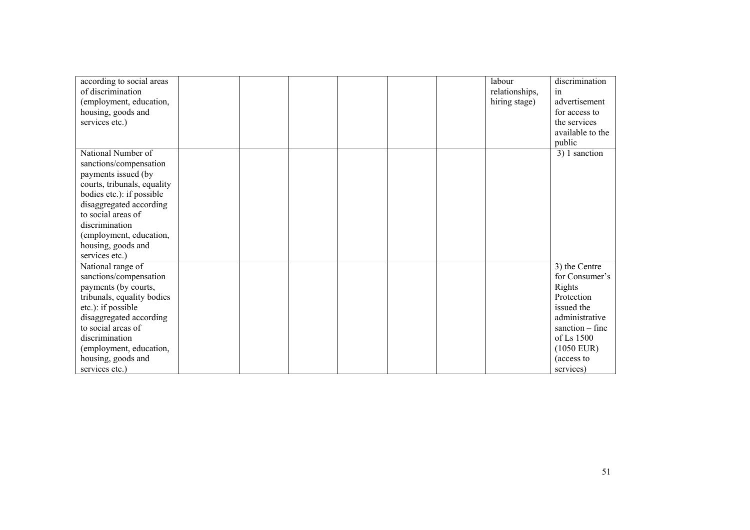| | | | | | | | | |
|---|---|---|---|---|---|---|---|---|
| according to social areas of discrimination (employment, education, housing, goods and services etc.) | | | | | | | labour relationships, hiring stage) | discrimination in advertisement for access to the services available to the public |
| National Number of sanctions/compensation payments issued (by courts, tribunals, equality bodies etc.): if possible disaggregated according to social areas of discrimination (employment, education, housing, goods and services etc.) | | | | | | | | 3) 1 sanction |
| National range of sanctions/compensation payments (by courts, tribunals, equality bodies etc.): if possible disaggregated according to social areas of discrimination (employment, education, housing, goods and services etc.) | | | | | | | | 3) the Centre for Consumer's Rights Protection issued the administrative sanction – fine of Ls 1500 (1050 EUR) (access to services) |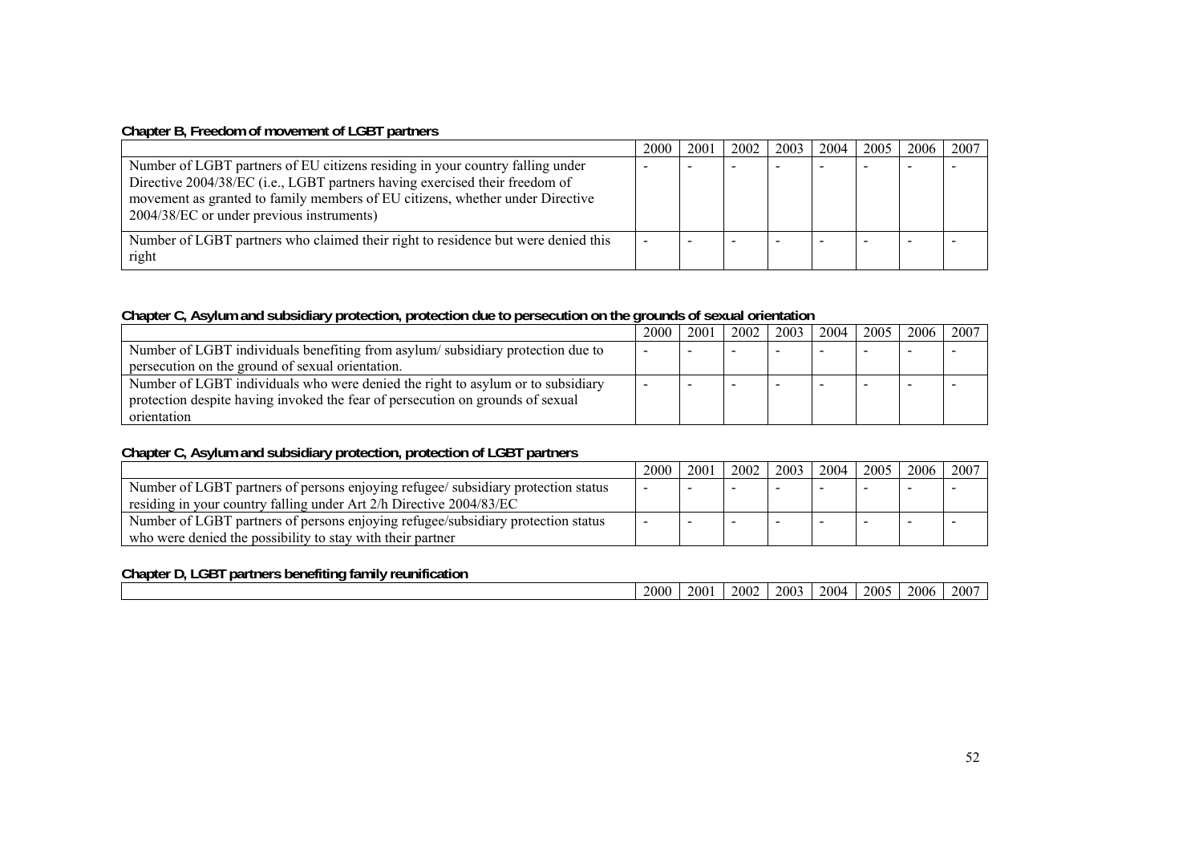**Chapter B, Freedom of movement of LGBT partners**

| | 2000 | 2001 | 2002 | 2003 | 2004 | 2005 | 2006 | 2007 |
|---|---|---|---|---|---|---|---|---|
| Number of LGBT partners of EU citizens residing in your country falling under Directive 2004/38/EC (i.e., LGBT partners having exercised their freedom of movement as granted to family members of EU citizens, whether under Directive 2004/38/EC or under previous instruments) | - | - | - | - | - | - | - | - |
| Number of LGBT partners who claimed their right to residence but were denied this right | - | - | - | - | - | - | - | - |

**Chapter C, Asylum and subsidiary protection, protection due to persecution on the grounds of sexual orientation**

| | 2000 | 2001 | 2002 | 2003 | 2004 | 2005 | 2006 | 2007 |
|---|---|---|---|---|---|---|---|---|
| Number of LGBT individuals benefiting from asylum/ subsidiary protection due to persecution on the ground of sexual orientation. | - | - | - | - | - | - | - | - |
| Number of LGBT individuals who were denied the right to asylum or to subsidiary protection despite having invoked the fear of persecution on grounds of sexual orientation | - | - | - | - | - | - | - | - |

**Chapter C, Asylum and subsidiary protection, protection of LGBT partners**

| | 2000 | 2001 | 2002 | 2003 | 2004 | 2005 | 2006 | 2007 |
|---|---|---|---|---|---|---|---|---|
| Number of LGBT partners of persons enjoying refugee/ subsidiary protection status residing in your country falling under Art 2/h Directive 2004/83/EC | - | - | - | - | - | - | - | - |
| Number of LGBT partners of persons enjoying refugee/subsidiary protection status who were denied the possibility to stay with their partner | - | - | - | - | - | - | - | - |

**Chapter D, LGBT partners benefiting family reunification**

| | 2000 | 2001 | 2002 | 2003 | 2004 | 2005 | 2006 | 2007 |
|---|---|---|---|---|---|---|---|---|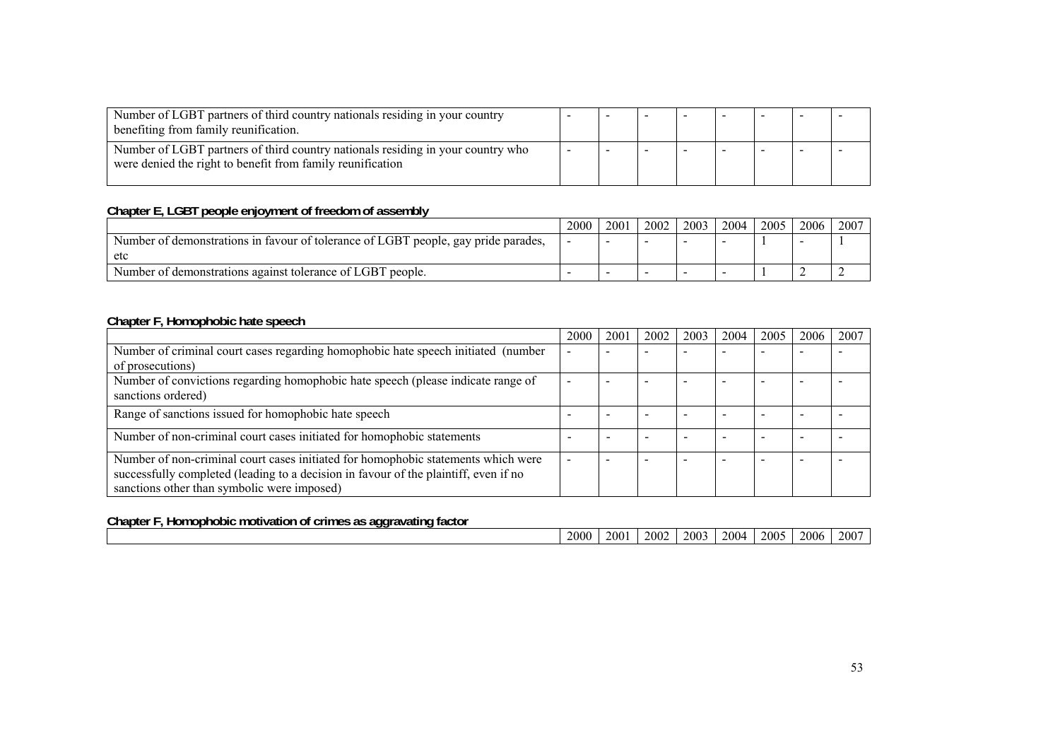| | | | | | | | | |
|---|---|---|---|---|---|---|---|---|
| Number of LGBT partners of third country nationals residing in your country benefiting from family reunification. | - | - | - | - | - | - | - | - |
| Number of LGBT partners of third country nationals residing in your country who were denied the right to benefit from family reunification | - | - | - | - | - | - | - | - |

**Chapter E, LGBT people enjoyment of freedom of assembly**

| | 2000 | 2001 | 2002 | 2003 | 2004 | 2005 | 2006 | 2007 |
|---|---|---|---|---|---|---|---|---|
| Number of demonstrations in favour of tolerance of LGBT people, gay pride parades, etc | - | - | - | - | - | 1 | - | 1 |
| Number of demonstrations against tolerance of LGBT people. | - | - | - | - | - | 1 | 2 | 2 |

**Chapter F, Homophobic hate speech**

| | 2000 | 2001 | 2002 | 2003 | 2004 | 2005 | 2006 | 2007 |
|---|---|---|---|---|---|---|---|---|
| Number of criminal court cases regarding homophobic hate speech initiated (number of prosecutions) | - | - | - | - | - | - | - | - |
| Number of convictions regarding homophobic hate speech (please indicate range of sanctions ordered) | - | - | - | - | - | - | - | - |
| Range of sanctions issued for homophobic hate speech | - | - | - | - | - | - | - | - |
| Number of non-criminal court cases initiated for homophobic statements | - | - | - | - | - | - | - | - |
| Number of non-criminal court cases initiated for homophobic statements which were successfully completed (leading to a decision in favour of the plaintiff, even if no sanctions other than symbolic were imposed) | - | - | - | - | - | - | - | - |

**Chapter F, Homophobic motivation of crimes as aggravating factor**

| | 2000 | 2001 | 2002 | 2003 | 2004 | 2005 | 2006 | 2007 |
|---|---|---|---|---|---|---|---|---|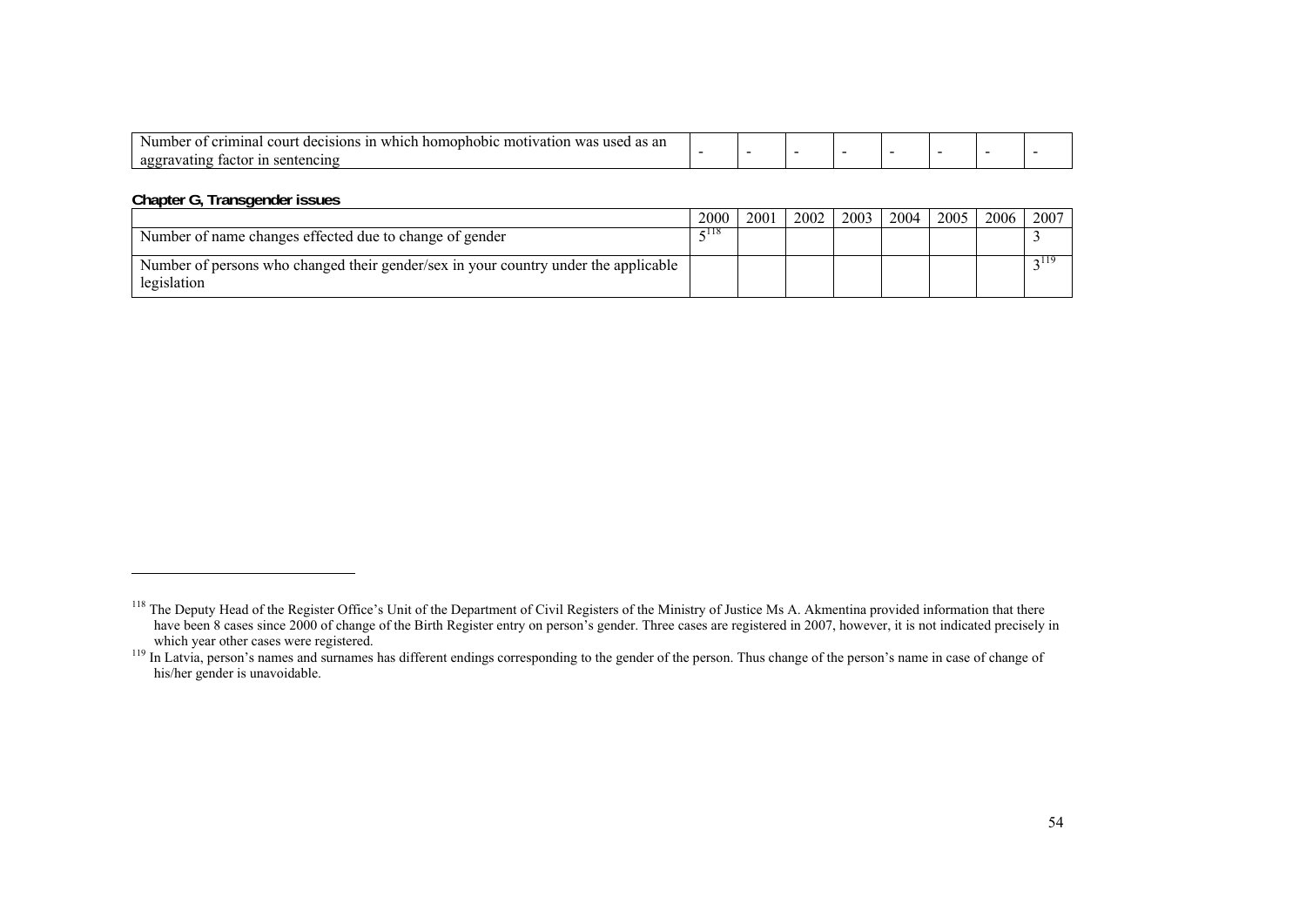| | | | | | | | | |
|---|---|---|---|---|---|---|---|---|
| Number of criminal court decisions in which homophobic motivation was used as an aggravating factor in sentencing | - | - | - | - | - | - | - | - |

**Chapter G, Transgender issues**

| | 2000 | 2001 | 2002 | 2003 | 2004 | 2005 | 2006 | 2007 |
|---|---|---|---|---|---|---|---|---|
| Number of name changes effected due to change of gender | 5[118] | | | | | | | 3 |
| Number of persons who changed their gender/sex in your country under the applicable legislation | | | | | | | | 3[119] |

---

[118] The Deputy Head of the Register Office's Unit of the Department of Civil Registers of the Ministry of Justice Ms A. Akmentina provided information that there have been 8 cases since 2000 of change of the Birth Register entry on person's gender. Three cases are registered in 2007, however, it is not indicated precisely in which year other cases were registered.

[119] In Latvia, person's names and surnames has different endings corresponding to the gender of the person. Thus change of the person's name in case of change of his/her gender is unavoidable.